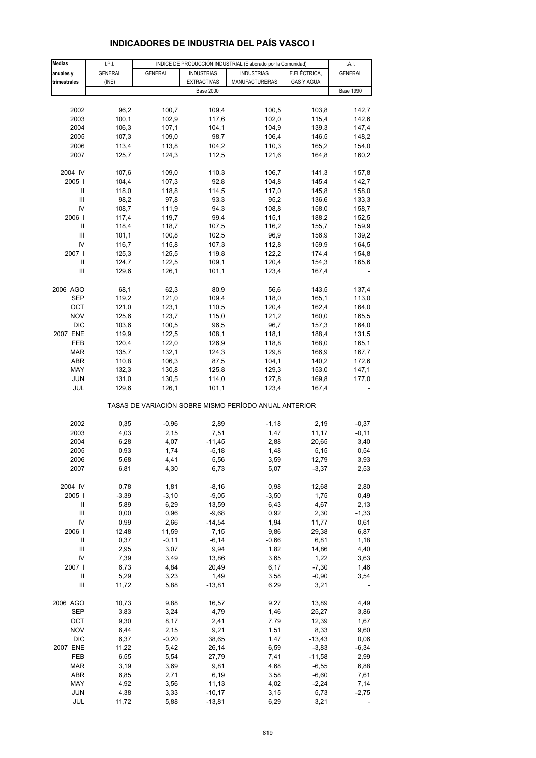## INDICADORES DE INDUSTRIA DEL PAÍS VASCO I

| Medias anuales y trimestrales | I.P.I. GENERAL (INE) | INDICE DE PRODUCCIÓN INDUSTRIAL (Elaborado por la Comunidad) GENERAL | INDUSTRIAS EXTRACTIVAS | INDUSTRIAS MANUFACTURERAS | E.ELÉCTRICA, GAS Y AGUA | I.A.I. GENERAL |
|---|---|---|---|---|---|---|
| | | Base 2000 | | | | Base 1990 |
| 2002 | 96,2 | 100,7 | 109,4 | 100,5 | 103,8 | 142,7 |
| 2003 | 100,1 | 102,9 | 117,6 | 102,0 | 115,4 | 142,6 |
| 2004 | 106,3 | 107,1 | 104,1 | 104,9 | 139,3 | 147,4 |
| 2005 | 107,3 | 109,0 | 98,7 | 106,4 | 146,5 | 148,2 |
| 2006 | 113,4 | 113,8 | 104,2 | 110,3 | 165,2 | 154,0 |
| 2007 | 125,7 | 124,3 | 112,5 | 121,6 | 164,8 | 160,2 |
| 2004 IV | 107,6 | 109,0 | 110,3 | 106,7 | 141,3 | 157,8 |
| 2005 I | 104,4 | 107,3 | 92,8 | 104,8 | 145,4 | 142,7 |
| II | 118,0 | 118,8 | 114,5 | 117,0 | 145,8 | 158,0 |
| III | 98,2 | 97,8 | 93,3 | 95,2 | 136,6 | 133,3 |
| IV | 108,7 | 111,9 | 94,3 | 108,8 | 158,0 | 158,7 |
| 2006 I | 117,4 | 119,7 | 99,4 | 115,1 | 188,2 | 152,5 |
| II | 118,4 | 118,7 | 107,5 | 116,2 | 155,7 | 159,9 |
| III | 101,1 | 100,8 | 102,5 | 96,9 | 156,9 | 139,2 |
| IV | 116,7 | 115,8 | 107,3 | 112,8 | 159,9 | 164,5 |
| 2007 I | 125,3 | 125,5 | 119,8 | 122,2 | 174,4 | 154,8 |
| II | 124,7 | 122,5 | 109,1 | 120,4 | 154,3 | 165,6 |
| III | 129,6 | 126,1 | 101,1 | 123,4 | 167,4 | - |
| 2006 AGO | 68,1 | 62,3 | 80,9 | 56,6 | 143,5 | 137,4 |
| SEP | 119,2 | 121,0 | 109,4 | 118,0 | 165,1 | 113,0 |
| OCT | 121,0 | 123,1 | 110,5 | 120,4 | 162,4 | 164,0 |
| NOV | 125,6 | 123,7 | 115,0 | 121,2 | 160,0 | 165,5 |
| DIC | 103,6 | 100,5 | 96,5 | 96,7 | 157,3 | 164,0 |
| 2007 ENE | 119,9 | 122,5 | 108,1 | 118,1 | 188,4 | 131,5 |
| FEB | 120,4 | 122,0 | 126,9 | 118,8 | 168,0 | 165,1 |
| MAR | 135,7 | 132,1 | 124,3 | 129,8 | 166,9 | 167,7 |
| ABR | 110,8 | 106,3 | 87,5 | 104,1 | 140,2 | 172,6 |
| MAY | 132,3 | 130,8 | 125,8 | 129,3 | 153,0 | 147,1 |
| JUN | 131,0 | 130,5 | 114,0 | 127,8 | 169,8 | 177,0 |
| JUL | 129,6 | 126,1 | 101,1 | 123,4 | 167,4 | - |
| | | TASAS DE VARIACIÓN SOBRE MISMO PERÍODO ANUAL ANTERIOR | | | | |
| 2002 | 0,35 | -0,96 | 2,89 | -1,18 | 2,19 | -0,37 |
| 2003 | 4,03 | 2,15 | 7,51 | 1,47 | 11,17 | -0,11 |
| 2004 | 6,28 | 4,07 | -11,45 | 2,88 | 20,65 | 3,40 |
| 2005 | 0,93 | 1,74 | -5,18 | 1,48 | 5,15 | 0,54 |
| 2006 | 5,68 | 4,41 | 5,56 | 3,59 | 12,79 | 3,93 |
| 2007 | 6,81 | 4,30 | 6,73 | 5,07 | -3,37 | 2,53 |
| 2004 IV | 0,78 | 1,81 | -8,16 | 0,98 | 12,68 | 2,80 |
| 2005 I | -3,39 | -3,10 | -9,05 | -3,50 | 1,75 | 0,49 |
| II | 5,89 | 6,29 | 13,59 | 6,43 | 4,67 | 2,13 |
| III | 0,00 | 0,96 | -9,68 | 0,92 | 2,30 | -1,33 |
| IV | 0,99 | 2,66 | -14,54 | 1,94 | 11,77 | 0,61 |
| 2006 I | 12,48 | 11,59 | 7,15 | 9,86 | 29,38 | 6,87 |
| II | 0,37 | -0,11 | -6,14 | -0,66 | 6,81 | 1,18 |
| III | 2,95 | 3,07 | 9,94 | 1,82 | 14,86 | 4,40 |
| IV | 7,39 | 3,49 | 13,86 | 3,65 | 1,22 | 3,63 |
| 2007 I | 6,73 | 4,84 | 20,49 | 6,17 | -7,30 | 1,46 |
| II | 5,29 | 3,23 | 1,49 | 3,58 | -0,90 | 3,54 |
| III | 11,72 | 5,88 | -13,81 | 6,29 | 3,21 | - |
| 2006 AGO | 10,73 | 9,88 | 16,57 | 9,27 | 13,89 | 4,49 |
| SEP | 3,83 | 3,24 | 4,79 | 1,46 | 25,27 | 3,86 |
| OCT | 9,30 | 8,17 | 2,41 | 7,79 | 12,39 | 1,67 |
| NOV | 6,44 | 2,15 | 9,21 | 1,51 | 8,33 | 9,60 |
| DIC | 6,37 | -0,20 | 38,65 | 1,47 | -13,43 | 0,06 |
| 2007 ENE | 11,22 | 5,42 | 26,14 | 6,59 | -3,83 | -6,34 |
| FEB | 6,55 | 5,54 | 27,79 | 7,41 | -11,58 | 2,99 |
| MAR | 3,19 | 3,69 | 9,81 | 4,68 | -6,55 | 6,88 |
| ABR | 6,85 | 2,71 | 6,19 | 3,58 | -6,60 | 7,61 |
| MAY | 4,92 | 3,56 | 11,13 | 4,02 | -2,24 | 7,14 |
| JUN | 4,38 | 3,33 | -10,17 | 3,15 | 5,73 | -2,75 |
| JUL | 11,72 | 5,88 | -13,81 | 6,29 | 3,21 | - |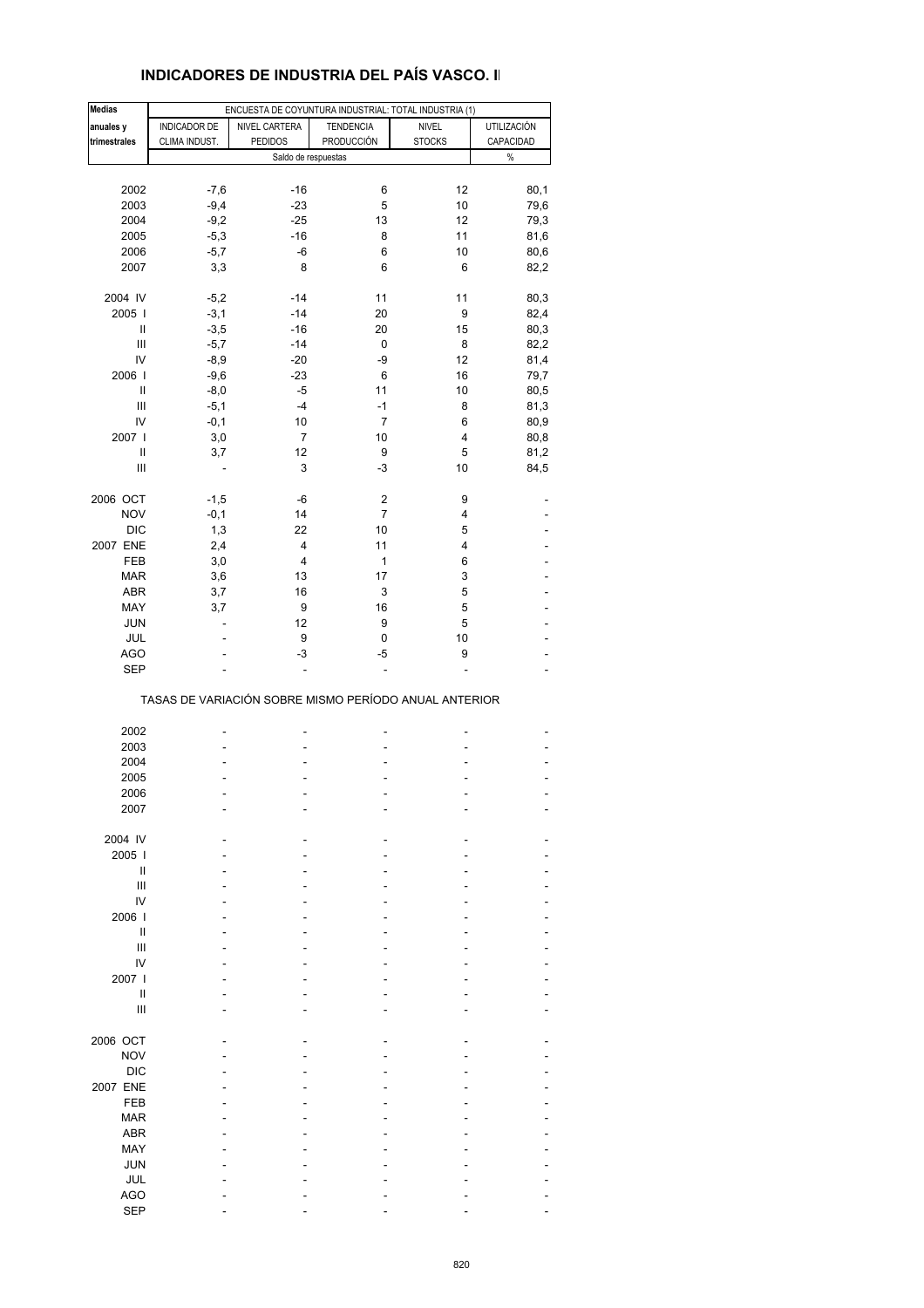## INDICADORES DE INDUSTRIA DEL PAÍS VASCO. I

| Medias anuales y trimestrales | ENCUESTA DE COYUNTURA INDUSTRIAL: TOTAL INDUSTRIA (1) | | | | |
|---|---|---|---|---|---|
| | INDICADOR DE CLIMA INDUST. | NIVEL CARTERA PEDIDOS | TENDENCIA PRODUCCIÓN | NIVEL STOCKS | UTILIZACIÓN CAPACIDAD |
| | Saldo de respuestas | | | | % |
| 2002 | -7,6 | -16 | 6 | 12 | 80,1 |
| 2003 | -9,4 | -23 | 5 | 10 | 79,6 |
| 2004 | -9,2 | -25 | 13 | 12 | 79,3 |
| 2005 | -5,3 | -16 | 8 | 11 | 81,6 |
| 2006 | -5,7 | -6 | 6 | 10 | 80,6 |
| 2007 | 3,3 | 8 | 6 | 6 | 82,2 |
| 2004 IV | -5,2 | -14 | 11 | 11 | 80,3 |
| 2005 I | -3,1 | -14 | 20 | 9 | 82,4 |
| II | -3,5 | -16 | 20 | 15 | 80,3 |
| III | -5,7 | -14 | 0 | 8 | 82,2 |
| IV | -8,9 | -20 | -9 | 12 | 81,4 |
| 2006 I | -9,6 | -23 | 6 | 16 | 79,7 |
| II | -8,0 | -5 | 11 | 10 | 80,5 |
| III | -5,1 | -4 | -1 | 8 | 81,3 |
| IV | -0,1 | 10 | 7 | 6 | 80,9 |
| 2007 I | 3,0 | 7 | 10 | 4 | 80,8 |
| II | 3,7 | 12 | 9 | 5 | 81,2 |
| III | - | 3 | -3 | 10 | 84,5 |
| 2006 OCT | -1,5 | -6 | 2 | 9 | - |
| NOV | -0,1 | 14 | 7 | 4 | - |
| DIC | 1,3 | 22 | 10 | 5 | - |
| 2007 ENE | 2,4 | 4 | 11 | 4 | - |
| FEB | 3,0 | 4 | 1 | 6 | - |
| MAR | 3,6 | 13 | 17 | 3 | - |
| ABR | 3,7 | 16 | 3 | 5 | - |
| MAY | 3,7 | 9 | 16 | 5 | - |
| JUN | - | 12 | 9 | 5 | - |
| JUL | - | 9 | 0 | 10 | - |
| AGO | - | -3 | -5 | 9 | - |
| SEP | - | - | - | - | - |
| **TASAS DE VARIACIÓN SOBRE MISMO PERÍODO ANUAL ANTERIOR** | | | | | |
| 2002 | - | - | - | - | - |
| 2003 | - | - | - | - | - |
| 2004 | - | - | - | - | - |
| 2005 | - | - | - | - | - |
| 2006 | - | - | - | - | - |
| 2007 | - | - | - | - | - |
| 2004 IV | - | - | - | - | - |
| 2005 I | - | - | - | - | - |
| II | - | - | - | - | - |
| III | - | - | - | - | - |
| IV | - | - | - | - | - |
| 2006 I | - | - | - | - | - |
| II | - | - | - | - | - |
| III | - | - | - | - | - |
| IV | - | - | - | - | - |
| 2007 I | - | - | - | - | - |
| II | - | - | - | - | - |
| III | - | - | - | - | - |
| 2006 OCT | - | - | - | - | - |
| NOV | - | - | - | - | - |
| DIC | - | - | - | - | - |
| 2007 ENE | - | - | - | - | - |
| FEB | - | - | - | - | - |
| MAR | - | - | - | - | - |
| ABR | - | - | - | - | - |
| MAY | - | - | - | - | - |
| JUN | - | - | - | - | - |
| JUL | - | - | - | - | - |
| AGO | - | - | - | - | - |
| SEP | - | - | - | - | - |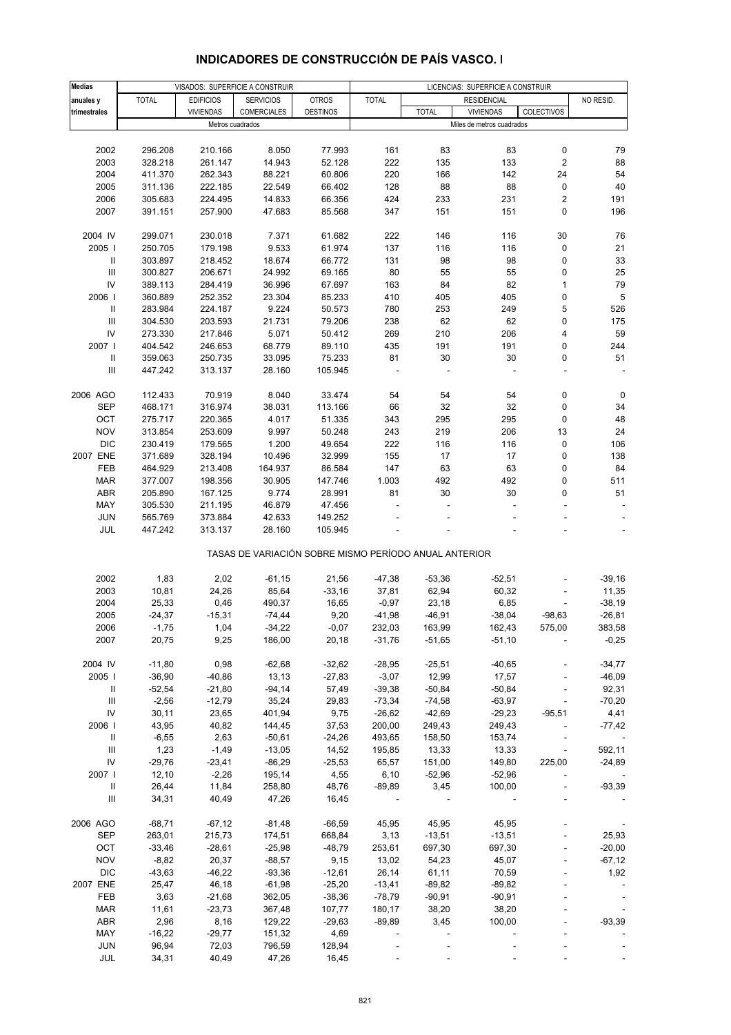# INDICADORES DE CONSTRUCCIÓN DE PAÍS VASCO. I

| Medias anuales y trimestrales | VISADOS: SUPERFICIE A CONSTRUIR | | | | LICENCIAS: SUPERFICIE A CONSTRUIR | | | | |
|---|---|---|---|---|---|---|---|---|---|
| | TOTAL | EDIFICIOS VIVIENDAS | SERVICIOS COMERCIALES | OTROS DESTINOS | TOTAL | RESIDENCIAL | | | NO RESID. |
| | | | | | | TOTAL | VIVIENDAS | COLECTIVOS | |
| | Metros cuadrados | | | | Miles de metros cuadrados | | | | |
| 2002 | 296.208 | 210.166 | 8.050 | 77.993 | 161 | 83 | 83 | 0 | 79 |
| 2003 | 328.218 | 261.147 | 14.943 | 52.128 | 222 | 135 | 133 | 2 | 88 |
| 2004 | 411.370 | 262.343 | 88.221 | 60.806 | 220 | 166 | 142 | 24 | 54 |
| 2005 | 311.136 | 222.185 | 22.549 | 66.402 | 128 | 88 | 88 | 0 | 40 |
| 2006 | 305.683 | 224.495 | 14.833 | 66.356 | 424 | 233 | 231 | 2 | 191 |
| 2007 | 391.151 | 257.900 | 47.683 | 85.568 | 347 | 151 | 151 | 0 | 196 |
| 2004 IV | 299.071 | 230.018 | 7.371 | 61.682 | 222 | 146 | 116 | 30 | 76 |
| 2005 I | 250.705 | 179.198 | 9.533 | 61.974 | 137 | 116 | 116 | 0 | 21 |
| II | 303.897 | 218.452 | 18.674 | 66.772 | 131 | 98 | 98 | 0 | 33 |
| III | 300.827 | 206.671 | 24.992 | 69.165 | 80 | 55 | 55 | 0 | 25 |
| IV | 389.113 | 284.419 | 36.996 | 67.697 | 163 | 84 | 82 | 1 | 79 |
| 2006 I | 360.889 | 252.352 | 23.304 | 85.233 | 410 | 405 | 405 | 0 | 5 |
| II | 283.984 | 224.187 | 9.224 | 50.573 | 780 | 253 | 249 | 5 | 526 |
| III | 304.530 | 203.593 | 21.731 | 79.206 | 238 | 62 | 62 | 0 | 175 |
| IV | 273.330 | 217.846 | 5.071 | 50.412 | 269 | 210 | 206 | 4 | 59 |
| 2007 I | 404.542 | 246.653 | 68.779 | 89.110 | 435 | 191 | 191 | 0 | 244 |
| II | 359.063 | 250.735 | 33.095 | 75.233 | 81 | 30 | 30 | 0 | 51 |
| III | 447.242 | 313.137 | 28.160 | 105.945 | - | - | - | - | - |
| 2006 AGO | 112.433 | 70.919 | 8.040 | 33.474 | 54 | 54 | 54 | 0 | 0 |
| SEP | 468.171 | 316.974 | 38.031 | 113.166 | 66 | 32 | 32 | 0 | 34 |
| OCT | 275.717 | 220.365 | 4.017 | 51.335 | 343 | 295 | 295 | 0 | 48 |
| NOV | 313.854 | 253.609 | 9.997 | 50.248 | 243 | 219 | 206 | 13 | 24 |
| DIC | 230.419 | 179.565 | 1.200 | 49.654 | 222 | 116 | 116 | 0 | 106 |
| 2007 ENE | 371.689 | 328.194 | 10.496 | 32.999 | 155 | 17 | 17 | 0 | 138 |
| FEB | 464.929 | 213.408 | 164.937 | 86.584 | 147 | 63 | 63 | 0 | 84 |
| MAR | 377.007 | 198.356 | 30.905 | 147.746 | 1.003 | 492 | 492 | 0 | 511 |
| ABR | 205.890 | 167.125 | 9.774 | 28.991 | 81 | 30 | 30 | 0 | 51 |
| MAY | 305.530 | 211.195 | 46.879 | 47.456 | - | - | - | - | - |
| JUN | 565.769 | 373.884 | 42.633 | 149.252 | - | - | - | - | - |
| JUL | 447.242 | 313.137 | 28.160 | 105.945 | - | - | - | - | - |

TASAS DE VARIACIÓN SOBRE MISMO PERÍODO ANUAL ANTERIOR

| | TOTAL | EDIFICIOS VIVIENDAS | SERVICIOS COMERCIALES | OTROS DESTINOS | TOTAL | RESID. TOTAL | VIVIENDAS | COLECTIVOS | NO RESID. |
|---|---|---|---|---|---|---|---|---|---|
| 2002 | 1,83 | 2,02 | -61,15 | 21,56 | -47,38 | -53,36 | -52,51 | - | -39,16 |
| 2003 | 10,81 | 24,26 | 85,64 | -33,16 | 37,81 | 62,94 | 60,32 | - | 11,35 |
| 2004 | 25,33 | 0,46 | 490,37 | 16,65 | -0,97 | 23,18 | 6,85 | - | -38,19 |
| 2005 | -24,37 | -15,31 | -74,44 | 9,20 | -41,98 | -46,91 | -38,04 | -98,63 | -26,81 |
| 2006 | -1,75 | 1,04 | -34,22 | -0,07 | 232,03 | 163,99 | 162,43 | 575,00 | 383,58 |
| 2007 | 20,75 | 9,25 | 186,00 | 20,18 | -31,76 | -51,65 | -51,10 | - | -0,25 |
| 2004 IV | -11,80 | 0,98 | -62,68 | -32,62 | -28,95 | -25,51 | -40,65 | - | -34,77 |
| 2005 I | -36,90 | -40,86 | 13,13 | -27,83 | -3,07 | 12,99 | 17,57 | - | -46,09 |
| II | -52,54 | -21,80 | -94,14 | 57,49 | -39,38 | -50,84 | -50,84 | - | 92,31 |
| III | -2,56 | -12,79 | 35,24 | 29,83 | -73,34 | -74,58 | -63,97 | - | -70,20 |
| IV | 30,11 | 23,65 | 401,94 | 9,75 | -26,62 | -42,69 | -29,23 | -95,51 | 4,41 |
| 2006 I | 43,95 | 40,82 | 144,45 | 37,53 | 200,00 | 249,43 | 249,43 | - | -77,42 |
| II | -6,55 | 2,63 | -50,61 | -24,26 | 493,65 | 158,50 | 153,74 | - | - |
| III | 1,23 | -1,49 | -13,05 | 14,52 | 195,85 | 13,33 | 13,33 | - | 592,11 |
| IV | -29,76 | -23,41 | -86,29 | -25,53 | 65,57 | 151,00 | 149,80 | 225,00 | -24,89 |
| 2007 I | 12,10 | -2,26 | 195,14 | 4,55 | 6,10 | -52,96 | -52,96 | - | - |
| II | 26,44 | 11,84 | 258,80 | 48,76 | -89,89 | 3,45 | 100,00 | - | -93,39 |
| III | 34,31 | 40,49 | 47,26 | 16,45 | - | - | - | - | - |
| 2006 AGO | -68,71 | -67,12 | -81,48 | -66,59 | 45,95 | 45,95 | 45,95 | - | - |
| SEP | 263,01 | 215,73 | 174,51 | 668,84 | 3,13 | -13,51 | -13,51 | - | 25,93 |
| OCT | -33,46 | -28,61 | -25,98 | -48,79 | 253,61 | 697,30 | 697,30 | - | -20,00 |
| NOV | -8,82 | 20,37 | -88,57 | 9,15 | 13,02 | 54,23 | 45,07 | - | -67,12 |
| DIC | -43,63 | -46,22 | -93,36 | -12,61 | 26,14 | 61,11 | 70,59 | - | 1,92 |
| 2007 ENE | 25,47 | 46,18 | -61,98 | -25,20 | -13,41 | -89,82 | -89,82 | - | - |
| FEB | 3,63 | -21,68 | 362,05 | -38,36 | -78,79 | -90,91 | -90,91 | - | - |
| MAR | 11,61 | -23,73 | 367,48 | 107,77 | 180,17 | 38,20 | 38,20 | - | - |
| ABR | 2,96 | 8,16 | 129,22 | -29,63 | -89,89 | 3,45 | 100,00 | - | -93,39 |
| MAY | -16,22 | -29,77 | 151,32 | 4,69 | - | - | - | - | - |
| JUN | 96,94 | 72,03 | 796,59 | 128,94 | - | - | - | - | - |
| JUL | 34,31 | 40,49 | 47,26 | 16,45 | - | - | - | - | - |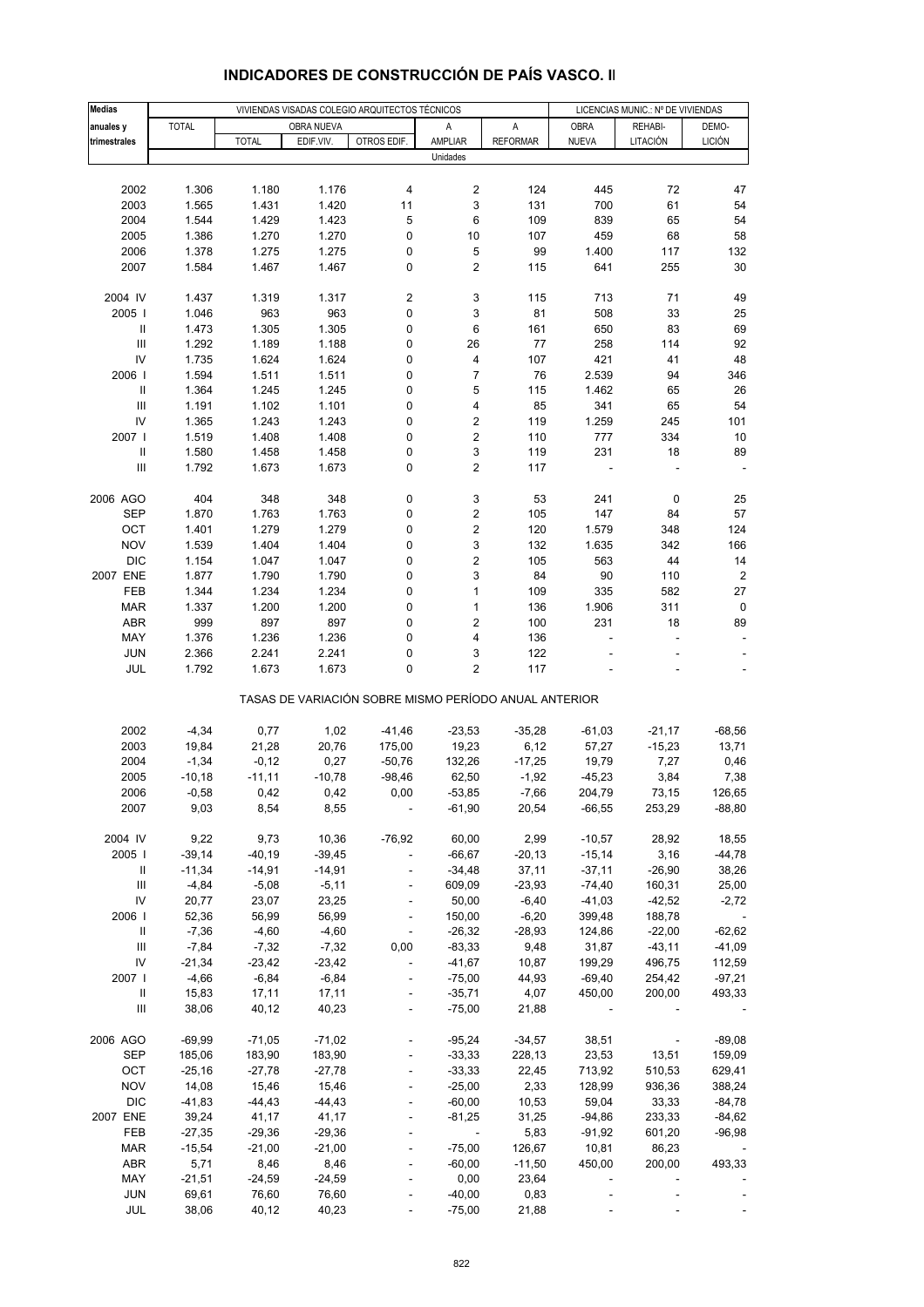## INDICADORES DE CONSTRUCCIÓN DE PAÍS VASCO. II

| Medias anuales y trimestrales | VIVIENDAS VISADAS COLEGIO ARQUITECTOS TÉCNICOS | | | | | | LICENCIAS MUNIC.: Nº DE VIVIENDAS | | |
|---|---|---|---|---|---|---|---|---|---|
| | TOTAL | OBRA NUEVA | | | A AMPLIAR | A REFORMAR | OBRA NUEVA | REHABI-LITACIÓN | DEMO-LICIÓN |
| | | TOTAL | EDIF.VIV. | OTROS EDIF. | | | | | |
| | Unidades | | | | | | | | |
| 2002 | 1.306 | 1.180 | 1.176 | 4 | 2 | 124 | 445 | 72 | 47 |
| 2003 | 1.565 | 1.431 | 1.420 | 11 | 3 | 131 | 700 | 61 | 54 |
| 2004 | 1.544 | 1.429 | 1.423 | 5 | 6 | 109 | 839 | 65 | 54 |
| 2005 | 1.386 | 1.270 | 1.270 | 0 | 10 | 107 | 459 | 68 | 58 |
| 2006 | 1.378 | 1.275 | 1.275 | 0 | 5 | 99 | 1.400 | 117 | 132 |
| 2007 | 1.584 | 1.467 | 1.467 | 0 | 2 | 115 | 641 | 255 | 30 |
| 2004 IV | 1.437 | 1.319 | 1.317 | 2 | 3 | 115 | 713 | 71 | 49 |
| 2005 I | 1.046 | 963 | 963 | 0 | 3 | 81 | 508 | 33 | 25 |
| II | 1.473 | 1.305 | 1.305 | 0 | 6 | 161 | 650 | 83 | 69 |
| III | 1.292 | 1.189 | 1.188 | 0 | 26 | 77 | 258 | 114 | 92 |
| IV | 1.735 | 1.624 | 1.624 | 0 | 4 | 107 | 421 | 41 | 48 |
| 2006 I | 1.594 | 1.511 | 1.511 | 0 | 7 | 76 | 2.539 | 94 | 346 |
| II | 1.364 | 1.245 | 1.245 | 0 | 5 | 115 | 1.462 | 65 | 26 |
| III | 1.191 | 1.102 | 1.101 | 0 | 4 | 85 | 341 | 65 | 54 |
| IV | 1.365 | 1.243 | 1.243 | 0 | 2 | 119 | 1.259 | 245 | 101 |
| 2007 I | 1.519 | 1.408 | 1.408 | 0 | 2 | 110 | 777 | 334 | 10 |
| II | 1.580 | 1.458 | 1.458 | 0 | 3 | 119 | 231 | 18 | 89 |
| III | 1.792 | 1.673 | 1.673 | 0 | 2 | 117 | - | - | - |
| 2006 AGO | 404 | 348 | 348 | 0 | 3 | 53 | 241 | 0 | 25 |
| SEP | 1.870 | 1.763 | 1.763 | 0 | 2 | 105 | 147 | 84 | 57 |
| OCT | 1.401 | 1.279 | 1.279 | 0 | 2 | 120 | 1.579 | 348 | 124 |
| NOV | 1.539 | 1.404 | 1.404 | 0 | 3 | 132 | 1.635 | 342 | 166 |
| DIC | 1.154 | 1.047 | 1.047 | 0 | 2 | 105 | 563 | 44 | 14 |
| 2007 ENE | 1.877 | 1.790 | 1.790 | 0 | 3 | 84 | 90 | 110 | 2 |
| FEB | 1.344 | 1.234 | 1.234 | 0 | 1 | 109 | 335 | 582 | 27 |
| MAR | 1.337 | 1.200 | 1.200 | 0 | 1 | 136 | 1.906 | 311 | 0 |
| ABR | 999 | 897 | 897 | 0 | 2 | 100 | 231 | 18 | 89 |
| MAY | 1.376 | 1.236 | 1.236 | 0 | 4 | 136 | - | - | - |
| JUN | 2.366 | 2.241 | 2.241 | 0 | 3 | 122 | - | - | - |
| JUL | 1.792 | 1.673 | 1.673 | 0 | 2 | 117 | - | - | - |
| | TASAS DE VARIACIÓN SOBRE MISMO PERÍODO ANUAL ANTERIOR | | | | | | | | |
| 2002 | -4,34 | 0,77 | 1,02 | -41,46 | -23,53 | -35,28 | -61,03 | -21,17 | -68,56 |
| 2003 | 19,84 | 21,28 | 20,76 | 175,00 | 19,23 | 6,12 | 57,27 | -15,23 | 13,71 |
| 2004 | -1,34 | -0,12 | 0,27 | -50,76 | 132,26 | -17,25 | 19,79 | 7,27 | 0,46 |
| 2005 | -10,18 | -11,11 | -10,78 | -98,46 | 62,50 | -1,92 | -45,23 | 3,84 | 7,38 |
| 2006 | -0,58 | 0,42 | 0,42 | 0,00 | -53,85 | -7,66 | 204,79 | 73,15 | 126,65 |
| 2007 | 9,03 | 8,54 | 8,55 | - | -61,90 | 20,54 | -66,55 | 253,29 | -88,80 |
| 2004 IV | 9,22 | 9,73 | 10,36 | -76,92 | 60,00 | 2,99 | -10,57 | 28,92 | 18,55 |
| 2005 I | -39,14 | -40,19 | -39,45 | - | -66,67 | -20,13 | -15,14 | 3,16 | -44,78 |
| II | -11,34 | -14,91 | -14,91 | - | -34,48 | 37,11 | -37,11 | -26,90 | 38,26 |
| III | -4,84 | -5,08 | -5,11 | - | 609,09 | -23,93 | -74,40 | 160,31 | 25,00 |
| IV | 20,77 | 23,07 | 23,25 | - | 50,00 | -6,40 | -41,03 | -42,52 | -2,72 |
| 2006 I | 52,36 | 56,99 | 56,99 | - | 150,00 | -6,20 | 399,48 | 188,78 | - |
| II | -7,36 | -4,60 | -4,60 | - | -26,32 | -28,93 | 124,86 | -22,00 | -62,62 |
| III | -7,84 | -7,32 | -7,32 | 0,00 | -83,33 | 9,48 | 31,87 | -43,11 | -41,09 |
| IV | -21,34 | -23,42 | -23,42 | - | -41,67 | 10,87 | 199,29 | 496,75 | 112,59 |
| 2007 I | -4,66 | -6,84 | -6,84 | - | -75,00 | 44,93 | -69,40 | 254,42 | -97,21 |
| II | 15,83 | 17,11 | 17,11 | - | -35,71 | 4,07 | 450,00 | 200,00 | 493,33 |
| III | 38,06 | 40,12 | 40,23 | - | -75,00 | 21,88 | - | - | - |
| 2006 AGO | -69,99 | -71,05 | -71,02 | - | -95,24 | -34,57 | 38,51 | - | -89,08 |
| SEP | 185,06 | 183,90 | 183,90 | - | -33,33 | 228,13 | 23,53 | 13,51 | 159,09 |
| OCT | -25,16 | -27,78 | -27,78 | - | -33,33 | 22,45 | 713,92 | 510,53 | 629,41 |
| NOV | 14,08 | 15,46 | 15,46 | - | -25,00 | 2,33 | 128,99 | 936,36 | 388,24 |
| DIC | -41,83 | -44,43 | -44,43 | - | -60,00 | 10,53 | 59,04 | 33,33 | -84,78 |
| 2007 ENE | 39,24 | 41,17 | 41,17 | - | -81,25 | 31,25 | -94,86 | 233,33 | -84,62 |
| FEB | -27,35 | -29,36 | -29,36 | - | - | 5,83 | -91,92 | 601,20 | -96,98 |
| MAR | -15,54 | -21,00 | -21,00 | - | -75,00 | 126,67 | 10,81 | 86,23 | - |
| ABR | 5,71 | 8,46 | 8,46 | - | -60,00 | -11,50 | 450,00 | 200,00 | 493,33 |
| MAY | -21,51 | -24,59 | -24,59 | - | 0,00 | 23,64 | - | - | - |
| JUN | 69,61 | 76,60 | 76,60 | - | -40,00 | 0,83 | - | - | - |
| JUL | 38,06 | 40,12 | 40,23 | - | -75,00 | 21,88 | - | - | - |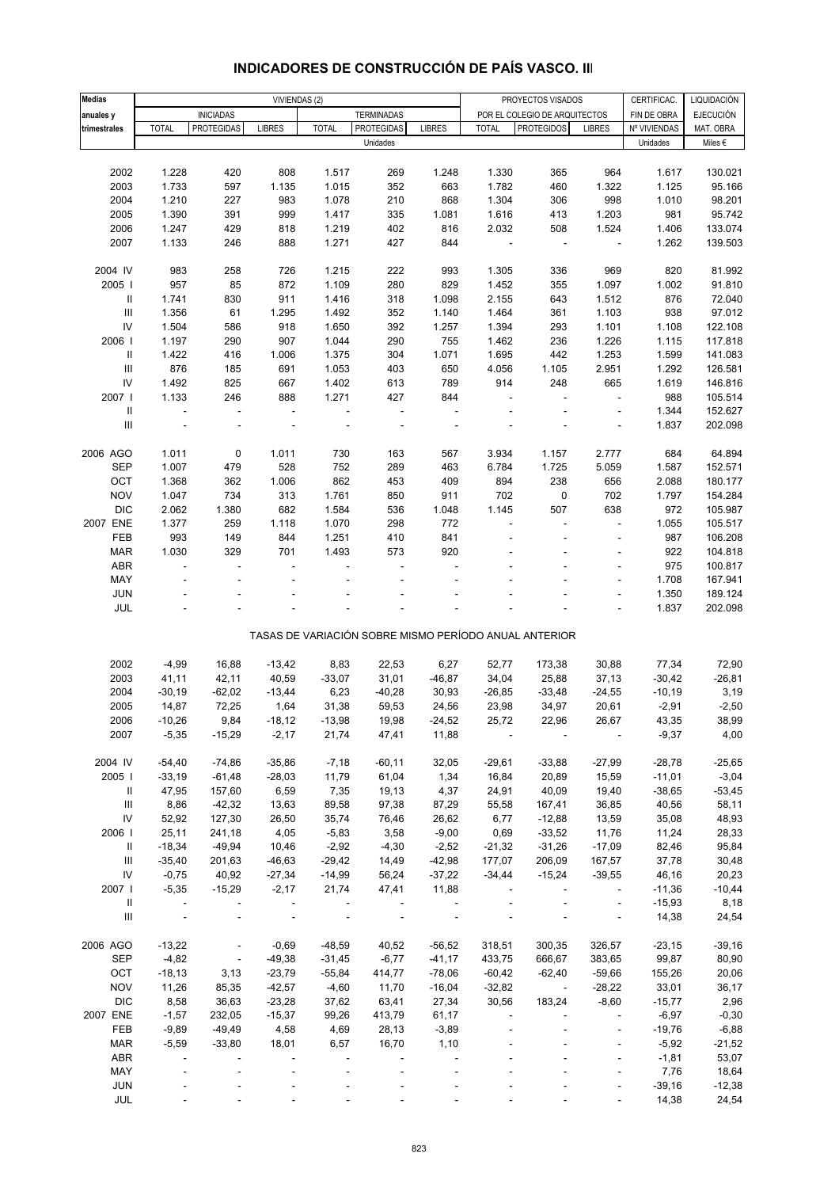# INDICADORES DE CONSTRUCCIÓN DE PAÍS VASCO. III

| Medias anuales y trimestrales | VIVIENDAS (2) | | | | | | PROYECTOS VISADOS | | | CERTIFICAC. | LIQUIDACIÓN |
|---|---|---|---|---|---|---|---|---|---|---|---|
| | INICIADAS | | | TERMINADAS | | | POR EL COLEGIO DE ARQUITECTOS | | | FIN DE OBRA | EJECUCIÓN |
| | TOTAL | PROTEGIDAS | LIBRES | TOTAL | PROTEGIDAS | LIBRES | TOTAL | PROTEGIDOS | LIBRES | Nº VIVIENDAS | MAT. OBRA |
| | Unidades | | | | | | | | | Unidades | Miles € |
| 2002 | 1.228 | 420 | 808 | 1.517 | 269 | 1.248 | 1.330 | 365 | 964 | 1.617 | 130.021 |
| 2003 | 1.733 | 597 | 1.135 | 1.015 | 352 | 663 | 1.782 | 460 | 1.322 | 1.125 | 95.166 |
| 2004 | 1.210 | 227 | 983 | 1.078 | 210 | 868 | 1.304 | 306 | 998 | 1.010 | 98.201 |
| 2005 | 1.390 | 391 | 999 | 1.417 | 335 | 1.081 | 1.616 | 413 | 1.203 | 981 | 95.742 |
| 2006 | 1.247 | 429 | 818 | 1.219 | 402 | 816 | 2.032 | 508 | 1.524 | 1.406 | 133.074 |
| 2007 | 1.133 | 246 | 888 | 1.271 | 427 | 844 | - | - | - | 1.262 | 139.503 |
| 2004 IV | 983 | 258 | 726 | 1.215 | 222 | 993 | 1.305 | 336 | 969 | 820 | 81.992 |
| 2005 I | 957 | 85 | 872 | 1.109 | 280 | 829 | 1.452 | 355 | 1.097 | 1.002 | 91.810 |
| II | 1.741 | 830 | 911 | 1.416 | 318 | 1.098 | 2.155 | 643 | 1.512 | 876 | 72.040 |
| III | 1.356 | 61 | 1.295 | 1.492 | 352 | 1.140 | 1.464 | 361 | 1.103 | 938 | 97.012 |
| IV | 1.504 | 586 | 918 | 1.650 | 392 | 1.257 | 1.394 | 293 | 1.101 | 1.108 | 122.108 |
| 2006 I | 1.197 | 290 | 907 | 1.044 | 290 | 755 | 1.462 | 236 | 1.226 | 1.115 | 117.818 |
| II | 1.422 | 416 | 1.006 | 1.375 | 304 | 1.071 | 1.695 | 442 | 1.253 | 1.599 | 141.083 |
| III | 876 | 185 | 691 | 1.053 | 403 | 650 | 4.056 | 1.105 | 2.951 | 1.292 | 126.581 |
| IV | 1.492 | 825 | 667 | 1.402 | 613 | 789 | 914 | 248 | 665 | 1.619 | 146.816 |
| 2007 I | 1.133 | 246 | 888 | 1.271 | 427 | 844 | - | - | - | 988 | 105.514 |
| II | - | - | - | - | - | - | - | - | - | 1.344 | 152.627 |
| III | - | - | - | - | - | - | - | - | - | 1.837 | 202.098 |
| 2006 AGO | 1.011 | 0 | 1.011 | 730 | 163 | 567 | 3.934 | 1.157 | 2.777 | 684 | 64.894 |
| SEP | 1.007 | 479 | 528 | 752 | 289 | 463 | 6.784 | 1.725 | 5.059 | 1.587 | 152.571 |
| OCT | 1.368 | 362 | 1.006 | 862 | 453 | 409 | 894 | 238 | 656 | 2.088 | 180.177 |
| NOV | 1.047 | 734 | 313 | 1.761 | 850 | 911 | 702 | 0 | 702 | 1.797 | 154.284 |
| DIC | 2.062 | 1.380 | 682 | 1.584 | 536 | 1.048 | 1.145 | 507 | 638 | 972 | 105.987 |
| 2007 ENE | 1.377 | 259 | 1.118 | 1.070 | 298 | 772 | - | - | - | 1.055 | 105.517 |
| FEB | 993 | 149 | 844 | 1.251 | 410 | 841 | - | - | - | 987 | 106.208 |
| MAR | 1.030 | 329 | 701 | 1.493 | 573 | 920 | - | - | - | 922 | 104.818 |
| ABR | - | - | - | - | - | - | - | - | - | 975 | 100.817 |
| MAY | - | - | - | - | - | - | - | - | - | 1.708 | 167.941 |
| JUN | - | - | - | - | - | - | - | - | - | 1.350 | 189.124 |
| JUL | - | - | - | - | - | - | - | - | - | 1.837 | 202.098 |
| | TASAS DE VARIACIÓN SOBRE MISMO PERÍODO ANUAL ANTERIOR | | | | | | | | | | |
| 2002 | -4,99 | 16,88 | -13,42 | 8,83 | 22,53 | 6,27 | 52,77 | 173,38 | 30,88 | 77,34 | 72,90 |
| 2003 | 41,11 | 42,11 | 40,59 | -33,07 | 31,01 | -46,87 | 34,04 | 25,88 | 37,13 | -30,42 | -26,81 |
| 2004 | -30,19 | -62,02 | -13,44 | 6,23 | -40,28 | 30,93 | -26,85 | -33,48 | -24,55 | -10,19 | 3,19 |
| 2005 | 14,87 | 72,25 | 1,64 | 31,38 | 59,53 | 24,56 | 23,98 | 34,97 | 20,61 | -2,91 | -2,50 |
| 2006 | -10,26 | 9,84 | -18,12 | -13,98 | 19,98 | -24,52 | 25,72 | 22,96 | 26,67 | 43,35 | 38,99 |
| 2007 | -5,35 | -15,29 | -2,17 | 21,74 | 47,41 | 11,88 | - | - | - | -9,37 | 4,00 |
| 2004 IV | -54,40 | -74,86 | -35,86 | -7,18 | -60,11 | 32,05 | -29,61 | -33,88 | -27,99 | -28,78 | -25,65 |
| 2005 I | -33,19 | -61,48 | -28,03 | 11,79 | 61,04 | 1,34 | 16,84 | 20,89 | 15,59 | -11,01 | -3,04 |
| II | 47,95 | 157,60 | 6,59 | 7,35 | 19,13 | 4,37 | 24,91 | 40,09 | 19,40 | -38,65 | -53,45 |
| III | 8,86 | -42,32 | 13,63 | 89,58 | 97,38 | 87,29 | 55,58 | 167,41 | 36,85 | 40,56 | 58,11 |
| IV | 52,92 | 127,30 | 26,50 | 35,74 | 76,46 | 26,62 | 6,77 | -12,88 | 13,59 | 35,08 | 48,93 |
| 2006 I | 25,11 | 241,18 | 4,05 | -5,83 | 3,58 | -9,00 | 0,69 | -33,52 | 11,76 | 11,24 | 28,33 |
| II | -18,34 | -49,94 | 10,46 | -2,92 | -4,30 | -2,52 | -21,32 | -31,26 | -17,09 | 82,46 | 95,84 |
| III | -35,40 | 201,63 | -46,63 | -29,42 | 14,49 | -42,98 | 177,07 | 206,09 | 167,57 | 37,78 | 30,48 |
| IV | -0,75 | 40,92 | -27,34 | -14,99 | 56,24 | -37,22 | -34,44 | -15,24 | -39,55 | 46,16 | 20,23 |
| 2007 I | -5,35 | -15,29 | -2,17 | 21,74 | 47,41 | 11,88 | - | - | - | -11,36 | -10,44 |
| II | - | - | - | - | - | - | - | - | - | -15,93 | 8,18 |
| III | - | - | - | - | - | - | - | - | - | 14,38 | 24,54 |
| 2006 AGO | -13,22 | - | -0,69 | -48,59 | 40,52 | -56,52 | 318,51 | 300,35 | 326,57 | -23,15 | -39,16 |
| SEP | -4,82 | - | -49,38 | -31,45 | -6,77 | -41,17 | 433,75 | 666,67 | 383,65 | 99,87 | 80,90 |
| OCT | -18,13 | 3,13 | -23,79 | -55,84 | 414,77 | -78,06 | -60,42 | -62,40 | -59,66 | 155,26 | 20,06 |
| NOV | 11,26 | 85,35 | -42,57 | -4,60 | 11,70 | -16,04 | -32,82 | - | -28,22 | 33,01 | 36,17 |
| DIC | 8,58 | 36,63 | -23,28 | 37,62 | 63,41 | 27,34 | 30,56 | 183,24 | -8,60 | -15,77 | 2,96 |
| 2007 ENE | -1,57 | 232,05 | -15,37 | 99,26 | 413,79 | 61,17 | - | - | - | -6,97 | -0,30 |
| FEB | -9,89 | -49,49 | 4,58 | 4,69 | 28,13 | -3,89 | - | - | - | -19,76 | -6,88 |
| MAR | -5,59 | -33,80 | 18,01 | 6,57 | 16,70 | 1,10 | - | - | - | -5,92 | -21,52 |
| ABR | - | - | - | - | - | - | - | - | - | -1,81 | 53,07 |
| MAY | - | - | - | - | - | - | - | - | - | 7,76 | 18,64 |
| JUN | - | - | - | - | - | - | - | - | - | -39,16 | -12,38 |
| JUL | - | - | - | - | - | - | - | - | - | 14,38 | 24,54 |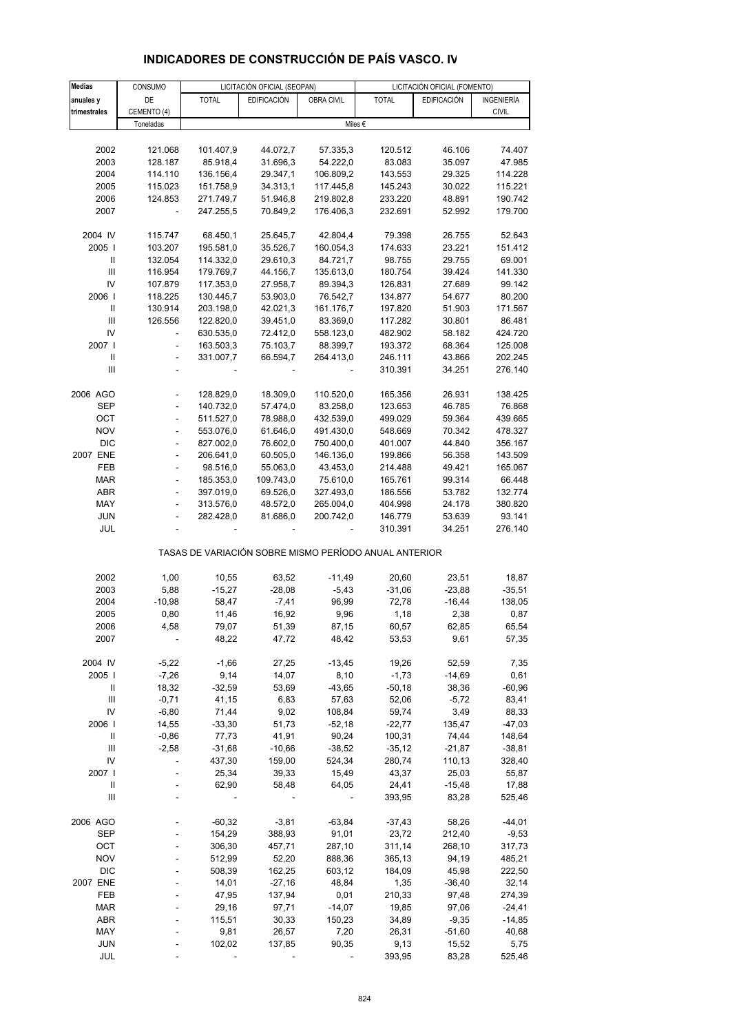# INDICADORES DE CONSTRUCCIÓN DE PAÍS VASCO. IV

| Medias anuales y trimestrales | CONSUMO DE CEMENTO (4) | LICITACIÓN OFICIAL (SEOPAN) | | | LICITACIÓN OFICIAL (FOMENTO) | | |
|---|---|---|---|---|---|---|---|
| | | TOTAL | EDIFICACIÓN | OBRA CIVIL | TOTAL | EDIFICACIÓN | INGENIERÍA CIVIL |
| | Toneladas | Miles € | | | | | |
| 2002 | 121.068 | 101.407,9 | 44.072,7 | 57.335,3 | 120.512 | 46.106 | 74.407 |
| 2003 | 128.187 | 85.918,4 | 31.696,3 | 54.222,0 | 83.083 | 35.097 | 47.985 |
| 2004 | 114.110 | 136.156,4 | 29.347,1 | 106.809,2 | 143.553 | 29.325 | 114.228 |
| 2005 | 115.023 | 151.758,9 | 34.313,1 | 117.445,8 | 145.243 | 30.022 | 115.221 |
| 2006 | 124.853 | 271.749,7 | 51.946,8 | 219.802,8 | 233.220 | 48.891 | 190.742 |
| 2007 | - | 247.255,5 | 70.849,2 | 176.406,3 | 232.691 | 52.992 | 179.700 |
| 2004 IV | 115.747 | 68.450,1 | 25.645,7 | 42.804,4 | 79.398 | 26.755 | 52.643 |
| 2005 I | 103.207 | 195.581,0 | 35.526,7 | 160.054,3 | 174.633 | 23.221 | 151.412 |
| II | 132.054 | 114.332,0 | 29.610,3 | 84.721,7 | 98.755 | 29.755 | 69.001 |
| III | 116.954 | 179.769,7 | 44.156,7 | 135.613,0 | 180.754 | 39.424 | 141.330 |
| IV | 107.879 | 117.353,0 | 27.958,7 | 89.394,3 | 126.831 | 27.689 | 99.142 |
| 2006 I | 118.225 | 130.445,7 | 53.903,0 | 76.542,7 | 134.877 | 54.677 | 80.200 |
| II | 130.914 | 203.198,0 | 42.021,3 | 161.176,7 | 197.820 | 51.903 | 171.567 |
| III | 126.556 | 122.820,0 | 39.451,0 | 83.369,0 | 117.282 | 30.801 | 86.481 |
| IV | - | 630.535,0 | 72.412,0 | 558.123,0 | 482.902 | 58.182 | 424.720 |
| 2007 I | - | 163.503,3 | 75.103,7 | 88.399,7 | 193.372 | 68.364 | 125.008 |
| II | - | 331.007,7 | 66.594,7 | 264.413,0 | 246.111 | 43.866 | 202.245 |
| III | - | - | - | - | 310.391 | 34.251 | 276.140 |
| 2006 AGO | - | 128.829,0 | 18.309,0 | 110.520,0 | 165.356 | 26.931 | 138.425 |
| SEP | - | 140.732,0 | 57.474,0 | 83.258,0 | 123.653 | 46.785 | 76.868 |
| OCT | - | 511.527,0 | 78.988,0 | 432.539,0 | 499.029 | 59.364 | 439.665 |
| NOV | - | 553.076,0 | 61.646,0 | 491.430,0 | 548.669 | 70.342 | 478.327 |
| DIC | - | 827.002,0 | 76.602,0 | 750.400,0 | 401.007 | 44.840 | 356.167 |
| 2007 ENE | - | 206.641,0 | 60.505,0 | 146.136,0 | 199.866 | 56.358 | 143.509 |
| FEB | - | 98.516,0 | 55.063,0 | 43.453,0 | 214.488 | 49.421 | 165.067 |
| MAR | - | 185.353,0 | 109.743,0 | 75.610,0 | 165.761 | 99.314 | 66.448 |
| ABR | - | 397.019,0 | 69.526,0 | 327.493,0 | 186.556 | 53.782 | 132.774 |
| MAY | - | 313.576,0 | 48.572,0 | 265.004,0 | 404.998 | 24.178 | 380.820 |
| JUN | - | 282.428,0 | 81.686,0 | 200.742,0 | 146.779 | 53.639 | 93.141 |
| JUL | - | - | - | - | 310.391 | 34.251 | 276.140 |
| TASAS DE VARIACIÓN SOBRE MISMO PERÍODO ANUAL ANTERIOR | | | | | | | |
| 2002 | 1,00 | 10,55 | 63,52 | -11,49 | 20,60 | 23,51 | 18,87 |
| 2003 | 5,88 | -15,27 | -28,08 | -5,43 | -31,06 | -23,88 | -35,51 |
| 2004 | -10,98 | 58,47 | -7,41 | 96,99 | 72,78 | -16,44 | 138,05 |
| 2005 | 0,80 | 11,46 | 16,92 | 9,96 | 1,18 | 2,38 | 0,87 |
| 2006 | 4,58 | 79,07 | 51,39 | 87,15 | 60,57 | 62,85 | 65,54 |
| 2007 | - | 48,22 | 47,72 | 48,42 | 53,53 | 9,61 | 57,35 |
| 2004 IV | -5,22 | -1,66 | 27,25 | -13,45 | 19,26 | 52,59 | 7,35 |
| 2005 I | -7,26 | 9,14 | 14,07 | 8,10 | -1,73 | -14,69 | 0,61 |
| II | 18,32 | -32,59 | 53,69 | -43,65 | -50,18 | 38,36 | -60,96 |
| III | -0,71 | 41,15 | 6,83 | 57,63 | 52,06 | -5,72 | 83,41 |
| IV | -6,80 | 71,44 | 9,02 | 108,84 | 59,74 | 3,49 | 88,33 |
| 2006 I | 14,55 | -33,30 | 51,73 | -52,18 | -22,77 | 135,47 | -47,03 |
| II | -0,86 | 77,73 | 41,91 | 90,24 | 100,31 | 74,44 | 148,64 |
| III | -2,58 | -31,68 | -10,66 | -38,52 | -35,12 | -21,87 | -38,81 |
| IV | - | 437,30 | 159,00 | 524,34 | 280,74 | 110,13 | 328,40 |
| 2007 I | - | 25,34 | 39,33 | 15,49 | 43,37 | 25,03 | 55,87 |
| II | - | 62,90 | 58,48 | 64,05 | 24,41 | -15,48 | 17,88 |
| III | - | - | - | - | 393,95 | 83,28 | 525,46 |
| 2006 AGO | - | -60,32 | -3,81 | -63,84 | -37,43 | 58,26 | -44,01 |
| SEP | - | 154,29 | 388,93 | 91,01 | 23,72 | 212,40 | -9,53 |
| OCT | - | 306,30 | 457,71 | 287,10 | 311,14 | 268,10 | 317,73 |
| NOV | - | 512,99 | 52,20 | 888,36 | 365,13 | 94,19 | 485,21 |
| DIC | - | 508,39 | 162,25 | 603,12 | 184,09 | 45,98 | 222,50 |
| 2007 ENE | - | 14,01 | -27,16 | 48,84 | 1,35 | -36,40 | 32,14 |
| FEB | - | 47,95 | 137,94 | 0,01 | 210,33 | 97,48 | 274,39 |
| MAR | - | 29,16 | 97,71 | -14,07 | 19,85 | 97,06 | -24,41 |
| ABR | - | 115,51 | 30,33 | 150,23 | 34,89 | -9,35 | -14,85 |
| MAY | - | 9,81 | 26,57 | 7,20 | 26,31 | -51,60 | 40,68 |
| JUN | - | 102,02 | 137,85 | 90,35 | 9,13 | 15,52 | 5,75 |
| JUL | - | - | - | - | 393,95 | 83,28 | 525,46 |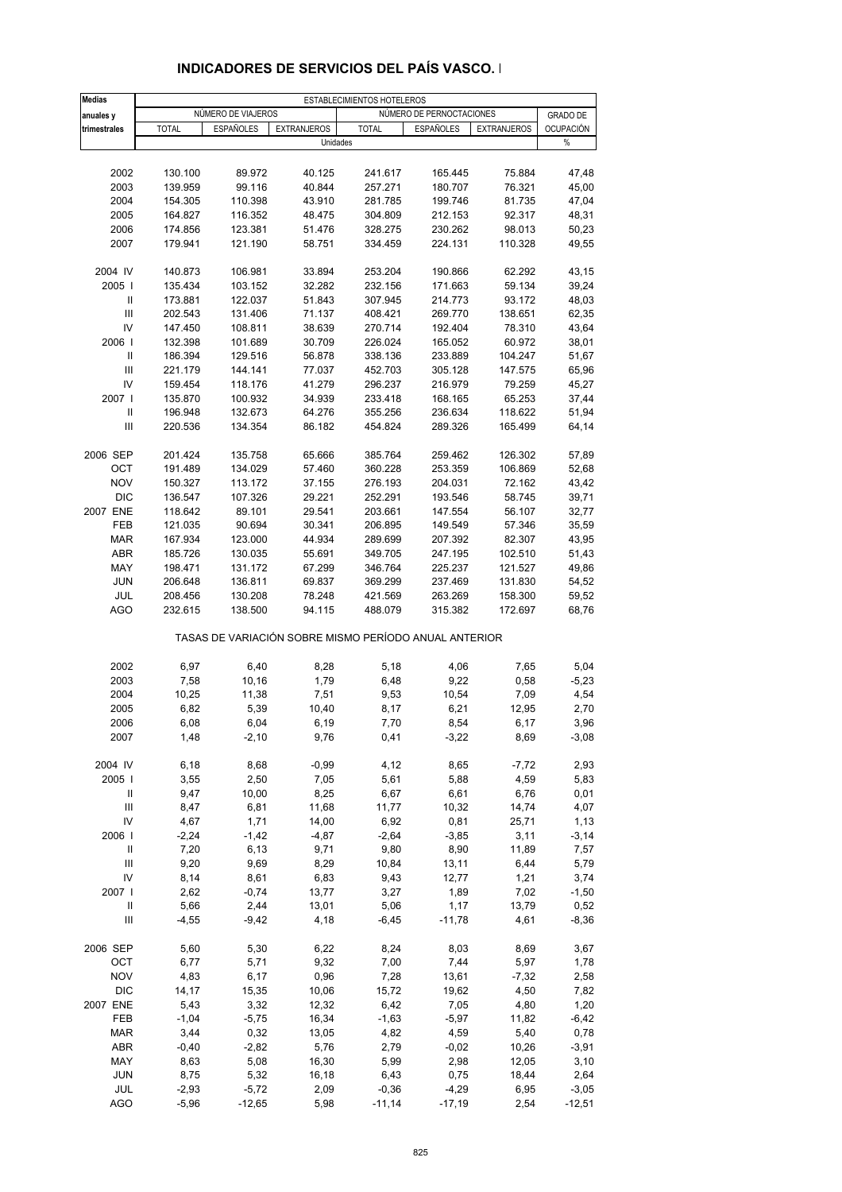## INDICADORES DE SERVICIOS DEL PAÍS VASCO. I

| Medias anuales y trimestrales | ESTABLECIMIENTOS HOTELEROS | | | | | | |
|---|---|---|---|---|---|---|---|
| | NÚMERO DE VIAJEROS | | | NÚMERO DE PERNOCTACIONES | | | GRADO DE |
| | TOTAL | ESPAÑOLES | EXTRANJEROS | TOTAL | ESPAÑOLES | EXTRANJEROS | OCUPACIÓN |
| | Unidades | | | | | | % |
| 2002 | 130.100 | 89.972 | 40.125 | 241.617 | 165.445 | 75.884 | 47,48 |
| 2003 | 139.959 | 99.116 | 40.844 | 257.271 | 180.707 | 76.321 | 45,00 |
| 2004 | 154.305 | 110.398 | 43.910 | 281.785 | 199.746 | 81.735 | 47,04 |
| 2005 | 164.827 | 116.352 | 48.475 | 304.809 | 212.153 | 92.317 | 48,31 |
| 2006 | 174.856 | 123.381 | 51.476 | 328.275 | 230.262 | 98.013 | 50,23 |
| 2007 | 179.941 | 121.190 | 58.751 | 334.459 | 224.131 | 110.328 | 49,55 |
| 2004 IV | 140.873 | 106.981 | 33.894 | 253.204 | 190.866 | 62.292 | 43,15 |
| 2005 I | 135.434 | 103.152 | 32.282 | 232.156 | 171.663 | 59.134 | 39,24 |
| II | 173.881 | 122.037 | 51.843 | 307.945 | 214.773 | 93.172 | 48,03 |
| III | 202.543 | 131.406 | 71.137 | 408.421 | 269.770 | 138.651 | 62,35 |
| IV | 147.450 | 108.811 | 38.639 | 270.714 | 192.404 | 78.310 | 43,64 |
| 2006 I | 132.398 | 101.689 | 30.709 | 226.024 | 165.052 | 60.972 | 38,01 |
| II | 186.394 | 129.516 | 56.878 | 338.136 | 233.889 | 104.247 | 51,67 |
| III | 221.179 | 144.141 | 77.037 | 452.703 | 305.128 | 147.575 | 65,96 |
| IV | 159.454 | 118.176 | 41.279 | 296.237 | 216.979 | 79.259 | 45,27 |
| 2007 I | 135.870 | 100.932 | 34.939 | 233.418 | 168.165 | 65.253 | 37,44 |
| II | 196.948 | 132.673 | 64.276 | 355.256 | 236.634 | 118.622 | 51,94 |
| III | 220.536 | 134.354 | 86.182 | 454.824 | 289.326 | 165.499 | 64,14 |
| 2006 SEP | 201.424 | 135.758 | 65.666 | 385.764 | 259.462 | 126.302 | 57,89 |
| OCT | 191.489 | 134.029 | 57.460 | 360.228 | 253.359 | 106.869 | 52,68 |
| NOV | 150.327 | 113.172 | 37.155 | 276.193 | 204.031 | 72.162 | 43,42 |
| DIC | 136.547 | 107.326 | 29.221 | 252.291 | 193.546 | 58.745 | 39,71 |
| 2007 ENE | 118.642 | 89.101 | 29.541 | 203.661 | 147.554 | 56.107 | 32,77 |
| FEB | 121.035 | 90.694 | 30.341 | 206.895 | 149.549 | 57.346 | 35,59 |
| MAR | 167.934 | 123.000 | 44.934 | 289.699 | 207.392 | 82.307 | 43,95 |
| ABR | 185.726 | 130.035 | 55.691 | 349.705 | 247.195 | 102.510 | 51,43 |
| MAY | 198.471 | 131.172 | 67.299 | 346.764 | 225.237 | 121.527 | 49,86 |
| JUN | 206.648 | 136.811 | 69.837 | 369.299 | 237.469 | 131.830 | 54,52 |
| JUL | 208.456 | 130.208 | 78.248 | 421.569 | 263.269 | 158.300 | 59,52 |
| AGO | 232.615 | 138.500 | 94.115 | 488.079 | 315.382 | 172.697 | 68,76 |
| TASAS DE VARIACIÓN SOBRE MISMO PERÍODO ANUAL ANTERIOR | | | | | | | |
| 2002 | 6,97 | 6,40 | 8,28 | 5,18 | 4,06 | 7,65 | 5,04 |
| 2003 | 7,58 | 10,16 | 1,79 | 6,48 | 9,22 | 0,58 | -5,23 |
| 2004 | 10,25 | 11,38 | 7,51 | 9,53 | 10,54 | 7,09 | 4,54 |
| 2005 | 6,82 | 5,39 | 10,40 | 8,17 | 6,21 | 12,95 | 2,70 |
| 2006 | 6,08 | 6,04 | 6,19 | 7,70 | 8,54 | 6,17 | 3,96 |
| 2007 | 1,48 | -2,10 | 9,76 | 0,41 | -3,22 | 8,69 | -3,08 |
| 2004 IV | 6,18 | 8,68 | -0,99 | 4,12 | 8,65 | -7,72 | 2,93 |
| 2005 I | 3,55 | 2,50 | 7,05 | 5,61 | 5,88 | 4,59 | 5,83 |
| II | 9,47 | 10,00 | 8,25 | 6,67 | 6,61 | 6,76 | 0,01 |
| III | 8,47 | 6,81 | 11,68 | 11,77 | 10,32 | 14,74 | 4,07 |
| IV | 4,67 | 1,71 | 14,00 | 6,92 | 0,81 | 25,71 | 1,13 |
| 2006 I | -2,24 | -1,42 | -4,87 | -2,64 | -3,85 | 3,11 | -3,14 |
| II | 7,20 | 6,13 | 9,71 | 9,80 | 8,90 | 11,89 | 7,57 |
| III | 9,20 | 9,69 | 8,29 | 10,84 | 13,11 | 6,44 | 5,79 |
| IV | 8,14 | 8,61 | 6,83 | 9,43 | 12,77 | 1,21 | 3,74 |
| 2007 I | 2,62 | -0,74 | 13,77 | 3,27 | 1,89 | 7,02 | -1,50 |
| II | 5,66 | 2,44 | 13,01 | 5,06 | 1,17 | 13,79 | 0,52 |
| III | -4,55 | -9,42 | 4,18 | -6,45 | -11,78 | 4,61 | -8,36 |
| 2006 SEP | 5,60 | 5,30 | 6,22 | 8,24 | 8,03 | 8,69 | 3,67 |
| OCT | 6,77 | 5,71 | 9,32 | 7,00 | 7,44 | 5,97 | 1,78 |
| NOV | 4,83 | 6,17 | 0,96 | 7,28 | 13,61 | -7,32 | 2,58 |
| DIC | 14,17 | 15,35 | 10,06 | 15,72 | 19,62 | 4,50 | 7,82 |
| 2007 ENE | 5,43 | 3,32 | 12,32 | 6,42 | 7,05 | 4,80 | 1,20 |
| FEB | -1,04 | -5,75 | 16,34 | -1,63 | -5,97 | 11,82 | -6,42 |
| MAR | 3,44 | 0,32 | 13,05 | 4,82 | 4,59 | 5,40 | 0,78 |
| ABR | -0,40 | -2,82 | 5,76 | 2,79 | -0,02 | 10,26 | -3,91 |
| MAY | 8,63 | 5,08 | 16,30 | 5,99 | 2,98 | 12,05 | 3,10 |
| JUN | 8,75 | 5,32 | 16,18 | 6,43 | 0,75 | 18,44 | 2,64 |
| JUL | -2,93 | -5,72 | 2,09 | -0,36 | -4,29 | 6,95 | -3,05 |
| AGO | -5,96 | -12,65 | 5,98 | -11,14 | -17,19 | 2,54 | -12,51 |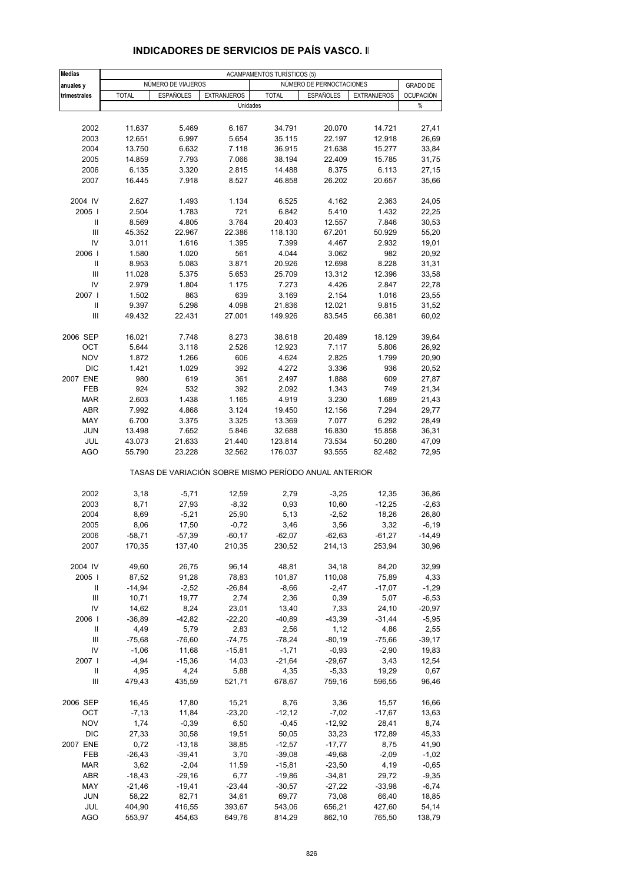## INDICADORES DE SERVICIOS DE PAÍS VASCO. II

| Medias anuales y trimestrales | ACAMPAMENTOS TURÍSTICOS (5) | | | | | | |
|---|---|---|---|---|---|---|---|
| | NÚMERO DE VIAJEROS | | | NÚMERO DE PERNOCTACIONES | | | GRADO DE OCUPACIÓN |
| | TOTAL | ESPAÑOLES | EXTRANJEROS | TOTAL | ESPAÑOLES | EXTRANJEROS | |
| | Unidades | | | | | | % |
| 2002 | 11.637 | 5.469 | 6.167 | 34.791 | 20.070 | 14.721 | 27,41 |
| 2003 | 12.651 | 6.997 | 5.654 | 35.115 | 22.197 | 12.918 | 26,69 |
| 2004 | 13.750 | 6.632 | 7.118 | 36.915 | 21.638 | 15.277 | 33,84 |
| 2005 | 14.859 | 7.793 | 7.066 | 38.194 | 22.409 | 15.785 | 31,75 |
| 2006 | 6.135 | 3.320 | 2.815 | 14.488 | 8.375 | 6.113 | 27,15 |
| 2007 | 16.445 | 7.918 | 8.527 | 46.858 | 26.202 | 20.657 | 35,66 |
| 2004 IV | 2.627 | 1.493 | 1.134 | 6.525 | 4.162 | 2.363 | 24,05 |
| 2005 I | 2.504 | 1.783 | 721 | 6.842 | 5.410 | 1.432 | 22,25 |
| II | 8.569 | 4.805 | 3.764 | 20.403 | 12.557 | 7.846 | 30,53 |
| III | 45.352 | 22.967 | 22.386 | 118.130 | 67.201 | 50.929 | 55,20 |
| IV | 3.011 | 1.616 | 1.395 | 7.399 | 4.467 | 2.932 | 19,01 |
| 2006 I | 1.580 | 1.020 | 561 | 4.044 | 3.062 | 982 | 20,92 |
| II | 8.953 | 5.083 | 3.871 | 20.926 | 12.698 | 8.228 | 31,31 |
| III | 11.028 | 5.375 | 5.653 | 25.709 | 13.312 | 12.396 | 33,58 |
| IV | 2.979 | 1.804 | 1.175 | 7.273 | 4.426 | 2.847 | 22,78 |
| 2007 I | 1.502 | 863 | 639 | 3.169 | 2.154 | 1.016 | 23,55 |
| II | 9.397 | 5.298 | 4.098 | 21.836 | 12.021 | 9.815 | 31,52 |
| III | 49.432 | 22.431 | 27.001 | 149.926 | 83.545 | 66.381 | 60,02 |
| 2006 SEP | 16.021 | 7.748 | 8.273 | 38.618 | 20.489 | 18.129 | 39,64 |
| OCT | 5.644 | 3.118 | 2.526 | 12.923 | 7.117 | 5.806 | 26,92 |
| NOV | 1.872 | 1.266 | 606 | 4.624 | 2.825 | 1.799 | 20,90 |
| DIC | 1.421 | 1.029 | 392 | 4.272 | 3.336 | 936 | 20,52 |
| 2007 ENE | 980 | 619 | 361 | 2.497 | 1.888 | 609 | 27,87 |
| FEB | 924 | 532 | 392 | 2.092 | 1.343 | 749 | 21,34 |
| MAR | 2.603 | 1.438 | 1.165 | 4.919 | 3.230 | 1.689 | 21,43 |
| ABR | 7.992 | 4.868 | 3.124 | 19.450 | 12.156 | 7.294 | 29,77 |
| MAY | 6.700 | 3.375 | 3.325 | 13.369 | 7.077 | 6.292 | 28,49 |
| JUN | 13.498 | 7.652 | 5.846 | 32.688 | 16.830 | 15.858 | 36,31 |
| JUL | 43.073 | 21.633 | 21.440 | 123.814 | 73.534 | 50.280 | 47,09 |
| AGO | 55.790 | 23.228 | 32.562 | 176.037 | 93.555 | 82.482 | 72,95 |
| | TASAS DE VARIACIÓN SOBRE MISMO PERÍODO ANUAL ANTERIOR | | | | | | |
| 2002 | 3,18 | -5,71 | 12,59 | 2,79 | -3,25 | 12,35 | 36,86 |
| 2003 | 8,71 | 27,93 | -8,32 | 0,93 | 10,60 | -12,25 | -2,63 |
| 2004 | 8,69 | -5,21 | 25,90 | 5,13 | -2,52 | 18,26 | 26,80 |
| 2005 | 8,06 | 17,50 | -0,72 | 3,46 | 3,56 | 3,32 | -6,19 |
| 2006 | -58,71 | -57,39 | -60,17 | -62,07 | -62,63 | -61,27 | -14,49 |
| 2007 | 170,35 | 137,40 | 210,35 | 230,52 | 214,13 | 253,94 | 30,96 |
| 2004 IV | 49,60 | 26,75 | 96,14 | 48,81 | 34,18 | 84,20 | 32,99 |
| 2005 I | 87,52 | 91,28 | 78,83 | 101,87 | 110,08 | 75,89 | 4,33 |
| II | -14,94 | -2,52 | -26,84 | -8,66 | -2,47 | -17,07 | -1,29 |
| III | 10,71 | 19,77 | 2,74 | 2,36 | 0,39 | 5,07 | -6,53 |
| IV | 14,62 | 8,24 | 23,01 | 13,40 | 7,33 | 24,10 | -20,97 |
| 2006 I | -36,89 | -42,82 | -22,20 | -40,89 | -43,39 | -31,44 | -5,95 |
| II | 4,49 | 5,79 | 2,83 | 2,56 | 1,12 | 4,86 | 2,55 |
| III | -75,68 | -76,60 | -74,75 | -78,24 | -80,19 | -75,66 | -39,17 |
| IV | -1,06 | 11,68 | -15,81 | -1,71 | -0,93 | -2,90 | 19,83 |
| 2007 I | -4,94 | -15,36 | 14,03 | -21,64 | -29,67 | 3,43 | 12,54 |
| II | 4,95 | 4,24 | 5,88 | 4,35 | -5,33 | 19,29 | 0,67 |
| III | 479,43 | 435,59 | 521,71 | 678,67 | 759,16 | 596,55 | 96,46 |
| 2006 SEP | 16,45 | 17,80 | 15,21 | 8,76 | 3,36 | 15,57 | 16,66 |
| OCT | -7,13 | 11,84 | -23,20 | -12,12 | -7,02 | -17,67 | 13,63 |
| NOV | 1,74 | -0,39 | 6,50 | -0,45 | -12,92 | 28,41 | 8,74 |
| DIC | 27,33 | 30,58 | 19,51 | 50,05 | 33,23 | 172,89 | 45,33 |
| 2007 ENE | 0,72 | -13,18 | 38,85 | -12,57 | -17,77 | 8,75 | 41,90 |
| FEB | -26,43 | -39,41 | 3,70 | -39,08 | -49,68 | -2,09 | -1,02 |
| MAR | 3,62 | -2,04 | 11,59 | -15,81 | -23,50 | 4,19 | -0,65 |
| ABR | -18,43 | -29,16 | 6,77 | -19,86 | -34,81 | 29,72 | -9,35 |
| MAY | -21,46 | -19,41 | -23,44 | -30,57 | -27,22 | -33,98 | -6,74 |
| JUN | 58,22 | 82,71 | 34,61 | 69,77 | 73,08 | 66,40 | 18,85 |
| JUL | 404,90 | 416,55 | 393,67 | 543,06 | 656,21 | 427,60 | 54,14 |
| AGO | 553,97 | 454,63 | 649,76 | 814,29 | 862,10 | 765,50 | 138,79 |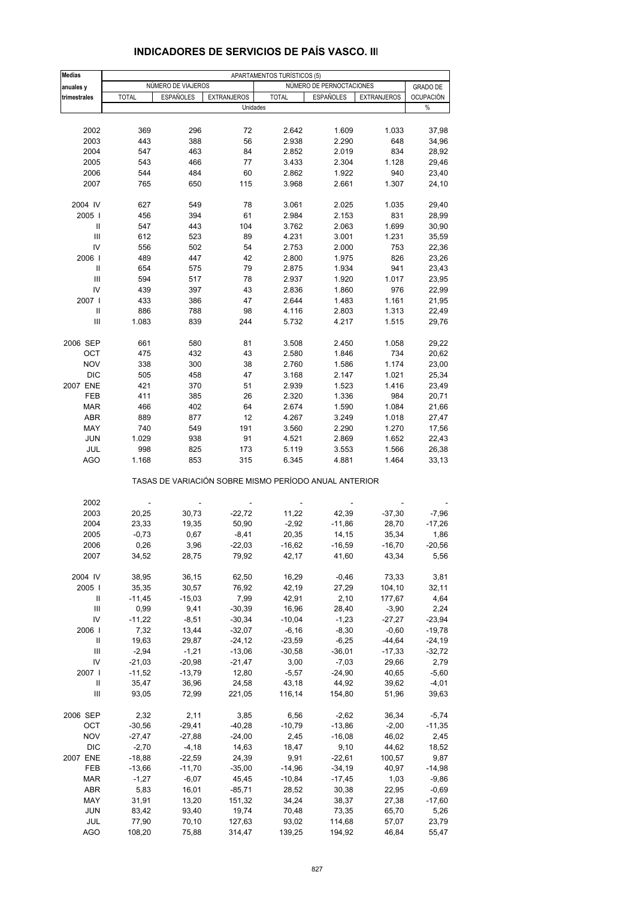## INDICADORES DE SERVICIOS DE PAÍS VASCO. III

| Medias anuales y trimestrales | APARTAMENTOS TURÍSTICOS (5) | | | | | | |
|---|---|---|---|---|---|---|---|
| | NÚMERO DE VIAJEROS | | | NÚMERO DE PERNOCTACIONES | | | GRADO DE |
| | TOTAL | ESPAÑOLES | EXTRANJEROS | TOTAL | ESPAÑOLES | EXTRANJEROS | OCUPACIÓN |
| | Unidades | | | | | | % |
| 2002 | 369 | 296 | 72 | 2.642 | 1.609 | 1.033 | 37,98 |
| 2003 | 443 | 388 | 56 | 2.938 | 2.290 | 648 | 34,96 |
| 2004 | 547 | 463 | 84 | 2.852 | 2.019 | 834 | 28,92 |
| 2005 | 543 | 466 | 77 | 3.433 | 2.304 | 1.128 | 29,46 |
| 2006 | 544 | 484 | 60 | 2.862 | 1.922 | 940 | 23,40 |
| 2007 | 765 | 650 | 115 | 3.968 | 2.661 | 1.307 | 24,10 |
| 2004 IV | 627 | 549 | 78 | 3.061 | 2.025 | 1.035 | 29,40 |
| 2005 I | 456 | 394 | 61 | 2.984 | 2.153 | 831 | 28,99 |
| II | 547 | 443 | 104 | 3.762 | 2.063 | 1.699 | 30,90 |
| III | 612 | 523 | 89 | 4.231 | 3.001 | 1.231 | 35,59 |
| IV | 556 | 502 | 54 | 2.753 | 2.000 | 753 | 22,36 |
| 2006 I | 489 | 447 | 42 | 2.800 | 1.975 | 826 | 23,26 |
| II | 654 | 575 | 79 | 2.875 | 1.934 | 941 | 23,43 |
| III | 594 | 517 | 78 | 2.937 | 1.920 | 1.017 | 23,95 |
| IV | 439 | 397 | 43 | 2.836 | 1.860 | 976 | 22,99 |
| 2007 I | 433 | 386 | 47 | 2.644 | 1.483 | 1.161 | 21,95 |
| II | 886 | 788 | 98 | 4.116 | 2.803 | 1.313 | 22,49 |
| III | 1.083 | 839 | 244 | 5.732 | 4.217 | 1.515 | 29,76 |
| 2006 SEP | 661 | 580 | 81 | 3.508 | 2.450 | 1.058 | 29,22 |
| OCT | 475 | 432 | 43 | 2.580 | 1.846 | 734 | 20,62 |
| NOV | 338 | 300 | 38 | 2.760 | 1.586 | 1.174 | 23,00 |
| DIC | 505 | 458 | 47 | 3.168 | 2.147 | 1.021 | 25,34 |
| 2007 ENE | 421 | 370 | 51 | 2.939 | 1.523 | 1.416 | 23,49 |
| FEB | 411 | 385 | 26 | 2.320 | 1.336 | 984 | 20,71 |
| MAR | 466 | 402 | 64 | 2.674 | 1.590 | 1.084 | 21,66 |
| ABR | 889 | 877 | 12 | 4.267 | 3.249 | 1.018 | 27,47 |
| MAY | 740 | 549 | 191 | 3.560 | 2.290 | 1.270 | 17,56 |
| JUN | 1.029 | 938 | 91 | 4.521 | 2.869 | 1.652 | 22,43 |
| JUL | 998 | 825 | 173 | 5.119 | 3.553 | 1.566 | 26,38 |
| AGO | 1.168 | 853 | 315 | 6.345 | 4.881 | 1.464 | 33,13 |
| | TASAS DE VARIACIÓN SOBRE MISMO PERÍODO ANUAL ANTERIOR | | | | | | |
| 2002 | - | - | - | - | - | - | - |
| 2003 | 20,25 | 30,73 | -22,72 | 11,22 | 42,39 | -37,30 | -7,96 |
| 2004 | 23,33 | 19,35 | 50,90 | -2,92 | -11,86 | 28,70 | -17,26 |
| 2005 | -0,73 | 0,67 | -8,41 | 20,35 | 14,15 | 35,34 | 1,86 |
| 2006 | 0,26 | 3,96 | -22,03 | -16,62 | -16,59 | -16,70 | -20,56 |
| 2007 | 34,52 | 28,75 | 79,92 | 42,17 | 41,60 | 43,34 | 5,56 |
| 2004 IV | 38,95 | 36,15 | 62,50 | 16,29 | -0,46 | 73,33 | 3,81 |
| 2005 I | 35,35 | 30,57 | 76,92 | 42,19 | 27,29 | 104,10 | 32,11 |
| II | -11,45 | -15,03 | 7,99 | 42,91 | 2,10 | 177,67 | 4,64 |
| III | 0,99 | 9,41 | -30,39 | 16,96 | 28,40 | -3,90 | 2,24 |
| IV | -11,22 | -8,51 | -30,34 | -10,04 | -1,23 | -27,27 | -23,94 |
| 2006 I | 7,32 | 13,44 | -32,07 | -6,16 | -8,30 | -0,60 | -19,78 |
| II | 19,63 | 29,87 | -24,12 | -23,59 | -6,25 | -44,64 | -24,19 |
| III | -2,94 | -1,21 | -13,06 | -30,58 | -36,01 | -17,33 | -32,72 |
| IV | -21,03 | -20,98 | -21,47 | 3,00 | -7,03 | 29,66 | 2,79 |
| 2007 I | -11,52 | -13,79 | 12,80 | -5,57 | -24,90 | 40,65 | -5,60 |
| II | 35,47 | 36,96 | 24,58 | 43,18 | 44,92 | 39,62 | -4,01 |
| III | 93,05 | 72,99 | 221,05 | 116,14 | 154,80 | 51,96 | 39,63 |
| 2006 SEP | 2,32 | 2,11 | 3,85 | 6,56 | -2,62 | 36,34 | -5,74 |
| OCT | -30,56 | -29,41 | -40,28 | -10,79 | -13,86 | -2,00 | -11,35 |
| NOV | -27,47 | -27,88 | -24,00 | 2,45 | -16,08 | 46,02 | 2,45 |
| DIC | -2,70 | -4,18 | 14,63 | 18,47 | 9,10 | 44,62 | 18,52 |
| 2007 ENE | -18,88 | -22,59 | 24,39 | 9,91 | -22,61 | 100,57 | 9,87 |
| FEB | -13,66 | -11,70 | -35,00 | -14,96 | -34,19 | 40,97 | -14,98 |
| MAR | -1,27 | -6,07 | 45,45 | -10,84 | -17,45 | 1,03 | -9,86 |
| ABR | 5,83 | 16,01 | -85,71 | 28,52 | 30,38 | 22,95 | -0,69 |
| MAY | 31,91 | 13,20 | 151,32 | 34,24 | 38,37 | 27,38 | -17,60 |
| JUN | 83,42 | 93,40 | 19,74 | 70,48 | 73,35 | 65,70 | 5,26 |
| JUL | 77,90 | 70,10 | 127,63 | 93,02 | 114,68 | 57,07 | 23,79 |
| AGO | 108,20 | 75,88 | 314,47 | 139,25 | 194,92 | 46,84 | 55,47 |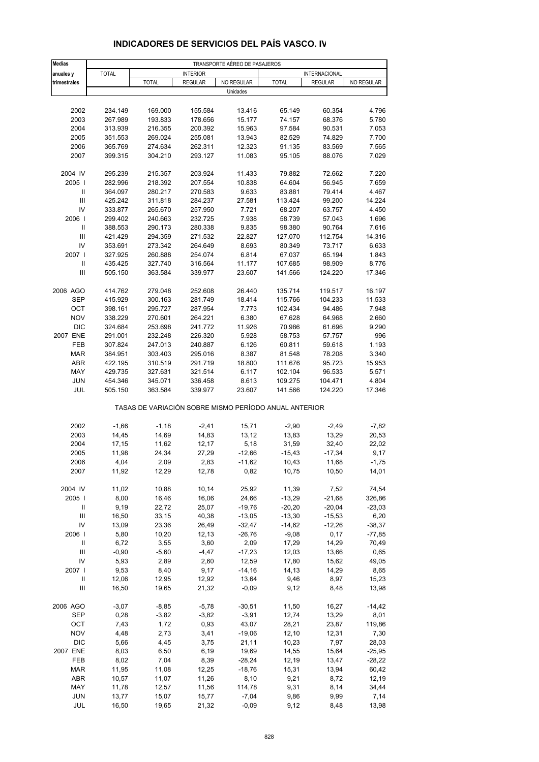## INDICADORES DE SERVICIOS DEL PAÍS VASCO. IV

| Medias anuales y trimestrales | TRANSPORTE AÉREO DE PASAJEROS | | | | | | |
|---|---|---|---|---|---|---|---|
| | TOTAL | INTERIOR | | | INTERNACIONAL | | |
| | | TOTAL | REGULAR | NO REGULAR | TOTAL | REGULAR | NO REGULAR |
| | Unidades | | | | | | |
| 2002 | 234.149 | 169.000 | 155.584 | 13.416 | 65.149 | 60.354 | 4.796 |
| 2003 | 267.989 | 193.833 | 178.656 | 15.177 | 74.157 | 68.376 | 5.780 |
| 2004 | 313.939 | 216.355 | 200.392 | 15.963 | 97.584 | 90.531 | 7.053 |
| 2005 | 351.553 | 269.024 | 255.081 | 13.943 | 82.529 | 74.829 | 7.700 |
| 2006 | 365.769 | 274.634 | 262.311 | 12.323 | 91.135 | 83.569 | 7.565 |
| 2007 | 399.315 | 304.210 | 293.127 | 11.083 | 95.105 | 88.076 | 7.029 |
| 2004 IV | 295.239 | 215.357 | 203.924 | 11.433 | 79.882 | 72.662 | 7.220 |
| 2005 I | 282.996 | 218.392 | 207.554 | 10.838 | 64.604 | 56.945 | 7.659 |
| II | 364.097 | 280.217 | 270.583 | 9.633 | 83.881 | 79.414 | 4.467 |
| III | 425.242 | 311.818 | 284.237 | 27.581 | 113.424 | 99.200 | 14.224 |
| IV | 333.877 | 265.670 | 257.950 | 7.721 | 68.207 | 63.757 | 4.450 |
| 2006 I | 299.402 | 240.663 | 232.725 | 7.938 | 58.739 | 57.043 | 1.696 |
| II | 388.553 | 290.173 | 280.338 | 9.835 | 98.380 | 90.764 | 7.616 |
| III | 421.429 | 294.359 | 271.532 | 22.827 | 127.070 | 112.754 | 14.316 |
| IV | 353.691 | 273.342 | 264.649 | 8.693 | 80.349 | 73.717 | 6.633 |
| 2007 I | 327.925 | 260.888 | 254.074 | 6.814 | 67.037 | 65.194 | 1.843 |
| II | 435.425 | 327.740 | 316.564 | 11.177 | 107.685 | 98.909 | 8.776 |
| III | 505.150 | 363.584 | 339.977 | 23.607 | 141.566 | 124.220 | 17.346 |
| 2006 AGO | 414.762 | 279.048 | 252.608 | 26.440 | 135.714 | 119.517 | 16.197 |
| SEP | 415.929 | 300.163 | 281.749 | 18.414 | 115.766 | 104.233 | 11.533 |
| OCT | 398.161 | 295.727 | 287.954 | 7.773 | 102.434 | 94.486 | 7.948 |
| NOV | 338.229 | 270.601 | 264.221 | 6.380 | 67.628 | 64.968 | 2.660 |
| DIC | 324.684 | 253.698 | 241.772 | 11.926 | 70.986 | 61.696 | 9.290 |
| 2007 ENE | 291.001 | 232.248 | 226.320 | 5.928 | 58.753 | 57.757 | 996 |
| FEB | 307.824 | 247.013 | 240.887 | 6.126 | 60.811 | 59.618 | 1.193 |
| MAR | 384.951 | 303.403 | 295.016 | 8.387 | 81.548 | 78.208 | 3.340 |
| ABR | 422.195 | 310.519 | 291.719 | 18.800 | 111.676 | 95.723 | 15.953 |
| MAY | 429.735 | 327.631 | 321.514 | 6.117 | 102.104 | 96.533 | 5.571 |
| JUN | 454.346 | 345.071 | 336.458 | 8.613 | 109.275 | 104.471 | 4.804 |
| JUL | 505.150 | 363.584 | 339.977 | 23.607 | 141.566 | 124.220 | 17.346 |
| | TASAS DE VARIACIÓN SOBRE MISMO PERÍODO ANUAL ANTERIOR | | | | | | |
| 2002 | -1,66 | -1,18 | -2,41 | 15,71 | -2,90 | -2,49 | -7,82 |
| 2003 | 14,45 | 14,69 | 14,83 | 13,12 | 13,83 | 13,29 | 20,53 |
| 2004 | 17,15 | 11,62 | 12,17 | 5,18 | 31,59 | 32,40 | 22,02 |
| 2005 | 11,98 | 24,34 | 27,29 | -12,66 | -15,43 | -17,34 | 9,17 |
| 2006 | 4,04 | 2,09 | 2,83 | -11,62 | 10,43 | 11,68 | -1,75 |
| 2007 | 11,92 | 12,29 | 12,78 | 0,82 | 10,75 | 10,50 | 14,01 |
| 2004 IV | 11,02 | 10,88 | 10,14 | 25,92 | 11,39 | 7,52 | 74,54 |
| 2005 I | 8,00 | 16,46 | 16,06 | 24,66 | -13,29 | -21,68 | 326,86 |
| II | 9,19 | 22,72 | 25,07 | -19,76 | -20,20 | -20,04 | -23,03 |
| III | 16,50 | 33,15 | 40,38 | -13,05 | -13,30 | -15,53 | 6,20 |
| IV | 13,09 | 23,36 | 26,49 | -32,47 | -14,62 | -12,26 | -38,37 |
| 2006 I | 5,80 | 10,20 | 12,13 | -26,76 | -9,08 | 0,17 | -77,85 |
| II | 6,72 | 3,55 | 3,60 | 2,09 | 17,29 | 14,29 | 70,49 |
| III | -0,90 | -5,60 | -4,47 | -17,23 | 12,03 | 13,66 | 0,65 |
| IV | 5,93 | 2,89 | 2,60 | 12,59 | 17,80 | 15,62 | 49,05 |
| 2007 I | 9,53 | 8,40 | 9,17 | -14,16 | 14,13 | 14,29 | 8,65 |
| II | 12,06 | 12,95 | 12,92 | 13,64 | 9,46 | 8,97 | 15,23 |
| III | 16,50 | 19,65 | 21,32 | -0,09 | 9,12 | 8,48 | 13,98 |
| 2006 AGO | -3,07 | -8,85 | -5,78 | -30,51 | 11,50 | 16,27 | -14,42 |
| SEP | 0,28 | -3,82 | -3,82 | -3,91 | 12,74 | 13,29 | 8,01 |
| OCT | 7,43 | 1,72 | 0,93 | 43,07 | 28,21 | 23,87 | 119,86 |
| NOV | 4,48 | 2,73 | 3,41 | -19,06 | 12,10 | 12,31 | 7,30 |
| DIC | 5,66 | 4,45 | 3,75 | 21,11 | 10,23 | 7,97 | 28,03 |
| 2007 ENE | 8,03 | 6,50 | 6,19 | 19,69 | 14,55 | 15,64 | -25,95 |
| FEB | 8,02 | 7,04 | 8,39 | -28,24 | 12,19 | 13,47 | -28,22 |
| MAR | 11,95 | 11,08 | 12,25 | -18,76 | 15,31 | 13,94 | 60,42 |
| ABR | 10,57 | 11,07 | 11,26 | 8,10 | 9,21 | 8,72 | 12,19 |
| MAY | 11,78 | 12,57 | 11,56 | 114,78 | 9,31 | 8,14 | 34,44 |
| JUN | 13,77 | 15,07 | 15,77 | -7,04 | 9,86 | 9,99 | 7,14 |
| JUL | 16,50 | 19,65 | 21,32 | -0,09 | 9,12 | 8,48 | 13,98 |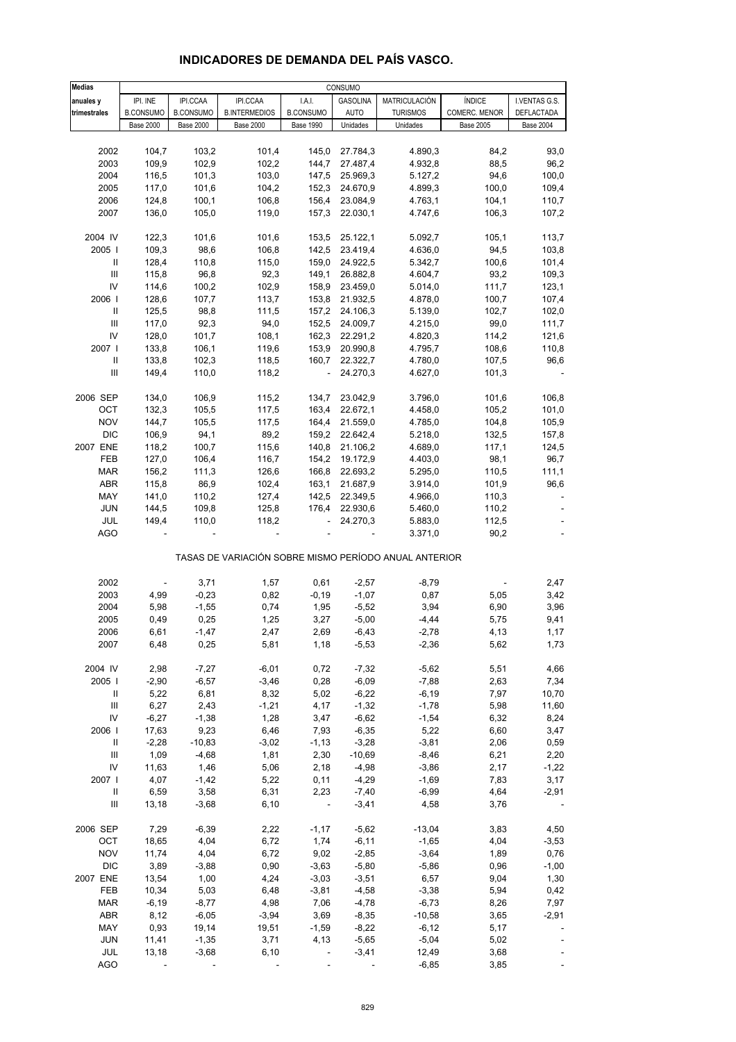# INDICADORES DE DEMANDA DEL PAÍS VASCO.

| Medias anuales y trimestrales | CONSUMO | | | | | | | |
|---|---|---|---|---|---|---|---|---|
| | IPI. INE B.CONSUMO Base 2000 | IPI.CCAA B.CONSUMO Base 2000 | IPI.CCAA B.INTERMEDIOS Base 2000 | I.A.I. B.CONSUMO Base 1990 | GASOLINA AUTO Unidades | MATRICULACIÓN TURISMOS Unidades | ÍNDICE COMERC. MENOR Base 2005 | I.VENTAS G.S. DEFLACTADA Base 2004 |
| 2002 | 104,7 | 103,2 | 101,4 | 145,0 | 27.784,3 | 4.890,3 | 84,2 | 93,0 |
| 2003 | 109,9 | 102,9 | 102,2 | 144,7 | 27.487,4 | 4.932,8 | 88,5 | 96,2 |
| 2004 | 116,5 | 101,3 | 103,0 | 147,5 | 25.969,3 | 5.127,2 | 94,6 | 100,0 |
| 2005 | 117,0 | 101,6 | 104,2 | 152,3 | 24.670,9 | 4.899,3 | 100,0 | 109,4 |
| 2006 | 124,8 | 100,1 | 106,8 | 156,4 | 23.084,9 | 4.763,1 | 104,1 | 110,7 |
| 2007 | 136,0 | 105,0 | 119,0 | 157,3 | 22.030,1 | 4.747,6 | 106,3 | 107,2 |
| 2004 IV | 122,3 | 101,6 | 101,6 | 153,5 | 25.122,1 | 5.092,7 | 105,1 | 113,7 |
| 2005 I | 109,3 | 98,6 | 106,8 | 142,5 | 23.419,4 | 4.636,0 | 94,5 | 103,8 |
| II | 128,4 | 110,8 | 115,0 | 159,0 | 24.922,5 | 5.342,7 | 100,6 | 101,4 |
| III | 115,8 | 96,8 | 92,3 | 149,1 | 26.882,8 | 4.604,7 | 93,2 | 109,3 |
| IV | 114,6 | 100,2 | 102,9 | 158,9 | 23.459,0 | 5.014,0 | 111,7 | 123,1 |
| 2006 I | 128,6 | 107,7 | 113,7 | 153,8 | 21.932,5 | 4.878,0 | 100,7 | 107,4 |
| II | 125,5 | 98,8 | 111,5 | 157,2 | 24.106,3 | 5.139,0 | 102,7 | 102,0 |
| III | 117,0 | 92,3 | 94,0 | 152,5 | 24.009,7 | 4.215,0 | 99,0 | 111,7 |
| IV | 128,0 | 101,7 | 108,1 | 162,3 | 22.291,2 | 4.820,3 | 114,2 | 121,6 |
| 2007 I | 133,8 | 106,1 | 119,6 | 153,9 | 20.990,8 | 4.795,7 | 108,6 | 110,8 |
| II | 133,8 | 102,3 | 118,5 | 160,7 | 22.322,7 | 4.780,0 | 107,5 | 96,6 |
| III | 149,4 | 110,0 | 118,2 | - | 24.270,3 | 4.627,0 | 101,3 | - |
| 2006 SEP | 134,0 | 106,9 | 115,2 | 134,7 | 23.042,9 | 3.796,0 | 101,6 | 106,8 |
| OCT | 132,3 | 105,5 | 117,5 | 163,4 | 22.672,1 | 4.458,0 | 105,2 | 101,0 |
| NOV | 144,7 | 105,5 | 117,5 | 164,4 | 21.559,0 | 4.785,0 | 104,8 | 105,9 |
| DIC | 106,9 | 94,1 | 89,2 | 159,2 | 22.642,4 | 5.218,0 | 132,5 | 157,8 |
| 2007 ENE | 118,2 | 100,7 | 115,6 | 140,8 | 21.106,2 | 4.689,0 | 117,1 | 124,5 |
| FEB | 127,0 | 106,4 | 116,7 | 154,2 | 19.172,9 | 4.403,0 | 98,1 | 96,7 |
| MAR | 156,2 | 111,3 | 126,6 | 166,8 | 22.693,2 | 5.295,0 | 110,5 | 111,1 |
| ABR | 115,8 | 86,9 | 102,4 | 163,1 | 21.687,9 | 3.914,0 | 101,9 | 96,6 |
| MAY | 141,0 | 110,2 | 127,4 | 142,5 | 22.349,5 | 4.966,0 | 110,3 | - |
| JUN | 144,5 | 109,8 | 125,8 | 176,4 | 22.930,6 | 5.460,0 | 110,2 | - |
| JUL | 149,4 | 110,0 | 118,2 | - | 24.270,3 | 5.883,0 | 112,5 | - |
| AGO | - | - | - | - | - | 3.371,0 | 90,2 | - |
| | TASAS DE VARIACIÓN SOBRE MISMO PERÍODO ANUAL ANTERIOR | | | | | | | |
| 2002 | - | 3,71 | 1,57 | 0,61 | -2,57 | -8,79 | - | 2,47 |
| 2003 | 4,99 | -0,23 | 0,82 | -0,19 | -1,07 | 0,87 | 5,05 | 3,42 |
| 2004 | 5,98 | -1,55 | 0,74 | 1,95 | -5,52 | 3,94 | 6,90 | 3,96 |
| 2005 | 0,49 | 0,25 | 1,25 | 3,27 | -5,00 | -4,44 | 5,75 | 9,41 |
| 2006 | 6,61 | -1,47 | 2,47 | 2,69 | -6,43 | -2,78 | 4,13 | 1,17 |
| 2007 | 6,48 | 0,25 | 5,81 | 1,18 | -5,53 | -2,36 | 5,62 | 1,73 |
| 2004 IV | 2,98 | -7,27 | -6,01 | 0,72 | -7,32 | -5,62 | 5,51 | 4,66 |
| 2005 I | -2,90 | -6,57 | -3,46 | 0,28 | -6,09 | -7,88 | 2,63 | 7,34 |
| II | 5,22 | 6,81 | 8,32 | 5,02 | -6,22 | -6,19 | 7,97 | 10,70 |
| III | 6,27 | 2,43 | -1,21 | 4,17 | -1,32 | -1,78 | 5,98 | 11,60 |
| IV | -6,27 | -1,38 | 1,28 | 3,47 | -6,62 | -1,54 | 6,32 | 8,24 |
| 2006 I | 17,63 | 9,23 | 6,46 | 7,93 | -6,35 | 5,22 | 6,60 | 3,47 |
| II | -2,28 | -10,83 | -3,02 | -1,13 | -3,28 | -3,81 | 2,06 | 0,59 |
| III | 1,09 | -4,68 | 1,81 | 2,30 | -10,69 | -8,46 | 6,21 | 2,20 |
| IV | 11,63 | 1,46 | 5,06 | 2,18 | -4,98 | -3,86 | 2,17 | -1,22 |
| 2007 I | 4,07 | -1,42 | 5,22 | 0,11 | -4,29 | -1,69 | 7,83 | 3,17 |
| II | 6,59 | 3,58 | 6,31 | 2,23 | -7,40 | -6,99 | 4,64 | -2,91 |
| III | 13,18 | -3,68 | 6,10 | - | -3,41 | 4,58 | 3,76 | - |
| 2006 SEP | 7,29 | -6,39 | 2,22 | -1,17 | -5,62 | -13,04 | 3,83 | 4,50 |
| OCT | 18,65 | 4,04 | 6,72 | 1,74 | -6,11 | -1,65 | 4,04 | -3,53 |
| NOV | 11,74 | 4,04 | 6,72 | 9,02 | -2,85 | -3,64 | 1,89 | 0,76 |
| DIC | 3,89 | -3,88 | 0,90 | -3,63 | -5,80 | -5,86 | 0,96 | -1,00 |
| 2007 ENE | 13,54 | 1,00 | 4,24 | -3,03 | -3,51 | 6,57 | 9,04 | 1,30 |
| FEB | 10,34 | 5,03 | 6,48 | -3,81 | -4,58 | -3,38 | 5,94 | 0,42 |
| MAR | -6,19 | -8,77 | 4,98 | 7,06 | -4,78 | -6,73 | 8,26 | 7,97 |
| ABR | 8,12 | -6,05 | -3,94 | 3,69 | -8,35 | -10,58 | 3,65 | -2,91 |
| MAY | 0,93 | 19,14 | 19,51 | -1,59 | -8,22 | -6,12 | 5,17 | - |
| JUN | 11,41 | -1,35 | 3,71 | 4,13 | -5,65 | -5,04 | 5,02 | - |
| JUL | 13,18 | -3,68 | 6,10 | - | -3,41 | 12,49 | 3,68 | - |
| AGO | - | - | - | - | - | -6,85 | 3,85 | - |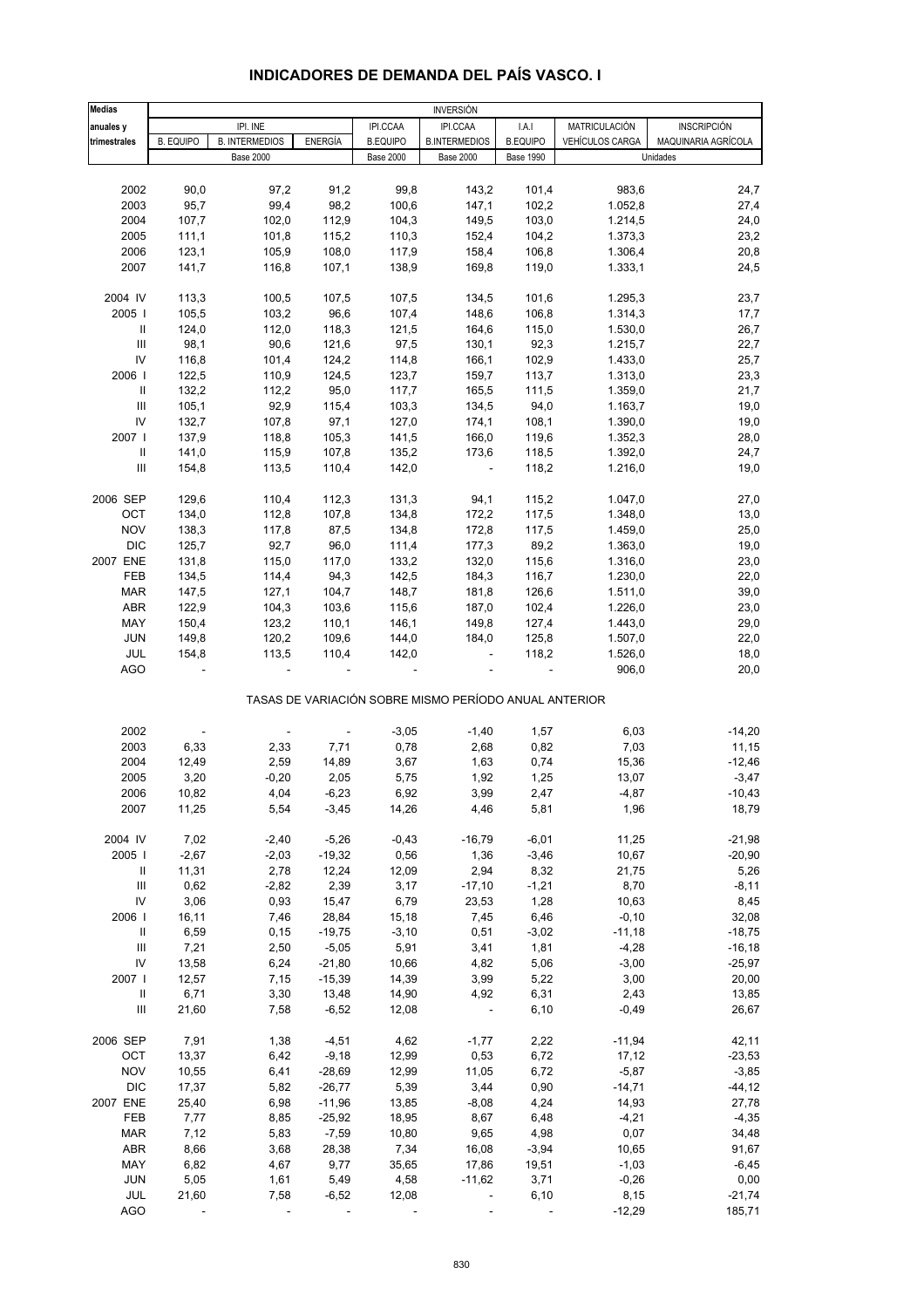# INDICADORES DE DEMANDA DEL PAÍS VASCO. I

| Medias anuales y trimestrales | INVERSIÓN | | | | | | | |
|---|---|---|---|---|---|---|---|---|
| | IPI. INE | | | IPI.CCAA | IPI.CCAA | I.A.I | MATRICULACIÓN | INSCRIPCIÓN |
| | B. EQUIPO | B. INTERMEDIOS | ENERGÍA | B.EQUIPO | B.INTERMEDIOS | B.EQUIPO | VEHÍCULOS CARGA | MAQUINARIA AGRÍCOLA |
| | Base 2000 | | | Base 2000 | Base 2000 | Base 1990 | Unidades | |
| 2002 | 90,0 | 97,2 | 91,2 | 99,8 | 143,2 | 101,4 | 983,6 | 24,7 |
| 2003 | 95,7 | 99,4 | 98,2 | 100,6 | 147,1 | 102,2 | 1.052,8 | 27,4 |
| 2004 | 107,7 | 102,0 | 112,9 | 104,3 | 149,5 | 103,0 | 1.214,5 | 24,0 |
| 2005 | 111,1 | 101,8 | 115,2 | 110,3 | 152,4 | 104,2 | 1.373,3 | 23,2 |
| 2006 | 123,1 | 105,9 | 108,0 | 117,9 | 158,4 | 106,8 | 1.306,4 | 20,8 |
| 2007 | 141,7 | 116,8 | 107,1 | 138,9 | 169,8 | 119,0 | 1.333,1 | 24,5 |
| 2004 IV | 113,3 | 100,5 | 107,5 | 107,5 | 134,5 | 101,6 | 1.295,3 | 23,7 |
| 2005 I | 105,5 | 103,2 | 96,6 | 107,4 | 148,6 | 106,8 | 1.314,3 | 17,7 |
| II | 124,0 | 112,0 | 118,3 | 121,5 | 164,6 | 115,0 | 1.530,0 | 26,7 |
| III | 98,1 | 90,6 | 121,6 | 97,5 | 130,1 | 92,3 | 1.215,7 | 22,7 |
| IV | 116,8 | 101,4 | 124,2 | 114,8 | 166,1 | 102,9 | 1.433,0 | 25,7 |
| 2006 I | 122,5 | 110,9 | 124,5 | 123,7 | 159,7 | 113,7 | 1.313,0 | 23,3 |
| II | 132,2 | 112,2 | 95,0 | 117,7 | 165,5 | 111,5 | 1.359,0 | 21,7 |
| III | 105,1 | 92,9 | 115,4 | 103,3 | 134,5 | 94,0 | 1.163,7 | 19,0 |
| IV | 132,7 | 107,8 | 97,1 | 127,0 | 174,1 | 108,1 | 1.390,0 | 19,0 |
| 2007 I | 137,9 | 118,8 | 105,3 | 141,5 | 166,0 | 119,6 | 1.352,3 | 28,0 |
| II | 141,0 | 115,9 | 107,8 | 135,2 | 173,6 | 118,5 | 1.392,0 | 24,7 |
| III | 154,8 | 113,5 | 110,4 | 142,0 | - | 118,2 | 1.216,0 | 19,0 |
| 2006 SEP | 129,6 | 110,4 | 112,3 | 131,3 | 94,1 | 115,2 | 1.047,0 | 27,0 |
| OCT | 134,0 | 112,8 | 107,8 | 134,8 | 172,2 | 117,5 | 1.348,0 | 13,0 |
| NOV | 138,3 | 117,8 | 87,5 | 134,8 | 172,8 | 117,5 | 1.459,0 | 25,0 |
| DIC | 125,7 | 92,7 | 96,0 | 111,4 | 177,3 | 89,2 | 1.363,0 | 19,0 |
| 2007 ENE | 131,8 | 115,0 | 117,0 | 133,2 | 132,0 | 115,6 | 1.316,0 | 23,0 |
| FEB | 134,5 | 114,4 | 94,3 | 142,5 | 184,3 | 116,7 | 1.230,0 | 22,0 |
| MAR | 147,5 | 127,1 | 104,7 | 148,7 | 181,8 | 126,6 | 1.511,0 | 39,0 |
| ABR | 122,9 | 104,3 | 103,6 | 115,6 | 187,0 | 102,4 | 1.226,0 | 23,0 |
| MAY | 150,4 | 123,2 | 110,1 | 146,1 | 149,8 | 127,4 | 1.443,0 | 29,0 |
| JUN | 149,8 | 120,2 | 109,6 | 144,0 | 184,0 | 125,8 | 1.507,0 | 22,0 |
| JUL | 154,8 | 113,5 | 110,4 | 142,0 | - | 118,2 | 1.526,0 | 18,0 |
| AGO | - | - | - | - | - | - | 906,0 | 20,0 |
| | TASAS DE VARIACIÓN SOBRE MISMO PERÍODO ANUAL ANTERIOR | | | | | | | |
| 2002 | - | - | - | -3,05 | -1,40 | 1,57 | 6,03 | -14,20 |
| 2003 | 6,33 | 2,33 | 7,71 | 0,78 | 2,68 | 0,82 | 7,03 | 11,15 |
| 2004 | 12,49 | 2,59 | 14,89 | 3,67 | 1,63 | 0,74 | 15,36 | -12,46 |
| 2005 | 3,20 | -0,20 | 2,05 | 5,75 | 1,92 | 1,25 | 13,07 | -3,47 |
| 2006 | 10,82 | 4,04 | -6,23 | 6,92 | 3,99 | 2,47 | -4,87 | -10,43 |
| 2007 | 11,25 | 5,54 | -3,45 | 14,26 | 4,46 | 5,81 | 1,96 | 18,79 |
| 2004 IV | 7,02 | -2,40 | -5,26 | -0,43 | -16,79 | -6,01 | 11,25 | -21,98 |
| 2005 I | -2,67 | -2,03 | -19,32 | 0,56 | 1,36 | -3,46 | 10,67 | -20,90 |
| II | 11,31 | 2,78 | 12,24 | 12,09 | 2,94 | 8,32 | 21,75 | 5,26 |
| III | 0,62 | -2,82 | 2,39 | 3,17 | -17,10 | -1,21 | 8,70 | -8,11 |
| IV | 3,06 | 0,93 | 15,47 | 6,79 | 23,53 | 1,28 | 10,63 | 8,45 |
| 2006 I | 16,11 | 7,46 | 28,84 | 15,18 | 7,45 | 6,46 | -0,10 | 32,08 |
| II | 6,59 | 0,15 | -19,75 | -3,10 | 0,51 | -3,02 | -11,18 | -18,75 |
| III | 7,21 | 2,50 | -5,05 | 5,91 | 3,41 | 1,81 | -4,28 | -16,18 |
| IV | 13,58 | 6,24 | -21,80 | 10,66 | 4,82 | 5,06 | -3,00 | -25,97 |
| 2007 I | 12,57 | 7,15 | -15,39 | 14,39 | 3,99 | 5,22 | 3,00 | 20,00 |
| II | 6,71 | 3,30 | 13,48 | 14,90 | 4,92 | 6,31 | 2,43 | 13,85 |
| III | 21,60 | 7,58 | -6,52 | 12,08 | - | 6,10 | -0,49 | 26,67 |
| 2006 SEP | 7,91 | 1,38 | -4,51 | 4,62 | -1,77 | 2,22 | -11,94 | 42,11 |
| OCT | 13,37 | 6,42 | -9,18 | 12,99 | 0,53 | 6,72 | 17,12 | -23,53 |
| NOV | 10,55 | 6,41 | -28,69 | 12,99 | 11,05 | 6,72 | -5,87 | -3,85 |
| DIC | 17,37 | 5,82 | -26,77 | 5,39 | 3,44 | 0,90 | -14,71 | -44,12 |
| 2007 ENE | 25,40 | 6,98 | -11,96 | 13,85 | -8,08 | 4,24 | 14,93 | 27,78 |
| FEB | 7,77 | 8,85 | -25,92 | 18,95 | 8,67 | 6,48 | -4,21 | -4,35 |
| MAR | 7,12 | 5,83 | -7,59 | 10,80 | 9,65 | 4,98 | 0,07 | 34,48 |
| ABR | 8,66 | 3,68 | 28,38 | 7,34 | 16,08 | -3,94 | 10,65 | 91,67 |
| MAY | 6,82 | 4,67 | 9,77 | 35,65 | 17,86 | 19,51 | -1,03 | -6,45 |
| JUN | 5,05 | 1,61 | 5,49 | 4,58 | -11,62 | 3,71 | -0,26 | 0,00 |
| JUL | 21,60 | 7,58 | -6,52 | 12,08 | - | 6,10 | 8,15 | -21,74 |
| AGO | - | - | - | - | - | - | -12,29 | 185,71 |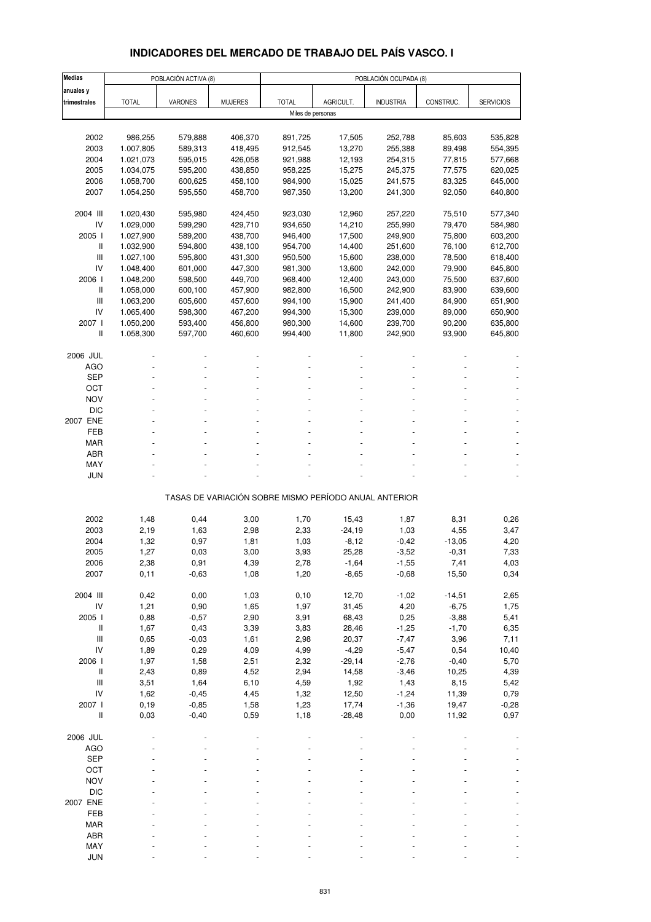# INDICADORES DEL MERCADO DE TRABAJO DEL PAÍS VASCO. I

| Medias anuales y trimestrales | POBLACIÓN ACTIVA (8) | | | POBLACIÓN OCUPADA (8) | | | | |
|---|---|---|---|---|---|---|---|---|
| | TOTAL | VARONES | MUJERES | TOTAL | AGRICULT. | INDUSTRIA | CONSTRUC. | SERVICIOS |
| | Miles de personas | | | | | | | |
| 2002 | 986,255 | 579,888 | 406,370 | 891,725 | 17,505 | 252,788 | 85,603 | 535,828 |
| 2003 | 1.007,805 | 589,313 | 418,495 | 912,545 | 13,270 | 255,388 | 89,498 | 554,395 |
| 2004 | 1.021,073 | 595,015 | 426,058 | 921,988 | 12,193 | 254,315 | 77,815 | 577,668 |
| 2005 | 1.034,075 | 595,200 | 438,850 | 958,225 | 15,275 | 245,375 | 77,575 | 620,025 |
| 2006 | 1.058,700 | 600,625 | 458,100 | 984,900 | 15,025 | 241,575 | 83,325 | 645,000 |
| 2007 | 1.054,250 | 595,550 | 458,700 | 987,350 | 13,200 | 241,300 | 92,050 | 640,800 |
| 2004 III | 1.020,430 | 595,980 | 424,450 | 923,030 | 12,960 | 257,220 | 75,510 | 577,340 |
| IV | 1.029,000 | 599,290 | 429,710 | 934,650 | 14,210 | 255,990 | 79,470 | 584,980 |
| 2005 I | 1.027,900 | 589,200 | 438,700 | 946,400 | 17,500 | 249,900 | 75,800 | 603,200 |
| II | 1.032,900 | 594,800 | 438,100 | 954,700 | 14,400 | 251,600 | 76,100 | 612,700 |
| III | 1.027,100 | 595,800 | 431,300 | 950,500 | 15,600 | 238,000 | 78,500 | 618,400 |
| IV | 1.048,400 | 601,000 | 447,300 | 981,300 | 13,600 | 242,000 | 79,900 | 645,800 |
| 2006 I | 1.048,200 | 598,500 | 449,700 | 968,400 | 12,400 | 243,000 | 75,500 | 637,600 |
| II | 1.058,000 | 600,100 | 457,900 | 982,800 | 16,500 | 242,900 | 83,900 | 639,600 |
| III | 1.063,200 | 605,600 | 457,600 | 994,100 | 15,900 | 241,400 | 84,900 | 651,900 |
| IV | 1.065,400 | 598,300 | 467,200 | 994,300 | 15,300 | 239,000 | 89,000 | 650,900 |
| 2007 I | 1.050,200 | 593,400 | 456,800 | 980,300 | 14,600 | 239,700 | 90,200 | 635,800 |
| II | 1.058,300 | 597,700 | 460,600 | 994,400 | 11,800 | 242,900 | 93,900 | 645,800 |
| 2006 JUL | - | - | - | - | - | - | - | - |
| AGO | - | - | - | - | - | - | - | - |
| SEP | - | - | - | - | - | - | - | - |
| OCT | - | - | - | - | - | - | - | - |
| NOV | - | - | - | - | - | - | - | - |
| DIC | - | - | - | - | - | - | - | - |
| 2007 ENE | - | - | - | - | - | - | - | - |
| FEB | - | - | - | - | - | - | - | - |
| MAR | - | - | - | - | - | - | - | - |
| ABR | - | - | - | - | - | - | - | - |
| MAY | - | - | - | - | - | - | - | - |
| JUN | - | - | - | - | - | - | - | - |
| | TASAS DE VARIACIÓN SOBRE MISMO PERÍODO ANUAL ANTERIOR | | | | | | | |
| 2002 | 1,48 | 0,44 | 3,00 | 1,70 | 15,43 | 1,87 | 8,31 | 0,26 |
| 2003 | 2,19 | 1,63 | 2,98 | 2,33 | -24,19 | 1,03 | 4,55 | 3,47 |
| 2004 | 1,32 | 0,97 | 1,81 | 1,03 | -8,12 | -0,42 | -13,05 | 4,20 |
| 2005 | 1,27 | 0,03 | 3,00 | 3,93 | 25,28 | -3,52 | -0,31 | 7,33 |
| 2006 | 2,38 | 0,91 | 4,39 | 2,78 | -1,64 | -1,55 | 7,41 | 4,03 |
| 2007 | 0,11 | -0,63 | 1,08 | 1,20 | -8,65 | -0,68 | 15,50 | 0,34 |
| 2004 III | 0,42 | 0,00 | 1,03 | 0,10 | 12,70 | -1,02 | -14,51 | 2,65 |
| IV | 1,21 | 0,90 | 1,65 | 1,97 | 31,45 | 4,20 | -6,75 | 1,75 |
| 2005 I | 0,88 | -0,57 | 2,90 | 3,91 | 68,43 | 0,25 | -3,88 | 5,41 |
| II | 1,67 | 0,43 | 3,39 | 3,83 | 28,46 | -1,25 | -1,70 | 6,35 |
| III | 0,65 | -0,03 | 1,61 | 2,98 | 20,37 | -7,47 | 3,96 | 7,11 |
| IV | 1,89 | 0,29 | 4,09 | 4,99 | -4,29 | -5,47 | 0,54 | 10,40 |
| 2006 I | 1,97 | 1,58 | 2,51 | 2,32 | -29,14 | -2,76 | -0,40 | 5,70 |
| II | 2,43 | 0,89 | 4,52 | 2,94 | 14,58 | -3,46 | 10,25 | 4,39 |
| III | 3,51 | 1,64 | 6,10 | 4,59 | 1,92 | 1,43 | 8,15 | 5,42 |
| IV | 1,62 | -0,45 | 4,45 | 1,32 | 12,50 | -1,24 | 11,39 | 0,79 |
| 2007 I | 0,19 | -0,85 | 1,58 | 1,23 | 17,74 | -1,36 | 19,47 | -0,28 |
| II | 0,03 | -0,40 | 0,59 | 1,18 | -28,48 | 0,00 | 11,92 | 0,97 |
| 2006 JUL | - | - | - | - | - | - | - | - |
| AGO | - | - | - | - | - | - | - | - |
| SEP | - | - | - | - | - | - | - | - |
| OCT | - | - | - | - | - | - | - | - |
| NOV | - | - | - | - | - | - | - | - |
| DIC | - | - | - | - | - | - | - | - |
| 2007 ENE | - | - | - | - | - | - | - | - |
| FEB | - | - | - | - | - | - | - | - |
| MAR | - | - | - | - | - | - | - | - |
| ABR | - | - | - | - | - | - | - | - |
| MAY | - | - | - | - | - | - | - | - |
| JUN | - | - | - | - | - | - | - | - |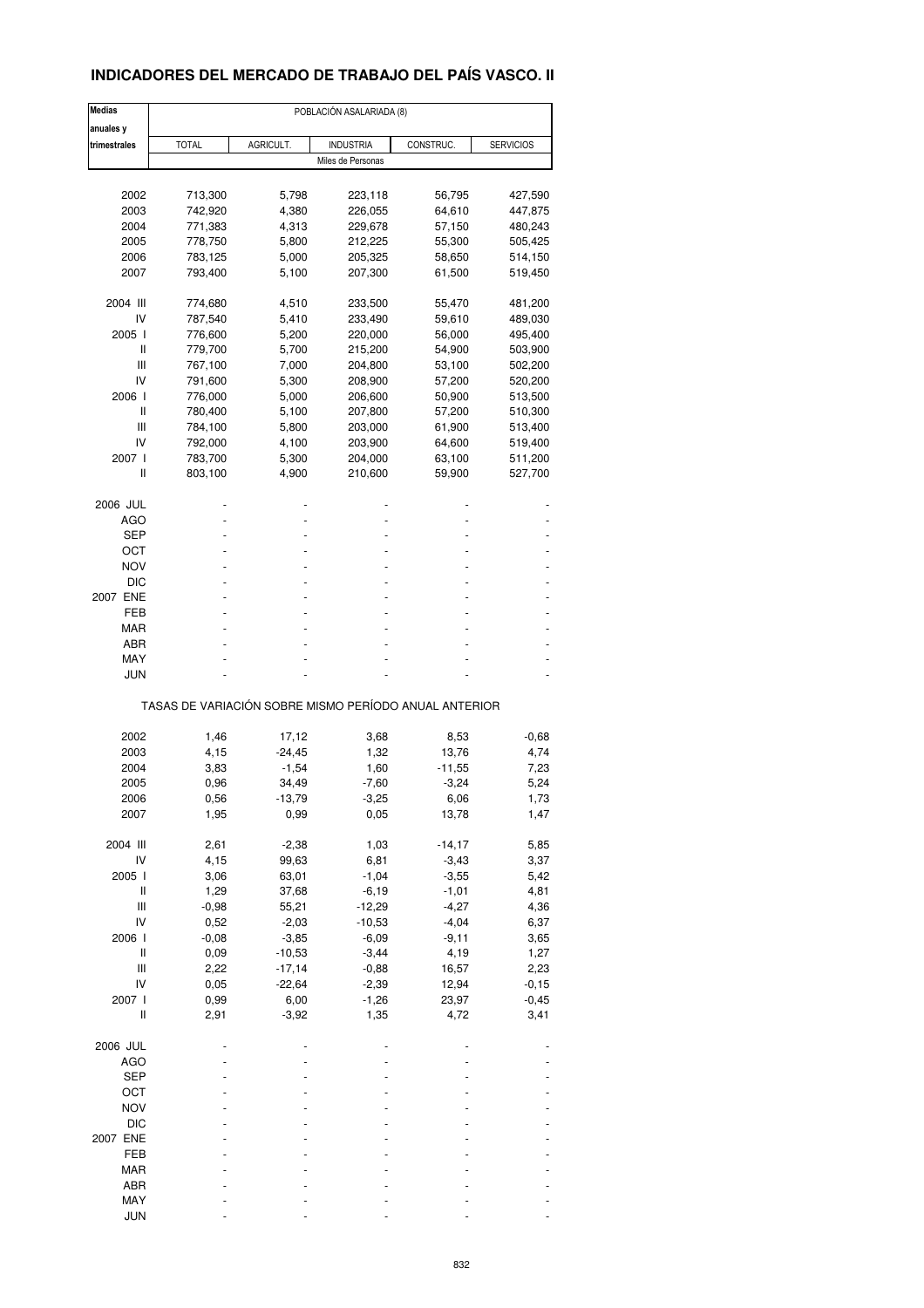## INDICADORES DEL MERCADO DE TRABAJO DEL PAÍS VASCO. II

| Medias anuales y trimestrales | POBLACIÓN ASALARIADA (8) | | | | |
|---|---|---|---|---|---|
| | TOTAL | AGRICULT. | INDUSTRIA | CONSTRUC. | SERVICIOS |
| | Miles de Personas | | | | |
| 2002 | 713,300 | 5,798 | 223,118 | 56,795 | 427,590 |
| 2003 | 742,920 | 4,380 | 226,055 | 64,610 | 447,875 |
| 2004 | 771,383 | 4,313 | 229,678 | 57,150 | 480,243 |
| 2005 | 778,750 | 5,800 | 212,225 | 55,300 | 505,425 |
| 2006 | 783,125 | 5,000 | 205,325 | 58,650 | 514,150 |
| 2007 | 793,400 | 5,100 | 207,300 | 61,500 | 519,450 |
| 2004 III | 774,680 | 4,510 | 233,500 | 55,470 | 481,200 |
| IV | 787,540 | 5,410 | 233,490 | 59,610 | 489,030 |
| 2005 I | 776,600 | 5,200 | 220,000 | 56,000 | 495,400 |
| II | 779,700 | 5,700 | 215,200 | 54,900 | 503,900 |
| III | 767,100 | 7,000 | 204,800 | 53,100 | 502,200 |
| IV | 791,600 | 5,300 | 208,900 | 57,200 | 520,200 |
| 2006 I | 776,000 | 5,000 | 206,600 | 50,900 | 513,500 |
| II | 780,400 | 5,100 | 207,800 | 57,200 | 510,300 |
| III | 784,100 | 5,800 | 203,000 | 61,900 | 513,400 |
| IV | 792,000 | 4,100 | 203,900 | 64,600 | 519,400 |
| 2007 I | 783,700 | 5,300 | 204,000 | 63,100 | 511,200 |
| II | 803,100 | 4,900 | 210,600 | 59,900 | 527,700 |
| 2006 JUL | - | - | - | - | - |
| AGO | - | - | - | - | - |
| SEP | - | - | - | - | - |
| OCT | - | - | - | - | - |
| NOV | - | - | - | - | - |
| DIC | - | - | - | - | - |
| 2007 ENE | - | - | - | - | - |
| FEB | - | - | - | - | - |
| MAR | - | - | - | - | - |
| ABR | - | - | - | - | - |
| MAY | - | - | - | - | - |
| JUN | - | - | - | - | - |
| | TASAS DE VARIACIÓN SOBRE MISMO PERÍODO ANUAL ANTERIOR | | | | |
| 2002 | 1,46 | 17,12 | 3,68 | 8,53 | -0,68 |
| 2003 | 4,15 | -24,45 | 1,32 | 13,76 | 4,74 |
| 2004 | 3,83 | -1,54 | 1,60 | -11,55 | 7,23 |
| 2005 | 0,96 | 34,49 | -7,60 | -3,24 | 5,24 |
| 2006 | 0,56 | -13,79 | -3,25 | 6,06 | 1,73 |
| 2007 | 1,95 | 0,99 | 0,05 | 13,78 | 1,47 |
| 2004 III | 2,61 | -2,38 | 1,03 | -14,17 | 5,85 |
| IV | 4,15 | 99,63 | 6,81 | -3,43 | 3,37 |
| 2005 I | 3,06 | 63,01 | -1,04 | -3,55 | 5,42 |
| II | 1,29 | 37,68 | -6,19 | -1,01 | 4,81 |
| III | -0,98 | 55,21 | -12,29 | -4,27 | 4,36 |
| IV | 0,52 | -2,03 | -10,53 | -4,04 | 6,37 |
| 2006 I | -0,08 | -3,85 | -6,09 | -9,11 | 3,65 |
| II | 0,09 | -10,53 | -3,44 | 4,19 | 1,27 |
| III | 2,22 | -17,14 | -0,88 | 16,57 | 2,23 |
| IV | 0,05 | -22,64 | -2,39 | 12,94 | -0,15 |
| 2007 I | 0,99 | 6,00 | -1,26 | 23,97 | -0,45 |
| II | 2,91 | -3,92 | 1,35 | 4,72 | 3,41 |
| 2006 JUL | - | - | - | - | - |
| AGO | - | - | - | - | - |
| SEP | - | - | - | - | - |
| OCT | - | - | - | - | - |
| NOV | - | - | - | - | - |
| DIC | - | - | - | - | - |
| 2007 ENE | - | - | - | - | - |
| FEB | - | - | - | - | - |
| MAR | - | - | - | - | - |
| ABR | - | - | - | - | - |
| MAY | - | - | - | - | - |
| JUN | - | - | - | - | - |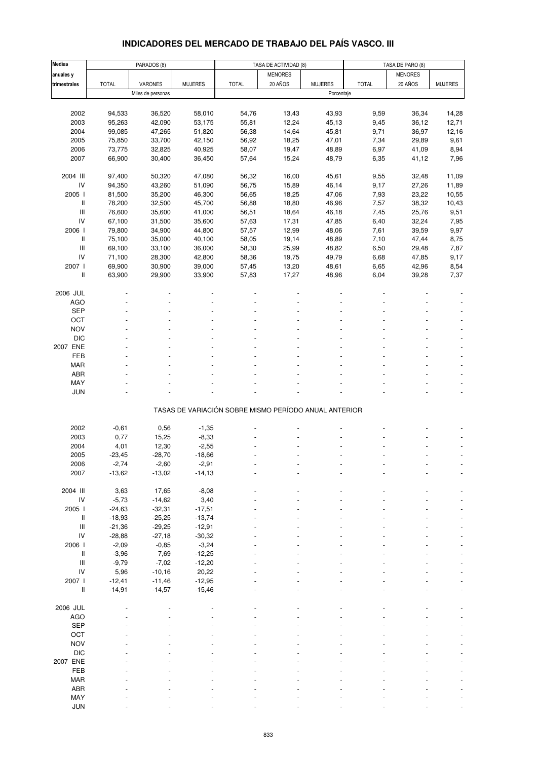# INDICADORES DEL MERCADO DE TRABAJO DEL PAÍS VASCO. III

| Medias anuales y trimestrales | PARADOS (8) | | | TASA DE ACTIVIDAD (8) | | | TASA DE PARO (8) | | |
|---|---|---|---|---|---|---|---|---|---|
| | TOTAL | VARONES | MUJERES | TOTAL | MENORES 20 AÑOS | MUJERES | TOTAL | MENORES 20 AÑOS | MUJERES |
| | Miles de personas | | | Porcentaje | | | | | |
| 2002 | 94,533 | 36,520 | 58,010 | 54,76 | 13,43 | 43,93 | 9,59 | 36,34 | 14,28 |
| 2003 | 95,263 | 42,090 | 53,175 | 55,81 | 12,24 | 45,13 | 9,45 | 36,12 | 12,71 |
| 2004 | 99,085 | 47,265 | 51,820 | 56,38 | 14,64 | 45,81 | 9,71 | 36,97 | 12,16 |
| 2005 | 75,850 | 33,700 | 42,150 | 56,92 | 18,25 | 47,01 | 7,34 | 29,89 | 9,61 |
| 2006 | 73,775 | 32,825 | 40,925 | 58,07 | 19,47 | 48,89 | 6,97 | 41,09 | 8,94 |
| 2007 | 66,900 | 30,400 | 36,450 | 57,64 | 15,24 | 48,79 | 6,35 | 41,12 | 7,96 |
| 2004 III | 97,400 | 50,320 | 47,080 | 56,32 | 16,00 | 45,61 | 9,55 | 32,48 | 11,09 |
| IV | 94,350 | 43,260 | 51,090 | 56,75 | 15,89 | 46,14 | 9,17 | 27,26 | 11,89 |
| 2005 I | 81,500 | 35,200 | 46,300 | 56,65 | 18,25 | 47,06 | 7,93 | 23,22 | 10,55 |
| II | 78,200 | 32,500 | 45,700 | 56,88 | 18,80 | 46,96 | 7,57 | 38,32 | 10,43 |
| III | 76,600 | 35,600 | 41,000 | 56,51 | 18,64 | 46,18 | 7,45 | 25,76 | 9,51 |
| IV | 67,100 | 31,500 | 35,600 | 57,63 | 17,31 | 47,85 | 6,40 | 32,24 | 7,95 |
| 2006 I | 79,800 | 34,900 | 44,800 | 57,57 | 12,99 | 48,06 | 7,61 | 39,59 | 9,97 |
| II | 75,100 | 35,000 | 40,100 | 58,05 | 19,14 | 48,89 | 7,10 | 47,44 | 8,75 |
| III | 69,100 | 33,100 | 36,000 | 58,30 | 25,99 | 48,82 | 6,50 | 29,48 | 7,87 |
| IV | 71,100 | 28,300 | 42,800 | 58,36 | 19,75 | 49,79 | 6,68 | 47,85 | 9,17 |
| 2007 I | 69,900 | 30,900 | 39,000 | 57,45 | 13,20 | 48,61 | 6,65 | 42,96 | 8,54 |
| II | 63,900 | 29,900 | 33,900 | 57,83 | 17,27 | 48,96 | 6,04 | 39,28 | 7,37 |
| 2006 JUL | - | - | - | - | - | - | - | - | - |
| AGO | - | - | - | - | - | - | - | - | - |
| SEP | - | - | - | - | - | - | - | - | - |
| OCT | - | - | - | - | - | - | - | - | - |
| NOV | - | - | - | - | - | - | - | - | - |
| DIC | - | - | - | - | - | - | - | - | - |
| 2007 ENE | - | - | - | - | - | - | - | - | - |
| FEB | - | - | - | - | - | - | - | - | - |
| MAR | - | - | - | - | - | - | - | - | - |
| ABR | - | - | - | - | - | - | - | - | - |
| MAY | - | - | - | - | - | - | - | - | - |
| JUN | - | - | - | - | - | - | - | - | - |
| | TASAS DE VARIACIÓN SOBRE MISMO PERÍODO ANUAL ANTERIOR | | | | | | | | |
| 2002 | -0,61 | 0,56 | -1,35 | - | - | - | - | - | - |
| 2003 | 0,77 | 15,25 | -8,33 | - | - | - | - | - | - |
| 2004 | 4,01 | 12,30 | -2,55 | - | - | - | - | - | - |
| 2005 | -23,45 | -28,70 | -18,66 | - | - | - | - | - | - |
| 2006 | -2,74 | -2,60 | -2,91 | - | - | - | - | - | - |
| 2007 | -13,62 | -13,02 | -14,13 | - | - | - | - | - | - |
| 2004 III | 3,63 | 17,65 | -8,08 | - | - | - | - | - | - |
| IV | -5,73 | -14,62 | 3,40 | - | - | - | - | - | - |
| 2005 I | -24,63 | -32,31 | -17,51 | - | - | - | - | - | - |
| II | -18,93 | -25,25 | -13,74 | - | - | - | - | - | - |
| III | -21,36 | -29,25 | -12,91 | - | - | - | - | - | - |
| IV | -28,88 | -27,18 | -30,32 | - | - | - | - | - | - |
| 2006 I | -2,09 | -0,85 | -3,24 | - | - | - | - | - | - |
| II | -3,96 | 7,69 | -12,25 | - | - | - | - | - | - |
| III | -9,79 | -7,02 | -12,20 | - | - | - | - | - | - |
| IV | 5,96 | -10,16 | 20,22 | - | - | - | - | - | - |
| 2007 I | -12,41 | -11,46 | -12,95 | - | - | - | - | - | - |
| II | -14,91 | -14,57 | -15,46 | - | - | - | - | - | - |
| 2006 JUL | - | - | - | - | - | - | - | - | - |
| AGO | - | - | - | - | - | - | - | - | - |
| SEP | - | - | - | - | - | - | - | - | - |
| OCT | - | - | - | - | - | - | - | - | - |
| NOV | - | - | - | - | - | - | - | - | - |
| DIC | - | - | - | - | - | - | - | - | - |
| 2007 ENE | - | - | - | - | - | - | - | - | - |
| FEB | - | - | - | - | - | - | - | - | - |
| MAR | - | - | - | - | - | - | - | - | - |
| ABR | - | - | - | - | - | - | - | - | - |
| MAY | - | - | - | - | - | - | - | - | - |
| JUN | - | - | - | - | - | - | - | - | - |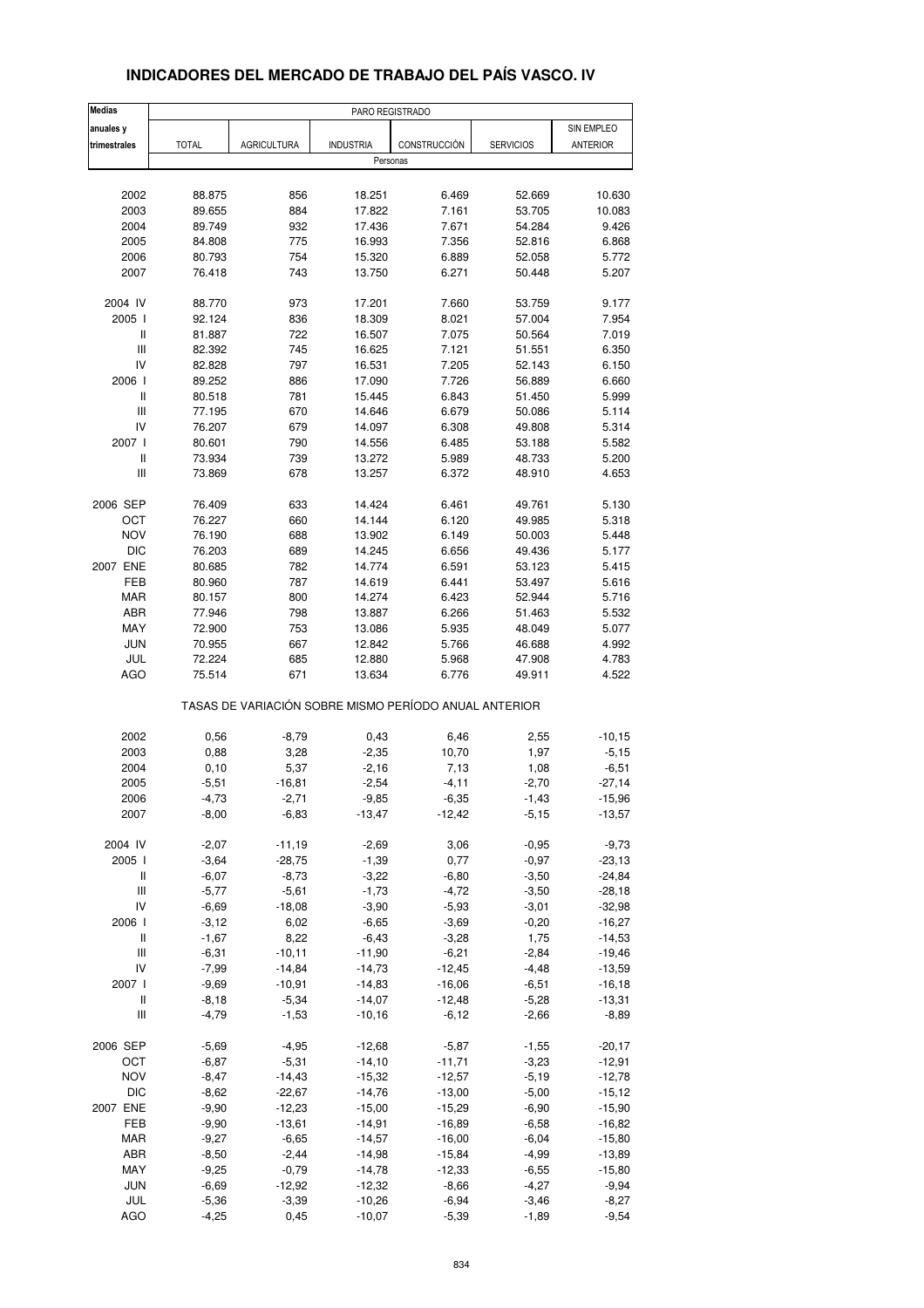## INDICADORES DEL MERCADO DE TRABAJO DEL PAÍS VASCO. IV

| Medias anuales y trimestrales | PARO REGISTRADO | | | | | |
|---|---|---|---|---|---|---|
| | TOTAL | AGRICULTURA | INDUSTRIA | CONSTRUCCIÓN | SERVICIOS | SIN EMPLEO ANTERIOR |
| | Personas | | | | | |
| 2002 | 88.875 | 856 | 18.251 | 6.469 | 52.669 | 10.630 |
| 2003 | 89.655 | 884 | 17.822 | 7.161 | 53.705 | 10.083 |
| 2004 | 89.749 | 932 | 17.436 | 7.671 | 54.284 | 9.426 |
| 2005 | 84.808 | 775 | 16.993 | 7.356 | 52.816 | 6.868 |
| 2006 | 80.793 | 754 | 15.320 | 6.889 | 52.058 | 5.772 |
| 2007 | 76.418 | 743 | 13.750 | 6.271 | 50.448 | 5.207 |
| 2004 IV | 88.770 | 973 | 17.201 | 7.660 | 53.759 | 9.177 |
| 2005 I | 92.124 | 836 | 18.309 | 8.021 | 57.004 | 7.954 |
| II | 81.887 | 722 | 16.507 | 7.075 | 50.564 | 7.019 |
| III | 82.392 | 745 | 16.625 | 7.121 | 51.551 | 6.350 |
| IV | 82.828 | 797 | 16.531 | 7.205 | 52.143 | 6.150 |
| 2006 I | 89.252 | 886 | 17.090 | 7.726 | 56.889 | 6.660 |
| II | 80.518 | 781 | 15.445 | 6.843 | 51.450 | 5.999 |
| III | 77.195 | 670 | 14.646 | 6.679 | 50.086 | 5.114 |
| IV | 76.207 | 679 | 14.097 | 6.308 | 49.808 | 5.314 |
| 2007 I | 80.601 | 790 | 14.556 | 6.485 | 53.188 | 5.582 |
| II | 73.934 | 739 | 13.272 | 5.989 | 48.733 | 5.200 |
| III | 73.869 | 678 | 13.257 | 6.372 | 48.910 | 4.653 |
| 2006 SEP | 76.409 | 633 | 14.424 | 6.461 | 49.761 | 5.130 |
| OCT | 76.227 | 660 | 14.144 | 6.120 | 49.985 | 5.318 |
| NOV | 76.190 | 688 | 13.902 | 6.149 | 50.003 | 5.448 |
| DIC | 76.203 | 689 | 14.245 | 6.656 | 49.436 | 5.177 |
| 2007 ENE | 80.685 | 782 | 14.774 | 6.591 | 53.123 | 5.415 |
| FEB | 80.960 | 787 | 14.619 | 6.441 | 53.497 | 5.616 |
| MAR | 80.157 | 800 | 14.274 | 6.423 | 52.944 | 5.716 |
| ABR | 77.946 | 798 | 13.887 | 6.266 | 51.463 | 5.532 |
| MAY | 72.900 | 753 | 13.086 | 5.935 | 48.049 | 5.077 |
| JUN | 70.955 | 667 | 12.842 | 5.766 | 46.688 | 4.992 |
| JUL | 72.224 | 685 | 12.880 | 5.968 | 47.908 | 4.783 |
| AGO | 75.514 | 671 | 13.634 | 6.776 | 49.911 | 4.522 |
| | TASAS DE VARIACIÓN SOBRE MISMO PERÍODO ANUAL ANTERIOR | | | | | |
| 2002 | 0,56 | -8,79 | 0,43 | 6,46 | 2,55 | -10,15 |
| 2003 | 0,88 | 3,28 | -2,35 | 10,70 | 1,97 | -5,15 |
| 2004 | 0,10 | 5,37 | -2,16 | 7,13 | 1,08 | -6,51 |
| 2005 | -5,51 | -16,81 | -2,54 | -4,11 | -2,70 | -27,14 |
| 2006 | -4,73 | -2,71 | -9,85 | -6,35 | -1,43 | -15,96 |
| 2007 | -8,00 | -6,83 | -13,47 | -12,42 | -5,15 | -13,57 |
| 2004 IV | -2,07 | -11,19 | -2,69 | 3,06 | -0,95 | -9,73 |
| 2005 I | -3,64 | -28,75 | -1,39 | 0,77 | -0,97 | -23,13 |
| II | -6,07 | -8,73 | -3,22 | -6,80 | -3,50 | -24,84 |
| III | -5,77 | -5,61 | -1,73 | -4,72 | -3,50 | -28,18 |
| IV | -6,69 | -18,08 | -3,90 | -5,93 | -3,01 | -32,98 |
| 2006 I | -3,12 | 6,02 | -6,65 | -3,69 | -0,20 | -16,27 |
| II | -1,67 | 8,22 | -6,43 | -3,28 | 1,75 | -14,53 |
| III | -6,31 | -10,11 | -11,90 | -6,21 | -2,84 | -19,46 |
| IV | -7,99 | -14,84 | -14,73 | -12,45 | -4,48 | -13,59 |
| 2007 I | -9,69 | -10,91 | -14,83 | -16,06 | -6,51 | -16,18 |
| II | -8,18 | -5,34 | -14,07 | -12,48 | -5,28 | -13,31 |
| III | -4,79 | -1,53 | -10,16 | -6,12 | -2,66 | -8,89 |
| 2006 SEP | -5,69 | -4,95 | -12,68 | -5,87 | -1,55 | -20,17 |
| OCT | -6,87 | -5,31 | -14,10 | -11,71 | -3,23 | -12,91 |
| NOV | -8,47 | -14,43 | -15,32 | -12,57 | -5,19 | -12,78 |
| DIC | -8,62 | -22,67 | -14,76 | -13,00 | -5,00 | -15,12 |
| 2007 ENE | -9,90 | -12,23 | -15,00 | -15,29 | -6,90 | -15,90 |
| FEB | -9,90 | -13,61 | -14,91 | -16,89 | -6,58 | -16,82 |
| MAR | -9,27 | -6,65 | -14,57 | -16,00 | -6,04 | -15,80 |
| ABR | -8,50 | -2,44 | -14,98 | -15,84 | -4,99 | -13,89 |
| MAY | -9,25 | -0,79 | -14,78 | -12,33 | -6,55 | -15,80 |
| JUN | -6,69 | -12,92 | -12,32 | -8,66 | -4,27 | -9,94 |
| JUL | -5,36 | -3,39 | -10,26 | -6,94 | -3,46 | -8,27 |
| AGO | -4,25 | 0,45 | -10,07 | -5,39 | -1,89 | -9,54 |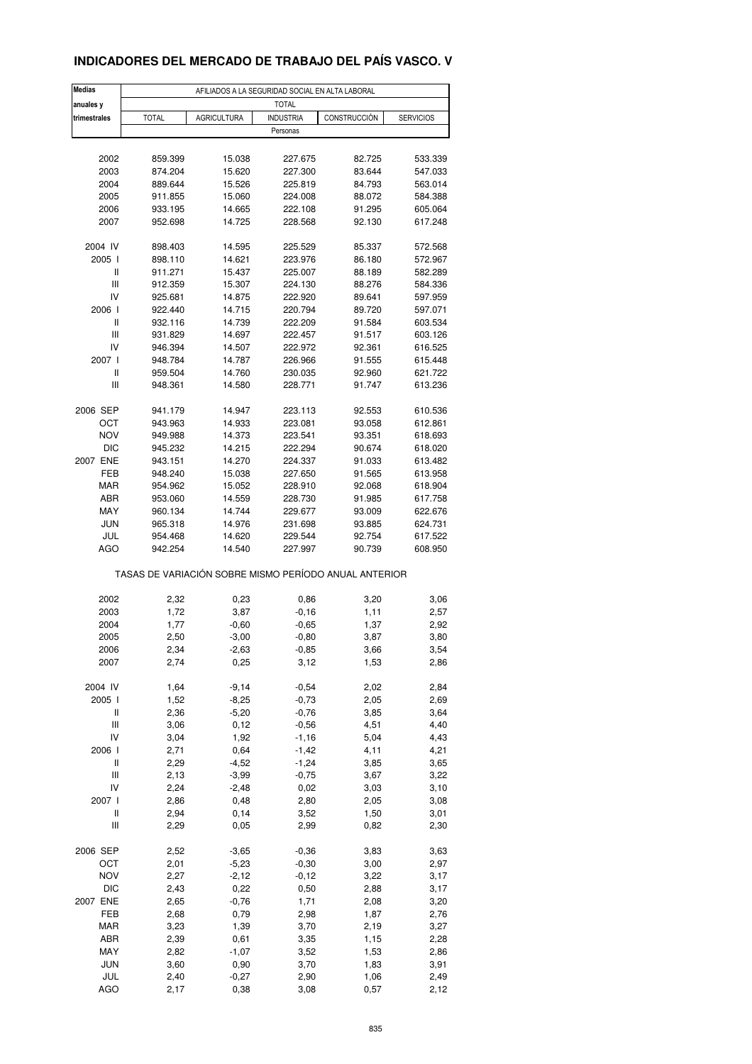# INDICADORES DEL MERCADO DE TRABAJO DEL PAÍS VASCO. V

| Medias anuales y trimestrales | AFILIADOS A LA SEGURIDAD SOCIAL EN ALTA LABORAL | | | | |
|---|---|---|---|---|---|
| | TOTAL | | | | |
| | TOTAL | AGRICULTURA | INDUSTRIA | CONSTRUCCIÓN | SERVICIOS |
| | Personas | | | | |
| 2002 | 859.399 | 15.038 | 227.675 | 82.725 | 533.339 |
| 2003 | 874.204 | 15.620 | 227.300 | 83.644 | 547.033 |
| 2004 | 889.644 | 15.526 | 225.819 | 84.793 | 563.014 |
| 2005 | 911.855 | 15.060 | 224.008 | 88.072 | 584.388 |
| 2006 | 933.195 | 14.665 | 222.108 | 91.295 | 605.064 |
| 2007 | 952.698 | 14.725 | 228.568 | 92.130 | 617.248 |
| 2004 IV | 898.403 | 14.595 | 225.529 | 85.337 | 572.568 |
| 2005 I | 898.110 | 14.621 | 223.976 | 86.180 | 572.967 |
| II | 911.271 | 15.437 | 225.007 | 88.189 | 582.289 |
| III | 912.359 | 15.307 | 224.130 | 88.276 | 584.336 |
| IV | 925.681 | 14.875 | 222.920 | 89.641 | 597.959 |
| 2006 I | 922.440 | 14.715 | 220.794 | 89.720 | 597.071 |
| II | 932.116 | 14.739 | 222.209 | 91.584 | 603.534 |
| III | 931.829 | 14.697 | 222.457 | 91.517 | 603.126 |
| IV | 946.394 | 14.507 | 222.972 | 92.361 | 616.525 |
| 2007 I | 948.784 | 14.787 | 226.966 | 91.555 | 615.448 |
| II | 959.504 | 14.760 | 230.035 | 92.960 | 621.722 |
| III | 948.361 | 14.580 | 228.771 | 91.747 | 613.236 |
| 2006 SEP | 941.179 | 14.947 | 223.113 | 92.553 | 610.536 |
| OCT | 943.963 | 14.933 | 223.081 | 93.058 | 612.861 |
| NOV | 949.988 | 14.373 | 223.541 | 93.351 | 618.693 |
| DIC | 945.232 | 14.215 | 222.294 | 90.674 | 618.020 |
| 2007 ENE | 943.151 | 14.270 | 224.337 | 91.033 | 613.482 |
| FEB | 948.240 | 15.038 | 227.650 | 91.565 | 613.958 |
| MAR | 954.962 | 15.052 | 228.910 | 92.068 | 618.904 |
| ABR | 953.060 | 14.559 | 228.730 | 91.985 | 617.758 |
| MAY | 960.134 | 14.744 | 229.677 | 93.009 | 622.676 |
| JUN | 965.318 | 14.976 | 231.698 | 93.885 | 624.731 |
| JUL | 954.468 | 14.620 | 229.544 | 92.754 | 617.522 |
| AGO | 942.254 | 14.540 | 227.997 | 90.739 | 608.950 |
| | TASAS DE VARIACIÓN SOBRE MISMO PERÍODO ANUAL ANTERIOR | | | | |
| 2002 | 2,32 | 0,23 | 0,86 | 3,20 | 3,06 |
| 2003 | 1,72 | 3,87 | -0,16 | 1,11 | 2,57 |
| 2004 | 1,77 | -0,60 | -0,65 | 1,37 | 2,92 |
| 2005 | 2,50 | -3,00 | -0,80 | 3,87 | 3,80 |
| 2006 | 2,34 | -2,63 | -0,85 | 3,66 | 3,54 |
| 2007 | 2,74 | 0,25 | 3,12 | 1,53 | 2,86 |
| 2004 IV | 1,64 | -9,14 | -0,54 | 2,02 | 2,84 |
| 2005 I | 1,52 | -8,25 | -0,73 | 2,05 | 2,69 |
| II | 2,36 | -5,20 | -0,76 | 3,85 | 3,64 |
| III | 3,06 | 0,12 | -0,56 | 4,51 | 4,40 |
| IV | 3,04 | 1,92 | -1,16 | 5,04 | 4,43 |
| 2006 I | 2,71 | 0,64 | -1,42 | 4,11 | 4,21 |
| II | 2,29 | -4,52 | -1,24 | 3,85 | 3,65 |
| III | 2,13 | -3,99 | -0,75 | 3,67 | 3,22 |
| IV | 2,24 | -2,48 | 0,02 | 3,03 | 3,10 |
| 2007 I | 2,86 | 0,48 | 2,80 | 2,05 | 3,08 |
| II | 2,94 | 0,14 | 3,52 | 1,50 | 3,01 |
| III | 2,29 | 0,05 | 2,99 | 0,82 | 2,30 |
| 2006 SEP | 2,52 | -3,65 | -0,36 | 3,83 | 3,63 |
| OCT | 2,01 | -5,23 | -0,30 | 3,00 | 2,97 |
| NOV | 2,27 | -2,12 | -0,12 | 3,22 | 3,17 |
| DIC | 2,43 | 0,22 | 0,50 | 2,88 | 3,17 |
| 2007 ENE | 2,65 | -0,76 | 1,71 | 2,08 | 3,20 |
| FEB | 2,68 | 0,79 | 2,98 | 1,87 | 2,76 |
| MAR | 3,23 | 1,39 | 3,70 | 2,19 | 3,27 |
| ABR | 2,39 | 0,61 | 3,35 | 1,15 | 2,28 |
| MAY | 2,82 | -1,07 | 3,52 | 1,53 | 2,86 |
| JUN | 3,60 | 0,90 | 3,70 | 1,83 | 3,91 |
| JUL | 2,40 | -0,27 | 2,90 | 1,06 | 2,49 |
| AGO | 2,17 | 0,38 | 3,08 | 0,57 | 2,12 |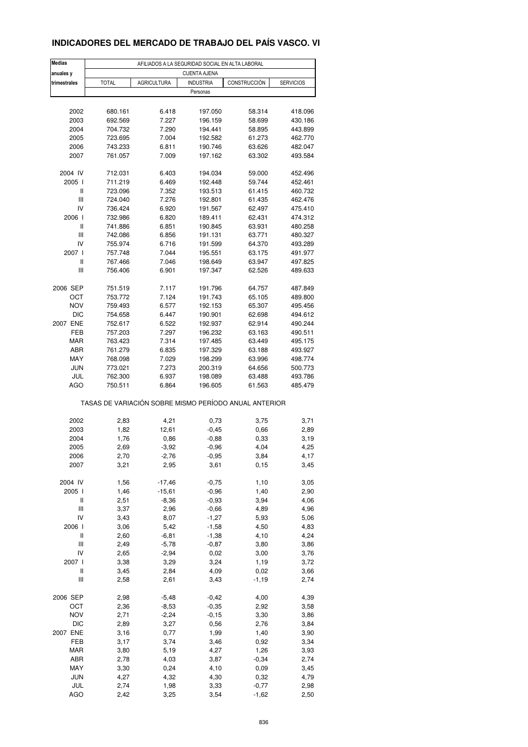# INDICADORES DEL MERCADO DE TRABAJO DEL PAÍS VASCO. VI

| Medias anuales y trimestrales | AFILIADOS A LA SEGURIDAD SOCIAL EN ALTA LABORAL | | | | |
|---|---|---|---|---|---|
| | CUENTA AJENA | | | | |
| | TOTAL | AGRICULTURA | INDUSTRIA | CONSTRUCCIÓN | SERVICIOS |
| | Personas | | | | |
| 2002 | 680.161 | 6.418 | 197.050 | 58.314 | 418.096 |
| 2003 | 692.569 | 7.227 | 196.159 | 58.699 | 430.186 |
| 2004 | 704.732 | 7.290 | 194.441 | 58.895 | 443.899 |
| 2005 | 723.695 | 7.004 | 192.582 | 61.273 | 462.770 |
| 2006 | 743.233 | 6.811 | 190.746 | 63.626 | 482.047 |
| 2007 | 761.057 | 7.009 | 197.162 | 63.302 | 493.584 |
| 2004 IV | 712.031 | 6.403 | 194.034 | 59.000 | 452.496 |
| 2005 I | 711.219 | 6.469 | 192.448 | 59.744 | 452.461 |
| II | 723.096 | 7.352 | 193.513 | 61.415 | 460.732 |
| III | 724.040 | 7.276 | 192.801 | 61.435 | 462.476 |
| IV | 736.424 | 6.920 | 191.567 | 62.497 | 475.410 |
| 2006 I | 732.986 | 6.820 | 189.411 | 62.431 | 474.312 |
| II | 741.886 | 6.851 | 190.845 | 63.931 | 480.258 |
| III | 742.086 | 6.856 | 191.131 | 63.771 | 480.327 |
| IV | 755.974 | 6.716 | 191.599 | 64.370 | 493.289 |
| 2007 I | 757.748 | 7.044 | 195.551 | 63.175 | 491.977 |
| II | 767.466 | 7.046 | 198.649 | 63.947 | 497.825 |
| III | 756.406 | 6.901 | 197.347 | 62.526 | 489.633 |
| 2006 SEP | 751.519 | 7.117 | 191.796 | 64.757 | 487.849 |
| OCT | 753.772 | 7.124 | 191.743 | 65.105 | 489.800 |
| NOV | 759.493 | 6.577 | 192.153 | 65.307 | 495.456 |
| DIC | 754.658 | 6.447 | 190.901 | 62.698 | 494.612 |
| 2007 ENE | 752.617 | 6.522 | 192.937 | 62.914 | 490.244 |
| FEB | 757.203 | 7.297 | 196.232 | 63.163 | 490.511 |
| MAR | 763.423 | 7.314 | 197.485 | 63.449 | 495.175 |
| ABR | 761.279 | 6.835 | 197.329 | 63.188 | 493.927 |
| MAY | 768.098 | 7.029 | 198.299 | 63.996 | 498.774 |
| JUN | 773.021 | 7.273 | 200.319 | 64.656 | 500.773 |
| JUL | 762.300 | 6.937 | 198.089 | 63.488 | 493.786 |
| AGO | 750.511 | 6.864 | 196.605 | 61.563 | 485.479 |
| | TASAS DE VARIACIÓN SOBRE MISMO PERÍODO ANUAL ANTERIOR | | | | |
| 2002 | 2,83 | 4,21 | 0,73 | 3,75 | 3,71 |
| 2003 | 1,82 | 12,61 | -0,45 | 0,66 | 2,89 |
| 2004 | 1,76 | 0,86 | -0,88 | 0,33 | 3,19 |
| 2005 | 2,69 | -3,92 | -0,96 | 4,04 | 4,25 |
| 2006 | 2,70 | -2,76 | -0,95 | 3,84 | 4,17 |
| 2007 | 3,21 | 2,95 | 3,61 | 0,15 | 3,45 |
| 2004 IV | 1,56 | -17,46 | -0,75 | 1,10 | 3,05 |
| 2005 I | 1,46 | -15,61 | -0,96 | 1,40 | 2,90 |
| II | 2,51 | -8,36 | -0,93 | 3,94 | 4,06 |
| III | 3,37 | 2,96 | -0,66 | 4,89 | 4,96 |
| IV | 3,43 | 8,07 | -1,27 | 5,93 | 5,06 |
| 2006 I | 3,06 | 5,42 | -1,58 | 4,50 | 4,83 |
| II | 2,60 | -6,81 | -1,38 | 4,10 | 4,24 |
| III | 2,49 | -5,78 | -0,87 | 3,80 | 3,86 |
| IV | 2,65 | -2,94 | 0,02 | 3,00 | 3,76 |
| 2007 I | 3,38 | 3,29 | 3,24 | 1,19 | 3,72 |
| II | 3,45 | 2,84 | 4,09 | 0,02 | 3,66 |
| III | 2,58 | 2,61 | 3,43 | -1,19 | 2,74 |
| 2006 SEP | 2,98 | -5,48 | -0,42 | 4,00 | 4,39 |
| OCT | 2,36 | -8,53 | -0,35 | 2,92 | 3,58 |
| NOV | 2,71 | -2,24 | -0,15 | 3,30 | 3,86 |
| DIC | 2,89 | 3,27 | 0,56 | 2,76 | 3,84 |
| 2007 ENE | 3,16 | 0,77 | 1,99 | 1,40 | 3,90 |
| FEB | 3,17 | 3,74 | 3,46 | 0,92 | 3,34 |
| MAR | 3,80 | 5,19 | 4,27 | 1,26 | 3,93 |
| ABR | 2,78 | 4,03 | 3,87 | -0,34 | 2,74 |
| MAY | 3,30 | 0,24 | 4,10 | 0,09 | 3,45 |
| JUN | 4,27 | 4,32 | 4,30 | 0,32 | 4,79 |
| JUL | 2,74 | 1,98 | 3,33 | -0,77 | 2,98 |
| AGO | 2,42 | 3,25 | 3,54 | -1,62 | 2,50 |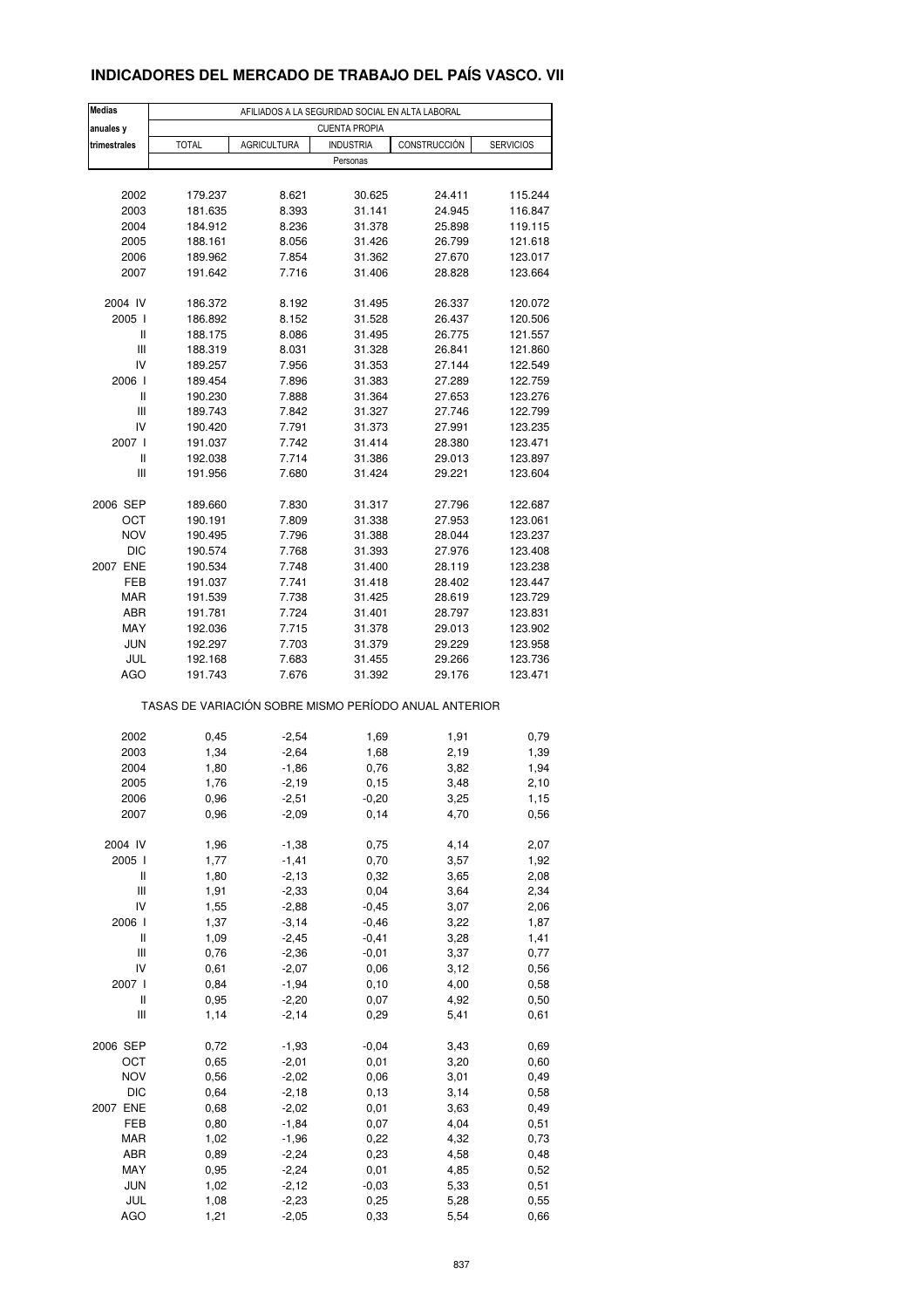# INDICADORES DEL MERCADO DE TRABAJO DEL PAÍS VASCO. VII

| Medias anuales y trimestrales | AFILIADOS A LA SEGURIDAD SOCIAL EN ALTA LABORAL | | | | |
|---|---|---|---|---|---|
| | CUENTA PROPIA | | | | |
| | TOTAL | AGRICULTURA | INDUSTRIA | CONSTRUCCIÓN | SERVICIOS |
| | Personas | | | | |
| 2002 | 179.237 | 8.621 | 30.625 | 24.411 | 115.244 |
| 2003 | 181.635 | 8.393 | 31.141 | 24.945 | 116.847 |
| 2004 | 184.912 | 8.236 | 31.378 | 25.898 | 119.115 |
| 2005 | 188.161 | 8.056 | 31.426 | 26.799 | 121.618 |
| 2006 | 189.962 | 7.854 | 31.362 | 27.670 | 123.017 |
| 2007 | 191.642 | 7.716 | 31.406 | 28.828 | 123.664 |
| 2004 IV | 186.372 | 8.192 | 31.495 | 26.337 | 120.072 |
| 2005 I | 186.892 | 8.152 | 31.528 | 26.437 | 120.506 |
| II | 188.175 | 8.086 | 31.495 | 26.775 | 121.557 |
| III | 188.319 | 8.031 | 31.328 | 26.841 | 121.860 |
| IV | 189.257 | 7.956 | 31.353 | 27.144 | 122.549 |
| 2006 I | 189.454 | 7.896 | 31.383 | 27.289 | 122.759 |
| II | 190.230 | 7.888 | 31.364 | 27.653 | 123.276 |
| III | 189.743 | 7.842 | 31.327 | 27.746 | 122.799 |
| IV | 190.420 | 7.791 | 31.373 | 27.991 | 123.235 |
| 2007 I | 191.037 | 7.742 | 31.414 | 28.380 | 123.471 |
| II | 192.038 | 7.714 | 31.386 | 29.013 | 123.897 |
| III | 191.956 | 7.680 | 31.424 | 29.221 | 123.604 |
| 2006 SEP | 189.660 | 7.830 | 31.317 | 27.796 | 122.687 |
| OCT | 190.191 | 7.809 | 31.338 | 27.953 | 123.061 |
| NOV | 190.495 | 7.796 | 31.388 | 28.044 | 123.237 |
| DIC | 190.574 | 7.768 | 31.393 | 27.976 | 123.408 |
| 2007 ENE | 190.534 | 7.748 | 31.400 | 28.119 | 123.238 |
| FEB | 191.037 | 7.741 | 31.418 | 28.402 | 123.447 |
| MAR | 191.539 | 7.738 | 31.425 | 28.619 | 123.729 |
| ABR | 191.781 | 7.724 | 31.401 | 28.797 | 123.831 |
| MAY | 192.036 | 7.715 | 31.378 | 29.013 | 123.902 |
| JUN | 192.297 | 7.703 | 31.379 | 29.229 | 123.958 |
| JUL | 192.168 | 7.683 | 31.455 | 29.266 | 123.736 |
| AGO | 191.743 | 7.676 | 31.392 | 29.176 | 123.471 |
| | TASAS DE VARIACIÓN SOBRE MISMO PERÍODO ANUAL ANTERIOR | | | | |
| 2002 | 0,45 | -2,54 | 1,69 | 1,91 | 0,79 |
| 2003 | 1,34 | -2,64 | 1,68 | 2,19 | 1,39 |
| 2004 | 1,80 | -1,86 | 0,76 | 3,82 | 1,94 |
| 2005 | 1,76 | -2,19 | 0,15 | 3,48 | 2,10 |
| 2006 | 0,96 | -2,51 | -0,20 | 3,25 | 1,15 |
| 2007 | 0,96 | -2,09 | 0,14 | 4,70 | 0,56 |
| 2004 IV | 1,96 | -1,38 | 0,75 | 4,14 | 2,07 |
| 2005 I | 1,77 | -1,41 | 0,70 | 3,57 | 1,92 |
| II | 1,80 | -2,13 | 0,32 | 3,65 | 2,08 |
| III | 1,91 | -2,33 | 0,04 | 3,64 | 2,34 |
| IV | 1,55 | -2,88 | -0,45 | 3,07 | 2,06 |
| 2006 I | 1,37 | -3,14 | -0,46 | 3,22 | 1,87 |
| II | 1,09 | -2,45 | -0,41 | 3,28 | 1,41 |
| III | 0,76 | -2,36 | -0,01 | 3,37 | 0,77 |
| IV | 0,61 | -2,07 | 0,06 | 3,12 | 0,56 |
| 2007 I | 0,84 | -1,94 | 0,10 | 4,00 | 0,58 |
| II | 0,95 | -2,20 | 0,07 | 4,92 | 0,50 |
| III | 1,14 | -2,14 | 0,29 | 5,41 | 0,61 |
| 2006 SEP | 0,72 | -1,93 | -0,04 | 3,43 | 0,69 |
| OCT | 0,65 | -2,01 | 0,01 | 3,20 | 0,60 |
| NOV | 0,56 | -2,02 | 0,06 | 3,01 | 0,49 |
| DIC | 0,64 | -2,18 | 0,13 | 3,14 | 0,58 |
| 2007 ENE | 0,68 | -2,02 | 0,01 | 3,63 | 0,49 |
| FEB | 0,80 | -1,84 | 0,07 | 4,04 | 0,51 |
| MAR | 1,02 | -1,96 | 0,22 | 4,32 | 0,73 |
| ABR | 0,89 | -2,24 | 0,23 | 4,58 | 0,48 |
| MAY | 0,95 | -2,24 | 0,01 | 4,85 | 0,52 |
| JUN | 1,02 | -2,12 | -0,03 | 5,33 | 0,51 |
| JUL | 1,08 | -2,23 | 0,25 | 5,28 | 0,55 |
| AGO | 1,21 | -2,05 | 0,33 | 5,54 | 0,66 |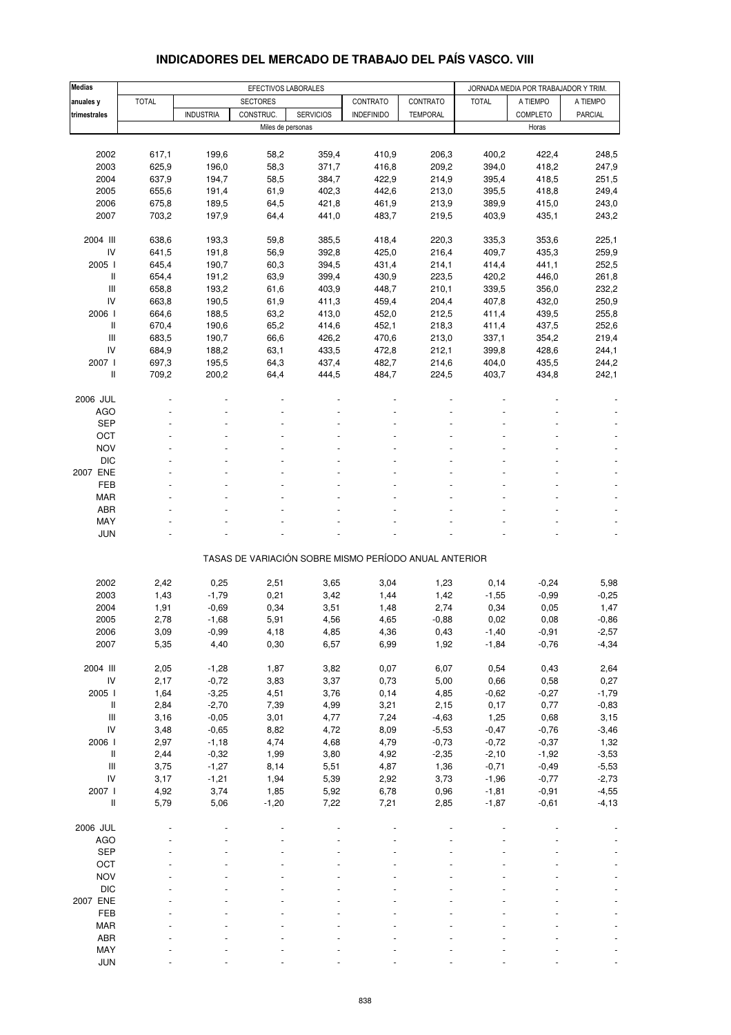# INDICADORES DEL MERCADO DE TRABAJO DEL PAÍS VASCO. VIII

| Medias anuales y trimestrales | EFECTIVOS LABORALES | | | | | | JORNADA MEDIA POR TRABAJADOR Y TRIM. | | |
|---|---|---|---|---|---|---|---|---|---|
| | TOTAL | SECTORES | | | CONTRATO | CONTRATO | TOTAL | A TIEMPO | A TIEMPO |
| | | INDUSTRIA | CONSTRUC. | SERVICIOS | INDEFINIDO | TEMPORAL | | COMPLETO | PARCIAL |
| | Miles de personas | | | | | | Horas | | |
| 2002 | 617,1 | 199,6 | 58,2 | 359,4 | 410,9 | 206,3 | 400,2 | 422,4 | 248,5 |
| 2003 | 625,9 | 196,0 | 58,3 | 371,7 | 416,8 | 209,2 | 394,0 | 418,2 | 247,9 |
| 2004 | 637,9 | 194,7 | 58,5 | 384,7 | 422,9 | 214,9 | 395,4 | 418,5 | 251,5 |
| 2005 | 655,6 | 191,4 | 61,9 | 402,3 | 442,6 | 213,0 | 395,5 | 418,8 | 249,4 |
| 2006 | 675,8 | 189,5 | 64,5 | 421,8 | 461,9 | 213,9 | 389,9 | 415,0 | 243,0 |
| 2007 | 703,2 | 197,9 | 64,4 | 441,0 | 483,7 | 219,5 | 403,9 | 435,1 | 243,2 |
| 2004 III | 638,6 | 193,3 | 59,8 | 385,5 | 418,4 | 220,3 | 335,3 | 353,6 | 225,1 |
| IV | 641,5 | 191,8 | 56,9 | 392,8 | 425,0 | 216,4 | 409,7 | 435,3 | 259,9 |
| 2005 I | 645,4 | 190,7 | 60,3 | 394,5 | 431,4 | 214,1 | 414,4 | 441,1 | 252,5 |
| II | 654,4 | 191,2 | 63,9 | 399,4 | 430,9 | 223,5 | 420,2 | 446,0 | 261,8 |
| III | 658,8 | 193,2 | 61,6 | 403,9 | 448,7 | 210,1 | 339,5 | 356,0 | 232,2 |
| IV | 663,8 | 190,5 | 61,9 | 411,3 | 459,4 | 204,4 | 407,8 | 432,0 | 250,9 |
| 2006 I | 664,6 | 188,5 | 63,2 | 413,0 | 452,0 | 212,5 | 411,4 | 439,5 | 255,8 |
| II | 670,4 | 190,6 | 65,2 | 414,6 | 452,1 | 218,3 | 411,4 | 437,5 | 252,6 |
| III | 683,5 | 190,7 | 66,6 | 426,2 | 470,6 | 213,0 | 337,1 | 354,2 | 219,4 |
| IV | 684,9 | 188,2 | 63,1 | 433,5 | 472,8 | 212,1 | 399,8 | 428,6 | 244,1 |
| 2007 I | 697,3 | 195,5 | 64,3 | 437,4 | 482,7 | 214,6 | 404,0 | 435,5 | 244,2 |
| II | 709,2 | 200,2 | 64,4 | 444,5 | 484,7 | 224,5 | 403,7 | 434,8 | 242,1 |
| 2006 JUL | - | - | - | - | - | - | - | - | - |
| AGO | - | - | - | - | - | - | - | - | - |
| SEP | - | - | - | - | - | - | - | - | - |
| OCT | - | - | - | - | - | - | - | - | - |
| NOV | - | - | - | - | - | - | - | - | - |
| DIC | - | - | - | - | - | - | - | - | - |
| 2007 ENE | - | - | - | - | - | - | - | - | - |
| FEB | - | - | - | - | - | - | - | - | - |
| MAR | - | - | - | - | - | - | - | - | - |
| ABR | - | - | - | - | - | - | - | - | - |
| MAY | - | - | - | - | - | - | - | - | - |
| JUN | - | - | - | - | - | - | - | - | - |
| | TASAS DE VARIACIÓN SOBRE MISMO PERÍODO ANUAL ANTERIOR | | | | | | | | |
| 2002 | 2,42 | 0,25 | 2,51 | 3,65 | 3,04 | 1,23 | 0,14 | -0,24 | 5,98 |
| 2003 | 1,43 | -1,79 | 0,21 | 3,42 | 1,44 | 1,42 | -1,55 | -0,99 | -0,25 |
| 2004 | 1,91 | -0,69 | 0,34 | 3,51 | 1,48 | 2,74 | 0,34 | 0,05 | 1,47 |
| 2005 | 2,78 | -1,68 | 5,91 | 4,56 | 4,65 | -0,88 | 0,02 | 0,08 | -0,86 |
| 2006 | 3,09 | -0,99 | 4,18 | 4,85 | 4,36 | 0,43 | -1,40 | -0,91 | -2,57 |
| 2007 | 5,35 | 4,40 | 0,30 | 6,57 | 6,99 | 1,92 | -1,84 | -0,76 | -4,34 |
| 2004 III | 2,05 | -1,28 | 1,87 | 3,82 | 0,07 | 6,07 | 0,54 | 0,43 | 2,64 |
| IV | 2,17 | -0,72 | 3,83 | 3,37 | 0,73 | 5,00 | 0,66 | 0,58 | 0,27 |
| 2005 I | 1,64 | -3,25 | 4,51 | 3,76 | 0,14 | 4,85 | -0,62 | -0,27 | -1,79 |
| II | 2,84 | -2,70 | 7,39 | 4,99 | 3,21 | 2,15 | 0,17 | 0,77 | -0,83 |
| III | 3,16 | -0,05 | 3,01 | 4,77 | 7,24 | -4,63 | 1,25 | 0,68 | 3,15 |
| IV | 3,48 | -0,65 | 8,82 | 4,72 | 8,09 | -5,53 | -0,47 | -0,76 | -3,46 |
| 2006 I | 2,97 | -1,18 | 4,74 | 4,68 | 4,79 | -0,73 | -0,72 | -0,37 | 1,32 |
| II | 2,44 | -0,32 | 1,99 | 3,80 | 4,92 | -2,35 | -2,10 | -1,92 | -3,53 |
| III | 3,75 | -1,27 | 8,14 | 5,51 | 4,87 | 1,36 | -0,71 | -0,49 | -5,53 |
| IV | 3,17 | -1,21 | 1,94 | 5,39 | 2,92 | 3,73 | -1,96 | -0,77 | -2,73 |
| 2007 I | 4,92 | 3,74 | 1,85 | 5,92 | 6,78 | 0,96 | -1,81 | -0,91 | -4,55 |
| II | 5,79 | 5,06 | -1,20 | 7,22 | 7,21 | 2,85 | -1,87 | -0,61 | -4,13 |
| 2006 JUL | - | - | - | - | - | - | - | - | - |
| AGO | - | - | - | - | - | - | - | - | - |
| SEP | - | - | - | - | - | - | - | - | - |
| OCT | - | - | - | - | - | - | - | - | - |
| NOV | - | - | - | - | - | - | - | - | - |
| DIC | - | - | - | - | - | - | - | - | - |
| 2007 ENE | - | - | - | - | - | - | - | - | - |
| FEB | - | - | - | - | - | - | - | - | - |
| MAR | - | - | - | - | - | - | - | - | - |
| ABR | - | - | - | - | - | - | - | - | - |
| MAY | - | - | - | - | - | - | - | - | - |
| JUN | - | - | - | - | - | - | - | - | - |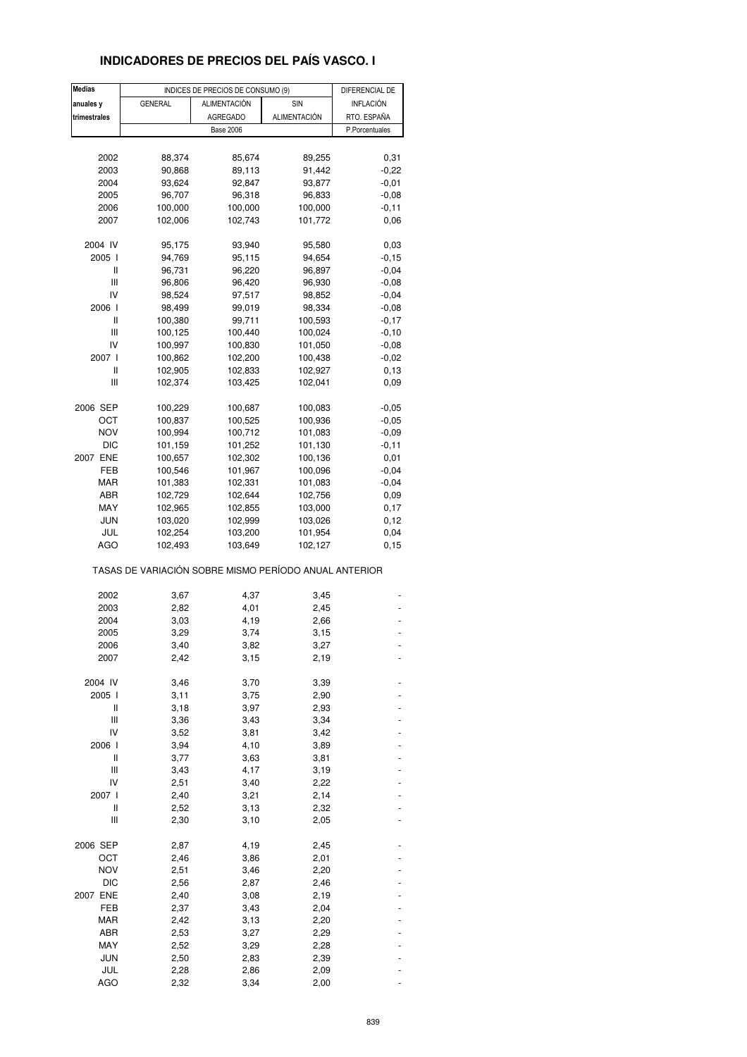# INDICADORES DE PRECIOS DEL PAÍS VASCO. I

| Medias anuales y trimestrales | INDICES DE PRECIOS DE CONSUMO (9) | | | DIFERENCIAL DE INFLACIÓN RTO. ESPAÑA |
|---|---|---|---|---|
| | GENERAL | ALIMENTACIÓN AGREGADO | SIN ALIMENTACIÓN | |
| | Base 2006 | | | P.Porcentuales |
| 2002 | 88,374 | 85,674 | 89,255 | 0,31 |
| 2003 | 90,868 | 89,113 | 91,442 | -0,22 |
| 2004 | 93,624 | 92,847 | 93,877 | -0,01 |
| 2005 | 96,707 | 96,318 | 96,833 | -0,08 |
| 2006 | 100,000 | 100,000 | 100,000 | -0,11 |
| 2007 | 102,006 | 102,743 | 101,772 | 0,06 |
| 2004 IV | 95,175 | 93,940 | 95,580 | 0,03 |
| 2005 I | 94,769 | 95,115 | 94,654 | -0,15 |
| II | 96,731 | 96,220 | 96,897 | -0,04 |
| III | 96,806 | 96,420 | 96,930 | -0,08 |
| IV | 98,524 | 97,517 | 98,852 | -0,04 |
| 2006 I | 98,499 | 99,019 | 98,334 | -0,08 |
| II | 100,380 | 99,711 | 100,593 | -0,17 |
| III | 100,125 | 100,440 | 100,024 | -0,10 |
| IV | 100,997 | 100,830 | 101,050 | -0,08 |
| 2007 I | 100,862 | 102,200 | 100,438 | -0,02 |
| II | 102,905 | 102,833 | 102,927 | 0,13 |
| III | 102,374 | 103,425 | 102,041 | 0,09 |
| 2006 SEP | 100,229 | 100,687 | 100,083 | -0,05 |
| OCT | 100,837 | 100,525 | 100,936 | -0,05 |
| NOV | 100,994 | 100,712 | 101,083 | -0,09 |
| DIC | 101,159 | 101,252 | 101,130 | -0,11 |
| 2007 ENE | 100,657 | 102,302 | 100,136 | 0,01 |
| FEB | 100,546 | 101,967 | 100,096 | -0,04 |
| MAR | 101,383 | 102,331 | 101,083 | -0,04 |
| ABR | 102,729 | 102,644 | 102,756 | 0,09 |
| MAY | 102,965 | 102,855 | 103,000 | 0,17 |
| JUN | 103,020 | 102,999 | 103,026 | 0,12 |
| JUL | 102,254 | 103,200 | 101,954 | 0,04 |
| AGO | 102,493 | 103,649 | 102,127 | 0,15 |
| TASAS DE VARIACIÓN SOBRE MISMO PERÍODO ANUAL ANTERIOR | | | | |
| 2002 | 3,67 | 4,37 | 3,45 | - |
| 2003 | 2,82 | 4,01 | 2,45 | - |
| 2004 | 3,03 | 4,19 | 2,66 | - |
| 2005 | 3,29 | 3,74 | 3,15 | - |
| 2006 | 3,40 | 3,82 | 3,27 | - |
| 2007 | 2,42 | 3,15 | 2,19 | - |
| 2004 IV | 3,46 | 3,70 | 3,39 | - |
| 2005 I | 3,11 | 3,75 | 2,90 | - |
| II | 3,18 | 3,97 | 2,93 | - |
| III | 3,36 | 3,43 | 3,34 | - |
| IV | 3,52 | 3,81 | 3,42 | - |
| 2006 I | 3,94 | 4,10 | 3,89 | - |
| II | 3,77 | 3,63 | 3,81 | - |
| III | 3,43 | 4,17 | 3,19 | - |
| IV | 2,51 | 3,40 | 2,22 | - |
| 2007 I | 2,40 | 3,21 | 2,14 | - |
| II | 2,52 | 3,13 | 2,32 | - |
| III | 2,30 | 3,10 | 2,05 | - |
| 2006 SEP | 2,87 | 4,19 | 2,45 | - |
| OCT | 2,46 | 3,86 | 2,01 | - |
| NOV | 2,51 | 3,46 | 2,20 | - |
| DIC | 2,56 | 2,87 | 2,46 | - |
| 2007 ENE | 2,40 | 3,08 | 2,19 | - |
| FEB | 2,37 | 3,43 | 2,04 | - |
| MAR | 2,42 | 3,13 | 2,20 | - |
| ABR | 2,53 | 3,27 | 2,29 | - |
| MAY | 2,52 | 3,29 | 2,28 | - |
| JUN | 2,50 | 2,83 | 2,39 | - |
| JUL | 2,28 | 2,86 | 2,09 | - |
| AGO | 2,32 | 3,34 | 2,00 | - |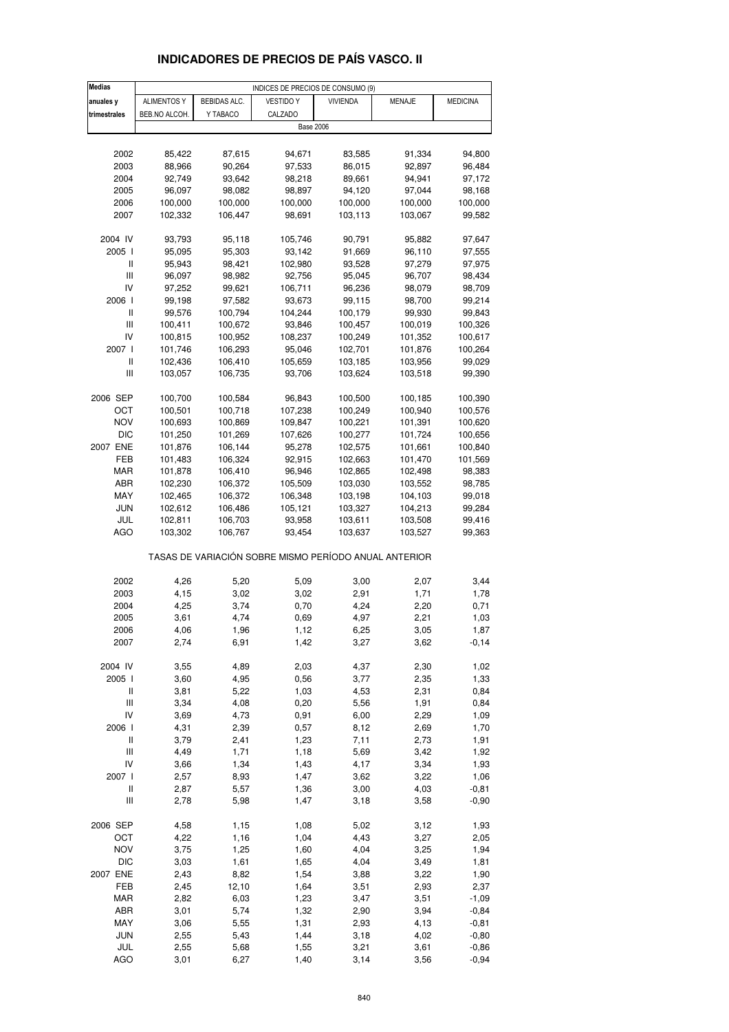# INDICADORES DE PRECIOS DE PAÍS VASCO. II

| Medias anuales y trimestrales | INDICES DE PRECIOS DE CONSUMO (9) | | | | | |
|---|---|---|---|---|---|---|
| | ALIMENTOS Y BEB.NO ALCOH. | BEBIDAS ALC. Y TABACO | VESTIDO Y CALZADO | VIVIENDA | MENAJE | MEDICINA |
| | Base 2006 | | | | | |
| 2002 | 85,422 | 87,615 | 94,671 | 83,585 | 91,334 | 94,800 |
| 2003 | 88,966 | 90,264 | 97,533 | 86,015 | 92,897 | 96,484 |
| 2004 | 92,749 | 93,642 | 98,218 | 89,661 | 94,941 | 97,172 |
| 2005 | 96,097 | 98,082 | 98,897 | 94,120 | 97,044 | 98,168 |
| 2006 | 100,000 | 100,000 | 100,000 | 100,000 | 100,000 | 100,000 |
| 2007 | 102,332 | 106,447 | 98,691 | 103,113 | 103,067 | 99,582 |
| 2004 IV | 93,793 | 95,118 | 105,746 | 90,791 | 95,882 | 97,647 |
| 2005 I | 95,095 | 95,303 | 93,142 | 91,669 | 96,110 | 97,555 |
| II | 95,943 | 98,421 | 102,980 | 93,528 | 97,279 | 97,975 |
| III | 96,097 | 98,982 | 92,756 | 95,045 | 96,707 | 98,434 |
| IV | 97,252 | 99,621 | 106,711 | 96,236 | 98,079 | 98,709 |
| 2006 I | 99,198 | 97,582 | 93,673 | 99,115 | 98,700 | 99,214 |
| II | 99,576 | 100,794 | 104,244 | 100,179 | 99,930 | 99,843 |
| III | 100,411 | 100,672 | 93,846 | 100,457 | 100,019 | 100,326 |
| IV | 100,815 | 100,952 | 108,237 | 100,249 | 101,352 | 100,617 |
| 2007 I | 101,746 | 106,293 | 95,046 | 102,701 | 101,876 | 100,264 |
| II | 102,436 | 106,410 | 105,659 | 103,185 | 103,956 | 99,029 |
| III | 103,057 | 106,735 | 93,706 | 103,624 | 103,518 | 99,390 |
| 2006 SEP | 100,700 | 100,584 | 96,843 | 100,500 | 100,185 | 100,390 |
| OCT | 100,501 | 100,718 | 107,238 | 100,249 | 100,940 | 100,576 |
| NOV | 100,693 | 100,869 | 109,847 | 100,221 | 101,391 | 100,620 |
| DIC | 101,250 | 101,269 | 107,626 | 100,277 | 101,724 | 100,656 |
| 2007 ENE | 101,876 | 106,144 | 95,278 | 102,575 | 101,661 | 100,840 |
| FEB | 101,483 | 106,324 | 92,915 | 102,663 | 101,470 | 101,569 |
| MAR | 101,878 | 106,410 | 96,946 | 102,865 | 102,498 | 98,383 |
| ABR | 102,230 | 106,372 | 105,509 | 103,030 | 103,552 | 98,785 |
| MAY | 102,465 | 106,372 | 106,348 | 103,198 | 104,103 | 99,018 |
| JUN | 102,612 | 106,486 | 105,121 | 103,327 | 104,213 | 99,284 |
| JUL | 102,811 | 106,703 | 93,958 | 103,611 | 103,508 | 99,416 |
| AGO | 103,302 | 106,767 | 93,454 | 103,637 | 103,527 | 99,363 |
| | TASAS DE VARIACIÓN SOBRE MISMO PERÍODO ANUAL ANTERIOR | | | | | |
| 2002 | 4,26 | 5,20 | 5,09 | 3,00 | 2,07 | 3,44 |
| 2003 | 4,15 | 3,02 | 3,02 | 2,91 | 1,71 | 1,78 |
| 2004 | 4,25 | 3,74 | 0,70 | 4,24 | 2,20 | 0,71 |
| 2005 | 3,61 | 4,74 | 0,69 | 4,97 | 2,21 | 1,03 |
| 2006 | 4,06 | 1,96 | 1,12 | 6,25 | 3,05 | 1,87 |
| 2007 | 2,74 | 6,91 | 1,42 | 3,27 | 3,62 | -0,14 |
| 2004 IV | 3,55 | 4,89 | 2,03 | 4,37 | 2,30 | 1,02 |
| 2005 I | 3,60 | 4,95 | 0,56 | 3,77 | 2,35 | 1,33 |
| II | 3,81 | 5,22 | 1,03 | 4,53 | 2,31 | 0,84 |
| III | 3,34 | 4,08 | 0,20 | 5,56 | 1,91 | 0,84 |
| IV | 3,69 | 4,73 | 0,91 | 6,00 | 2,29 | 1,09 |
| 2006 I | 4,31 | 2,39 | 0,57 | 8,12 | 2,69 | 1,70 |
| II | 3,79 | 2,41 | 1,23 | 7,11 | 2,73 | 1,91 |
| III | 4,49 | 1,71 | 1,18 | 5,69 | 3,42 | 1,92 |
| IV | 3,66 | 1,34 | 1,43 | 4,17 | 3,34 | 1,93 |
| 2007 I | 2,57 | 8,93 | 1,47 | 3,62 | 3,22 | 1,06 |
| II | 2,87 | 5,57 | 1,36 | 3,00 | 4,03 | -0,81 |
| III | 2,78 | 5,98 | 1,47 | 3,18 | 3,58 | -0,90 |
| 2006 SEP | 4,58 | 1,15 | 1,08 | 5,02 | 3,12 | 1,93 |
| OCT | 4,22 | 1,16 | 1,04 | 4,43 | 3,27 | 2,05 |
| NOV | 3,75 | 1,25 | 1,60 | 4,04 | 3,25 | 1,94 |
| DIC | 3,03 | 1,61 | 1,65 | 4,04 | 3,49 | 1,81 |
| 2007 ENE | 2,43 | 8,82 | 1,54 | 3,88 | 3,22 | 1,90 |
| FEB | 2,45 | 12,10 | 1,64 | 3,51 | 2,93 | 2,37 |
| MAR | 2,82 | 6,03 | 1,23 | 3,47 | 3,51 | -1,09 |
| ABR | 3,01 | 5,74 | 1,32 | 2,90 | 3,94 | -0,84 |
| MAY | 3,06 | 5,55 | 1,31 | 2,93 | 4,13 | -0,81 |
| JUN | 2,55 | 5,43 | 1,44 | 3,18 | 4,02 | -0,80 |
| JUL | 2,55 | 5,68 | 1,55 | 3,21 | 3,61 | -0,86 |
| AGO | 3,01 | 6,27 | 1,40 | 3,14 | 3,56 | -0,94 |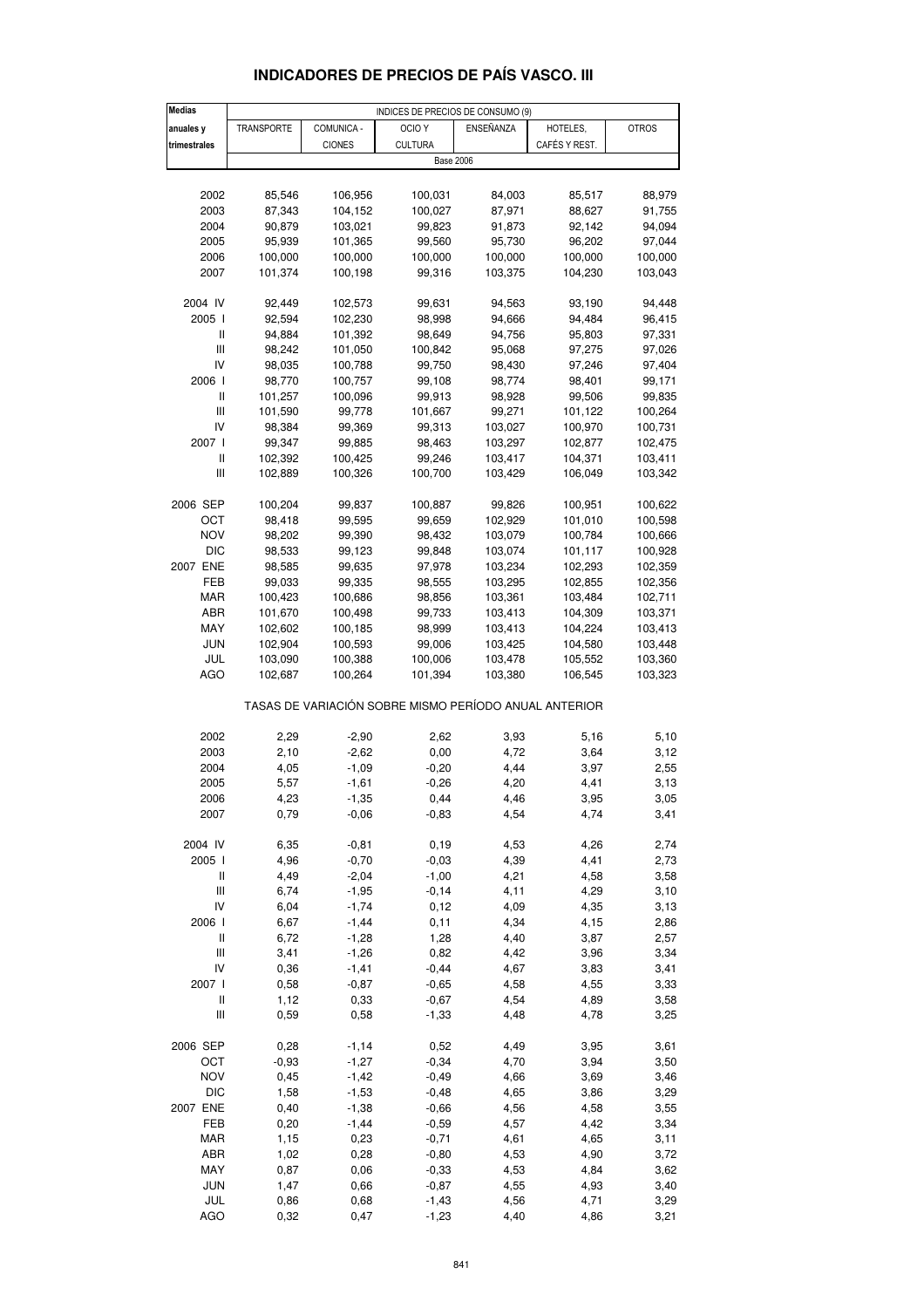# INDICADORES DE PRECIOS DE PAÍS VASCO. III

| Medias anuales y trimestrales | INDICES DE PRECIOS DE CONSUMO (9) | | | | | |
|---|---|---|---|---|---|---|
| | TRANSPORTE | COMUNICA - CIONES | OCIO Y CULTURA | ENSEÑANZA | HOTELES, CAFÉS Y REST. | OTROS |
| | Base 2006 | | | | | |
| 2002 | 85,546 | 106,956 | 100,031 | 84,003 | 85,517 | 88,979 |
| 2003 | 87,343 | 104,152 | 100,027 | 87,971 | 88,627 | 91,755 |
| 2004 | 90,879 | 103,021 | 99,823 | 91,873 | 92,142 | 94,094 |
| 2005 | 95,939 | 101,365 | 99,560 | 95,730 | 96,202 | 97,044 |
| 2006 | 100,000 | 100,000 | 100,000 | 100,000 | 100,000 | 100,000 |
| 2007 | 101,374 | 100,198 | 99,316 | 103,375 | 104,230 | 103,043 |
| 2004 IV | 92,449 | 102,573 | 99,631 | 94,563 | 93,190 | 94,448 |
| 2005 I | 92,594 | 102,230 | 98,998 | 94,666 | 94,484 | 96,415 |
| II | 94,884 | 101,392 | 98,649 | 94,756 | 95,803 | 97,331 |
| III | 98,242 | 101,050 | 100,842 | 95,068 | 97,275 | 97,026 |
| IV | 98,035 | 100,788 | 99,750 | 98,430 | 97,246 | 97,404 |
| 2006 I | 98,770 | 100,757 | 99,108 | 98,774 | 98,401 | 99,171 |
| II | 101,257 | 100,096 | 99,913 | 98,928 | 99,506 | 99,835 |
| III | 101,590 | 99,778 | 101,667 | 99,271 | 101,122 | 100,264 |
| IV | 98,384 | 99,369 | 99,313 | 103,027 | 100,970 | 100,731 |
| 2007 I | 99,347 | 99,885 | 98,463 | 103,297 | 102,877 | 102,475 |
| II | 102,392 | 100,425 | 99,246 | 103,417 | 104,371 | 103,411 |
| III | 102,889 | 100,326 | 100,700 | 103,429 | 106,049 | 103,342 |
| 2006 SEP | 100,204 | 99,837 | 100,887 | 99,826 | 100,951 | 100,622 |
| OCT | 98,418 | 99,595 | 99,659 | 102,929 | 101,010 | 100,598 |
| NOV | 98,202 | 99,390 | 98,432 | 103,079 | 100,784 | 100,666 |
| DIC | 98,533 | 99,123 | 99,848 | 103,074 | 101,117 | 100,928 |
| 2007 ENE | 98,585 | 99,635 | 97,978 | 103,234 | 102,293 | 102,359 |
| FEB | 99,033 | 99,335 | 98,555 | 103,295 | 102,855 | 102,356 |
| MAR | 100,423 | 100,686 | 98,856 | 103,361 | 103,484 | 102,711 |
| ABR | 101,670 | 100,498 | 99,733 | 103,413 | 104,309 | 103,371 |
| MAY | 102,602 | 100,185 | 98,999 | 103,413 | 104,224 | 103,413 |
| JUN | 102,904 | 100,593 | 99,006 | 103,425 | 104,580 | 103,448 |
| JUL | 103,090 | 100,388 | 100,006 | 103,478 | 105,552 | 103,360 |
| AGO | 102,687 | 100,264 | 101,394 | 103,380 | 106,545 | 103,323 |
| | TASAS DE VARIACIÓN SOBRE MISMO PERÍODO ANUAL ANTERIOR | | | | | |
| 2002 | 2,29 | -2,90 | 2,62 | 3,93 | 5,16 | 5,10 |
| 2003 | 2,10 | -2,62 | 0,00 | 4,72 | 3,64 | 3,12 |
| 2004 | 4,05 | -1,09 | -0,20 | 4,44 | 3,97 | 2,55 |
| 2005 | 5,57 | -1,61 | -0,26 | 4,20 | 4,41 | 3,13 |
| 2006 | 4,23 | -1,35 | 0,44 | 4,46 | 3,95 | 3,05 |
| 2007 | 0,79 | -0,06 | -0,83 | 4,54 | 4,74 | 3,41 |
| 2004 IV | 6,35 | -0,81 | 0,19 | 4,53 | 4,26 | 2,74 |
| 2005 I | 4,96 | -0,70 | -0,03 | 4,39 | 4,41 | 2,73 |
| II | 4,49 | -2,04 | -1,00 | 4,21 | 4,58 | 3,58 |
| III | 6,74 | -1,95 | -0,14 | 4,11 | 4,29 | 3,10 |
| IV | 6,04 | -1,74 | 0,12 | 4,09 | 4,35 | 3,13 |
| 2006 I | 6,67 | -1,44 | 0,11 | 4,34 | 4,15 | 2,86 |
| II | 6,72 | -1,28 | 1,28 | 4,40 | 3,87 | 2,57 |
| III | 3,41 | -1,26 | 0,82 | 4,42 | 3,96 | 3,34 |
| IV | 0,36 | -1,41 | -0,44 | 4,67 | 3,83 | 3,41 |
| 2007 I | 0,58 | -0,87 | -0,65 | 4,58 | 4,55 | 3,33 |
| II | 1,12 | 0,33 | -0,67 | 4,54 | 4,89 | 3,58 |
| III | 0,59 | 0,58 | -1,33 | 4,48 | 4,78 | 3,25 |
| 2006 SEP | 0,28 | -1,14 | 0,52 | 4,49 | 3,95 | 3,61 |
| OCT | -0,93 | -1,27 | -0,34 | 4,70 | 3,94 | 3,50 |
| NOV | 0,45 | -1,42 | -0,49 | 4,66 | 3,69 | 3,46 |
| DIC | 1,58 | -1,53 | -0,48 | 4,65 | 3,86 | 3,29 |
| 2007 ENE | 0,40 | -1,38 | -0,66 | 4,56 | 4,58 | 3,55 |
| FEB | 0,20 | -1,44 | -0,59 | 4,57 | 4,42 | 3,34 |
| MAR | 1,15 | 0,23 | -0,71 | 4,61 | 4,65 | 3,11 |
| ABR | 1,02 | 0,28 | -0,80 | 4,53 | 4,90 | 3,72 |
| MAY | 0,87 | 0,06 | -0,33 | 4,53 | 4,84 | 3,62 |
| JUN | 1,47 | 0,66 | -0,87 | 4,55 | 4,93 | 3,40 |
| JUL | 0,86 | 0,68 | -1,43 | 4,56 | 4,71 | 3,29 |
| AGO | 0,32 | 0,47 | -1,23 | 4,40 | 4,86 | 3,21 |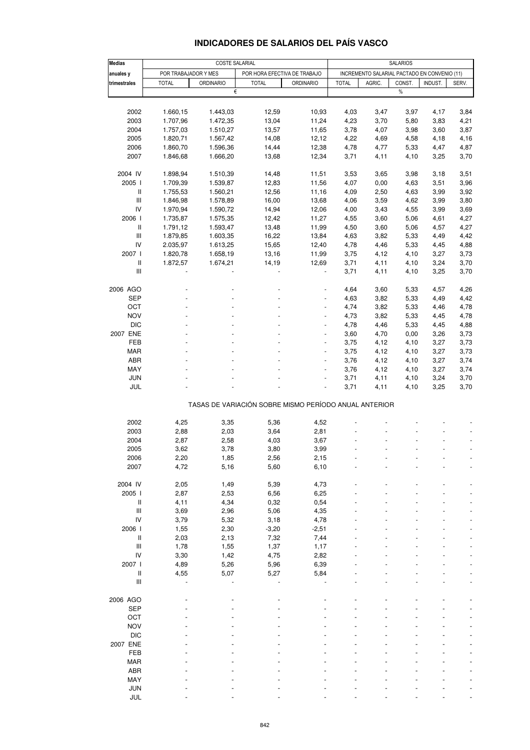# INDICADORES DE SALARIOS DEL PAÍS VASCO

| Medias anuales y trimestrales | COSTE SALARIAL | | | | SALARIOS | | | | |
|---|---|---|---|---|---|---|---|---|---|
| | POR TRABAJADOR Y MES | | POR HORA EFECTIVA DE TRABAJO | | INCREMENTO SALARIAL PACTADO EN CONVENIO (11) | | | | |
| | TOTAL | ORDINARIO | TOTAL | ORDINARIO | TOTAL | AGRIC. | CONST. | INDUST. | SERV. |
| | € | | | | % | | | | |
| 2002 | 1.660,15 | 1.443,03 | 12,59 | 10,93 | 4,03 | 3,47 | 3,97 | 4,17 | 3,84 |
| 2003 | 1.707,96 | 1.472,35 | 13,04 | 11,24 | 4,23 | 3,70 | 5,80 | 3,83 | 4,21 |
| 2004 | 1.757,03 | 1.510,27 | 13,57 | 11,65 | 3,78 | 4,07 | 3,98 | 3,60 | 3,87 |
| 2005 | 1.820,71 | 1.567,42 | 14,08 | 12,12 | 4,22 | 4,69 | 4,58 | 4,18 | 4,16 |
| 2006 | 1.860,70 | 1.596,36 | 14,44 | 12,38 | 4,78 | 4,77 | 5,33 | 4,47 | 4,87 |
| 2007 | 1.846,68 | 1.666,20 | 13,68 | 12,34 | 3,71 | 4,11 | 4,10 | 3,25 | 3,70 |
| 2004 IV | 1.898,94 | 1.510,39 | 14,48 | 11,51 | 3,53 | 3,65 | 3,98 | 3,18 | 3,51 |
| 2005 I | 1.709,39 | 1.539,87 | 12,83 | 11,56 | 4,07 | 0,00 | 4,63 | 3,51 | 3,96 |
| II | 1.755,53 | 1.560,21 | 12,56 | 11,16 | 4,09 | 2,50 | 4,63 | 3,99 | 3,92 |
| III | 1.846,98 | 1.578,89 | 16,00 | 13,68 | 4,06 | 3,59 | 4,62 | 3,99 | 3,80 |
| IV | 1.970,94 | 1.590,72 | 14,94 | 12,06 | 4,00 | 3,43 | 4,55 | 3,99 | 3,69 |
| 2006 I | 1.735,87 | 1.575,35 | 12,42 | 11,27 | 4,55 | 3,60 | 5,06 | 4,61 | 4,27 |
| II | 1.791,12 | 1.593,47 | 13,48 | 11,99 | 4,50 | 3,60 | 5,06 | 4,57 | 4,27 |
| III | 1.879,85 | 1.603,35 | 16,22 | 13,84 | 4,63 | 3,82 | 5,33 | 4,49 | 4,42 |
| IV | 2.035,97 | 1.613,25 | 15,65 | 12,40 | 4,78 | 4,46 | 5,33 | 4,45 | 4,88 |
| 2007 I | 1.820,78 | 1.658,19 | 13,16 | 11,99 | 3,75 | 4,12 | 4,10 | 3,27 | 3,73 |
| II | 1.872,57 | 1.674,21 | 14,19 | 12,69 | 3,71 | 4,11 | 4,10 | 3,24 | 3,70 |
| III | - | - | - | - | 3,71 | 4,11 | 4,10 | 3,25 | 3,70 |
| 2006 AGO | - | - | - | - | 4,64 | 3,60 | 5,33 | 4,57 | 4,26 |
| SEP | - | - | - | - | 4,63 | 3,82 | 5,33 | 4,49 | 4,42 |
| OCT | - | - | - | - | 4,74 | 3,82 | 5,33 | 4,46 | 4,78 |
| NOV | - | - | - | - | 4,73 | 3,82 | 5,33 | 4,45 | 4,78 |
| DIC | - | - | - | - | 4,78 | 4,46 | 5,33 | 4,45 | 4,88 |
| 2007 ENE | - | - | - | - | 3,60 | 4,70 | 0,00 | 3,26 | 3,73 |
| FEB | - | - | - | - | 3,75 | 4,12 | 4,10 | 3,27 | 3,73 |
| MAR | - | - | - | - | 3,75 | 4,12 | 4,10 | 3,27 | 3,73 |
| ABR | - | - | - | - | 3,76 | 4,12 | 4,10 | 3,27 | 3,74 |
| MAY | - | - | - | - | 3,76 | 4,12 | 4,10 | 3,27 | 3,74 |
| JUN | - | - | - | - | 3,71 | 4,11 | 4,10 | 3,24 | 3,70 |
| JUL | - | - | - | - | 3,71 | 4,11 | 4,10 | 3,25 | 3,70 |
| | TASAS DE VARIACIÓN SOBRE MISMO PERÍODO ANUAL ANTERIOR | | | | | | | | |
| 2002 | 4,25 | 3,35 | 5,36 | 4,52 | - | - | - | - | - |
| 2003 | 2,88 | 2,03 | 3,64 | 2,81 | - | - | - | - | - |
| 2004 | 2,87 | 2,58 | 4,03 | 3,67 | - | - | - | - | - |
| 2005 | 3,62 | 3,78 | 3,80 | 3,99 | - | - | - | - | - |
| 2006 | 2,20 | 1,85 | 2,56 | 2,15 | - | - | - | - | - |
| 2007 | 4,72 | 5,16 | 5,60 | 6,10 | - | - | - | - | - |
| 2004 IV | 2,05 | 1,49 | 5,39 | 4,73 | - | - | - | - | - |
| 2005 I | 2,87 | 2,53 | 6,56 | 6,25 | - | - | - | - | - |
| II | 4,11 | 4,34 | 0,32 | 0,54 | - | - | - | - | - |
| III | 3,69 | 2,96 | 5,06 | 4,35 | - | - | - | - | - |
| IV | 3,79 | 5,32 | 3,18 | 4,78 | - | - | - | - | - |
| 2006 I | 1,55 | 2,30 | -3,20 | -2,51 | - | - | - | - | - |
| II | 2,03 | 2,13 | 7,32 | 7,44 | - | - | - | - | - |
| III | 1,78 | 1,55 | 1,37 | 1,17 | - | - | - | - | - |
| IV | 3,30 | 1,42 | 4,75 | 2,82 | - | - | - | - | - |
| 2007 I | 4,89 | 5,26 | 5,96 | 6,39 | - | - | - | - | - |
| II | 4,55 | 5,07 | 5,27 | 5,84 | - | - | - | - | - |
| III | - | - | - | - | - | - | - | - | - |
| 2006 AGO | - | - | - | - | - | - | - | - | - |
| SEP | - | - | - | - | - | - | - | - | - |
| OCT | - | - | - | - | - | - | - | - | - |
| NOV | - | - | - | - | - | - | - | - | - |
| DIC | - | - | - | - | - | - | - | - | - |
| 2007 ENE | - | - | - | - | - | - | - | - | - |
| FEB | - | - | - | - | - | - | - | - | - |
| MAR | - | - | - | - | - | - | - | - | - |
| ABR | - | - | - | - | - | - | - | - | - |
| MAY | - | - | - | - | - | - | - | - | - |
| JUN | - | - | - | - | - | - | - | - | - |
| JUL | - | - | - | - | - | - | - | - | - |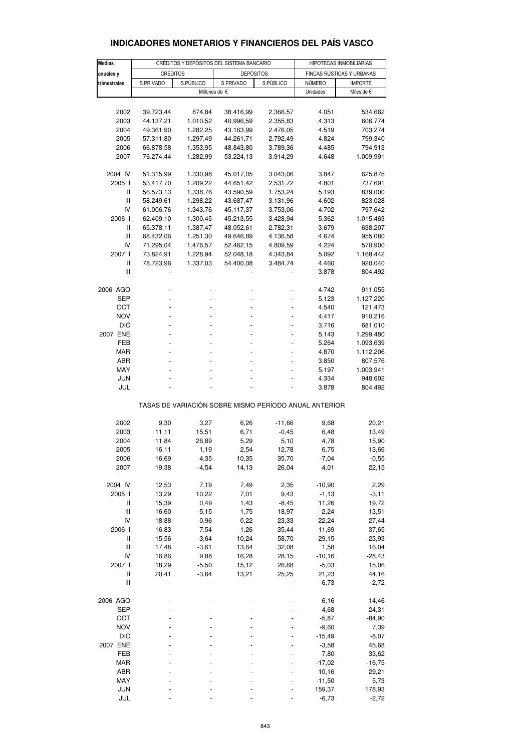## INDICADORES MONETARIOS Y FINANCIEROS DEL PAÍS VASCO

| Medias anuales y trimestrales | CRÉDITOS Y DEPÓSITOS DEL SISTEMA BANCARIO | | | | HIPOTECAS INMOBILIARIAS | |
|---|---|---|---|---|---|---|
| | CRÉDITOS | | DEPÓSITOS | | FINCAS RÚSTICAS Y URBANAS | |
| | S.PRIVADO | S.PÚBLICO | S.PRIVADO | S.PÚBLICO | NÚMERO | IMPORTE |
| | Millones de € | | | | Unidades | Miles de € |
| 2002 | 39.723,44 | 874,84 | 38.416,99 | 2.366,57 | 4.051 | 534.662 |
| 2003 | 44.137,21 | 1.010,52 | 40.996,59 | 2.355,83 | 4.313 | 606.774 |
| 2004 | 49.361,90 | 1.282,25 | 43.163,99 | 2.476,05 | 4.519 | 703.274 |
| 2005 | 57.311,80 | 1.297,49 | 44.261,71 | 2.792,49 | 4.824 | 799.340 |
| 2006 | 66.878,58 | 1.353,95 | 48.843,80 | 3.789,36 | 4.485 | 794.913 |
| 2007 | 76.274,44 | 1.282,99 | 53.224,13 | 3.914,29 | 4.648 | 1.009.991 |
| 2004 IV | 51.315,99 | 1.330,98 | 45.017,05 | 3.043,06 | 3.847 | 625.875 |
| 2005 I | 53.417,70 | 1.209,22 | 44.651,42 | 2.531,72 | 4.801 | 737.691 |
| II | 56.573,13 | 1.338,76 | 43.590,59 | 1.753,24 | 5.193 | 839.000 |
| III | 58.249,61 | 1.298,22 | 43.687,47 | 3.131,96 | 4.602 | 823.028 |
| IV | 61.006,76 | 1.343,76 | 45.117,37 | 3.753,06 | 4.702 | 797.642 |
| 2006 I | 62.409,10 | 1.300,45 | 45.213,55 | 3.428,94 | 5.362 | 1.015.463 |
| II | 65.378,11 | 1.387,47 | 48.052,61 | 2.782,31 | 3.679 | 638.207 |
| III | 68.432,06 | 1.251,30 | 49.646,89 | 4.136,58 | 4.674 | 955.080 |
| IV | 71.295,04 | 1.476,57 | 52.462,15 | 4.809,59 | 4.224 | 570.900 |
| 2007 I | 73.824,91 | 1.228,94 | 52.048,18 | 4.343,84 | 5.092 | 1.168.442 |
| II | 78.723,96 | 1.337,03 | 54.400,08 | 3.484,74 | 4.460 | 920.040 |
| III | - | - | - | - | 3.878 | 804.492 |
| 2006 AGO | - | - | - | - | 4.742 | 911.055 |
| SEP | - | - | - | - | 5.123 | 1.127.220 |
| OCT | - | - | - | - | 4.540 | 121.473 |
| NOV | - | - | - | - | 4.417 | 910.216 |
| DIC | - | - | - | - | 3.716 | 681.010 |
| 2007 ENE | - | - | - | - | 5.143 | 1.299.480 |
| FEB | - | - | - | - | 5.264 | 1.093.639 |
| MAR | - | - | - | - | 4.870 | 1.112.206 |
| ABR | - | - | - | - | 3.850 | 807.576 |
| MAY | - | - | - | - | 5.197 | 1.003.941 |
| JUN | - | - | - | - | 4.334 | 948.602 |
| JUL | - | - | - | - | 3.878 | 804.492 |
| | TASAS DE VARIACIÓN SOBRE MISMO PERÍODO ANUAL ANTERIOR | | | | | |
| 2002 | 9,30 | 3,27 | 6,26 | -11,66 | 9,68 | 20,21 |
| 2003 | 11,11 | 15,51 | 6,71 | -0,45 | 6,48 | 13,49 |
| 2004 | 11,84 | 26,89 | 5,29 | 5,10 | 4,78 | 15,90 |
| 2005 | 16,11 | 1,19 | 2,54 | 12,78 | 6,75 | 13,66 |
| 2006 | 16,69 | 4,35 | 10,35 | 35,70 | -7,04 | -0,55 |
| 2007 | 19,38 | -4,54 | 14,13 | 26,04 | 4,01 | 22,15 |
| 2004 IV | 12,53 | 7,19 | 7,49 | 2,35 | -10,90 | 2,29 |
| 2005 I | 13,29 | 10,22 | 7,01 | 9,43 | -1,13 | -3,11 |
| II | 15,39 | 0,49 | 1,43 | -8,45 | 11,26 | 19,72 |
| III | 16,60 | -5,15 | 1,75 | 18,97 | -2,24 | 13,51 |
| IV | 18,88 | 0,96 | 0,22 | 23,33 | 22,24 | 27,44 |
| 2006 I | 16,83 | 7,54 | 1,26 | 35,44 | 11,69 | 37,65 |
| II | 15,56 | 3,64 | 10,24 | 58,70 | -29,15 | -23,93 |
| III | 17,48 | -3,61 | 13,64 | 32,08 | 1,58 | 16,04 |
| IV | 16,86 | 9,88 | 16,28 | 28,15 | -10,16 | -28,43 |
| 2007 I | 18,29 | -5,50 | 15,12 | 26,68 | -5,03 | 15,06 |
| II | 20,41 | -3,64 | 13,21 | 25,25 | 21,23 | 44,16 |
| III | - | - | - | - | -6,73 | -2,72 |
| 2006 AGO | - | - | - | - | 6,16 | 14,46 |
| SEP | - | - | - | - | 4,68 | 24,31 |
| OCT | - | - | - | - | -5,87 | -84,90 |
| NOV | - | - | - | - | -9,60 | 7,39 |
| DIC | - | - | - | - | -15,49 | -8,07 |
| 2007 ENE | - | - | - | - | -3,58 | 45,68 |
| FEB | - | - | - | - | 7,80 | 33,62 |
| MAR | - | - | - | - | -17,02 | -16,75 |
| ABR | - | - | - | - | 10,16 | 29,21 |
| MAY | - | - | - | - | -11,50 | 5,73 |
| JUN | - | - | - | - | 159,37 | 178,93 |
| JUL | - | - | - | - | -6,73 | -2,72 |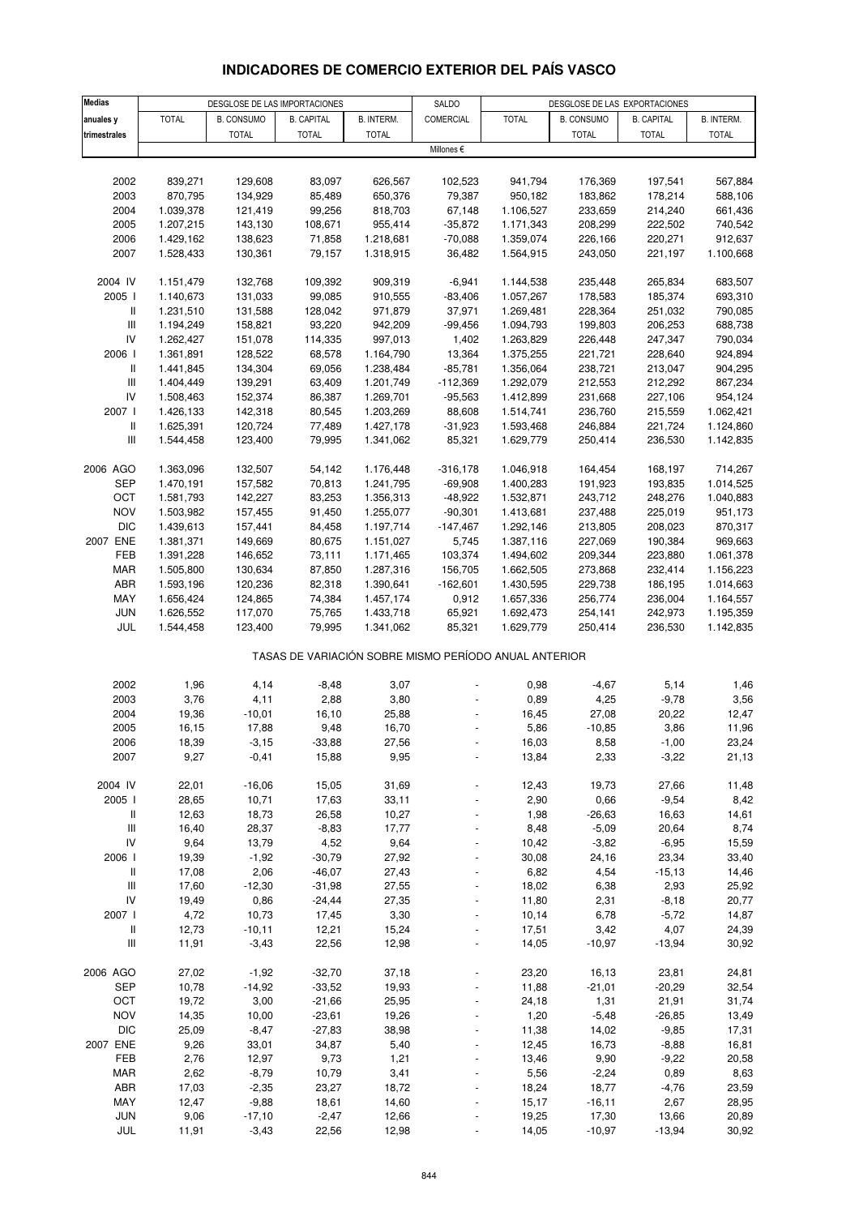# INDICADORES DE COMERCIO EXTERIOR DEL PAÍS VASCO

| Medias anuales y trimestrales | DESGLOSE DE LAS IMPORTACIONES | | | | SALDO | DESGLOSE DE LAS EXPORTACIONES | | | |
|---|---|---|---|---|---|---|---|---|---|
| | TOTAL | B. CONSUMO TOTAL | B. CAPITAL TOTAL | B. INTERM. TOTAL | COMERCIAL | TOTAL | B. CONSUMO TOTAL | B. CAPITAL TOTAL | B. INTERM. TOTAL |
| | | | | | Millones € | | | | |
| 2002 | 839,271 | 129,608 | 83,097 | 626,567 | 102,523 | 941,794 | 176,369 | 197,541 | 567,884 |
| 2003 | 870,795 | 134,929 | 85,489 | 650,376 | 79,387 | 950,182 | 183,862 | 178,214 | 588,106 |
| 2004 | 1.039,378 | 121,419 | 99,256 | 818,703 | 67,148 | 1.106,527 | 233,659 | 214,240 | 661,436 |
| 2005 | 1.207,215 | 143,130 | 108,671 | 955,414 | -35,872 | 1.171,343 | 208,299 | 222,502 | 740,542 |
| 2006 | 1.429,162 | 138,623 | 71,858 | 1.218,681 | -70,088 | 1.359,074 | 226,166 | 220,271 | 912,637 |
| 2007 | 1.528,433 | 130,361 | 79,157 | 1.318,915 | 36,482 | 1.564,915 | 243,050 | 221,197 | 1.100,668 |
| 2004 IV | 1.151,479 | 132,768 | 109,392 | 909,319 | -6,941 | 1.144,538 | 235,448 | 265,834 | 683,507 |
| 2005 I | 1.140,673 | 131,033 | 99,085 | 910,555 | -83,406 | 1.057,267 | 178,583 | 185,374 | 693,310 |
| II | 1.231,510 | 131,588 | 128,042 | 971,879 | 37,971 | 1.269,481 | 228,364 | 251,032 | 790,085 |
| III | 1.194,249 | 158,821 | 93,220 | 942,209 | -99,456 | 1.094,793 | 199,803 | 206,253 | 688,738 |
| IV | 1.262,427 | 151,078 | 114,335 | 997,013 | 1,402 | 1.263,829 | 226,448 | 247,347 | 790,034 |
| 2006 I | 1.361,891 | 128,522 | 68,578 | 1.164,790 | 13,364 | 1.375,255 | 221,721 | 228,640 | 924,894 |
| II | 1.441,845 | 134,304 | 69,056 | 1.238,484 | -85,781 | 1.356,064 | 238,721 | 213,047 | 904,295 |
| III | 1.404,449 | 139,291 | 63,409 | 1.201,749 | -112,369 | 1.292,079 | 212,553 | 212,292 | 867,234 |
| IV | 1.508,463 | 152,374 | 86,387 | 1.269,701 | -95,563 | 1.412,899 | 231,668 | 227,106 | 954,124 |
| 2007 I | 1.426,133 | 142,318 | 80,545 | 1.203,269 | 88,608 | 1.514,741 | 236,760 | 215,559 | 1.062,421 |
| II | 1.625,391 | 120,724 | 77,489 | 1.427,178 | -31,923 | 1.593,468 | 246,884 | 221,724 | 1.124,860 |
| III | 1.544,458 | 123,400 | 79,995 | 1.341,062 | 85,321 | 1.629,779 | 250,414 | 236,530 | 1.142,835 |
| 2006 AGO | 1.363,096 | 132,507 | 54,142 | 1.176,448 | -316,178 | 1.046,918 | 164,454 | 168,197 | 714,267 |
| SEP | 1.470,191 | 157,582 | 70,813 | 1.241,795 | -69,908 | 1.400,283 | 191,923 | 193,835 | 1.014,525 |
| OCT | 1.581,793 | 142,227 | 83,253 | 1.356,313 | -48,922 | 1.532,871 | 243,712 | 248,276 | 1.040,883 |
| NOV | 1.503,982 | 157,455 | 91,450 | 1.255,077 | -90,301 | 1.413,681 | 237,488 | 225,019 | 951,173 |
| DIC | 1.439,613 | 157,441 | 84,458 | 1.197,714 | -147,467 | 1.292,146 | 213,805 | 208,023 | 870,317 |
| 2007 ENE | 1.381,371 | 149,669 | 80,675 | 1.151,027 | 5,745 | 1.387,116 | 227,069 | 190,384 | 969,663 |
| FEB | 1.391,228 | 146,652 | 73,111 | 1.171,465 | 103,374 | 1.494,602 | 209,344 | 223,880 | 1.061,378 |
| MAR | 1.505,800 | 130,634 | 87,850 | 1.287,316 | 156,705 | 1.662,505 | 273,868 | 232,414 | 1.156,223 |
| ABR | 1.593,196 | 120,236 | 82,318 | 1.390,641 | -162,601 | 1.430,595 | 229,738 | 186,195 | 1.014,663 |
| MAY | 1.656,424 | 124,865 | 74,384 | 1.457,174 | 0,912 | 1.657,336 | 256,774 | 236,004 | 1.164,557 |
| JUN | 1.626,552 | 117,070 | 75,765 | 1.433,718 | 65,921 | 1.692,473 | 254,141 | 242,973 | 1.195,359 |
| JUL | 1.544,458 | 123,400 | 79,995 | 1.341,062 | 85,321 | 1.629,779 | 250,414 | 236,530 | 1.142,835 |

TASAS DE VARIACIÓN SOBRE MISMO PERÍODO ANUAL ANTERIOR

| | | | | | | | | | |
|---|---|---|---|---|---|---|---|---|---|
| 2002 | 1,96 | 4,14 | -8,48 | 3,07 | - | 0,98 | -4,67 | 5,14 | 1,46 |
| 2003 | 3,76 | 4,11 | 2,88 | 3,80 | - | 0,89 | 4,25 | -9,78 | 3,56 |
| 2004 | 19,36 | -10,01 | 16,10 | 25,88 | - | 16,45 | 27,08 | 20,22 | 12,47 |
| 2005 | 16,15 | 17,88 | 9,48 | 16,70 | - | 5,86 | -10,85 | 3,86 | 11,96 |
| 2006 | 18,39 | -3,15 | -33,88 | 27,56 | - | 16,03 | 8,58 | -1,00 | 23,24 |
| 2007 | 9,27 | -0,41 | 15,88 | 9,95 | - | 13,84 | 2,33 | -3,22 | 21,13 |
| 2004 IV | 22,01 | -16,06 | 15,05 | 31,69 | - | 12,43 | 19,73 | 27,66 | 11,48 |
| 2005 I | 28,65 | 10,71 | 17,63 | 33,11 | - | 2,90 | 0,66 | -9,54 | 8,42 |
| II | 12,63 | 18,73 | 26,58 | 10,27 | - | 1,98 | -26,63 | 16,63 | 14,61 |
| III | 16,40 | 28,37 | -8,83 | 17,77 | - | 8,48 | -5,09 | 20,64 | 8,74 |
| IV | 9,64 | 13,79 | 4,52 | 9,64 | - | 10,42 | -3,82 | -6,95 | 15,59 |
| 2006 I | 19,39 | -1,92 | -30,79 | 27,92 | - | 30,08 | 24,16 | 23,34 | 33,40 |
| II | 17,08 | 2,06 | -46,07 | 27,43 | - | 6,82 | 4,54 | -15,13 | 14,46 |
| III | 17,60 | -12,30 | -31,98 | 27,55 | - | 18,02 | 6,38 | 2,93 | 25,92 |
| IV | 19,49 | 0,86 | -24,44 | 27,35 | - | 11,80 | 2,31 | -8,18 | 20,77 |
| 2007 I | 4,72 | 10,73 | 17,45 | 3,30 | - | 10,14 | 6,78 | -5,72 | 14,87 |
| II | 12,73 | -10,11 | 12,21 | 15,24 | - | 17,51 | 3,42 | 4,07 | 24,39 |
| III | 11,91 | -3,43 | 22,56 | 12,98 | - | 14,05 | -10,97 | -13,94 | 30,92 |
| 2006 AGO | 27,02 | -1,92 | -32,70 | 37,18 | - | 23,20 | 16,13 | 23,81 | 24,81 |
| SEP | 10,78 | -14,92 | -33,52 | 19,93 | - | 11,88 | -21,01 | -20,29 | 32,54 |
| OCT | 19,72 | 3,00 | -21,66 | 25,95 | - | 24,18 | 1,31 | 21,91 | 31,74 |
| NOV | 14,35 | 10,00 | -23,61 | 19,26 | - | 1,20 | -5,48 | -26,85 | 13,49 |
| DIC | 25,09 | -8,47 | -27,83 | 38,98 | - | 11,38 | 14,02 | -9,85 | 17,31 |
| 2007 ENE | 9,26 | 33,01 | 34,87 | 5,40 | - | 12,45 | 16,73 | -8,88 | 16,81 |
| FEB | 2,76 | 12,97 | 9,73 | 1,21 | - | 13,46 | 9,90 | -9,22 | 20,58 |
| MAR | 2,62 | -8,79 | 10,79 | 3,41 | - | 5,56 | -2,24 | 0,89 | 8,63 |
| ABR | 17,03 | -2,35 | 23,27 | 18,72 | - | 18,24 | 18,77 | -4,76 | 23,59 |
| MAY | 12,47 | -9,88 | 18,61 | 14,60 | - | 15,17 | -16,11 | 2,67 | 28,95 |
| JUN | 9,06 | -17,10 | -2,47 | 12,66 | - | 19,25 | 17,30 | 13,66 | 20,89 |
| JUL | 11,91 | -3,43 | 22,56 | 12,98 | - | 14,05 | -10,97 | -13,94 | 30,92 |